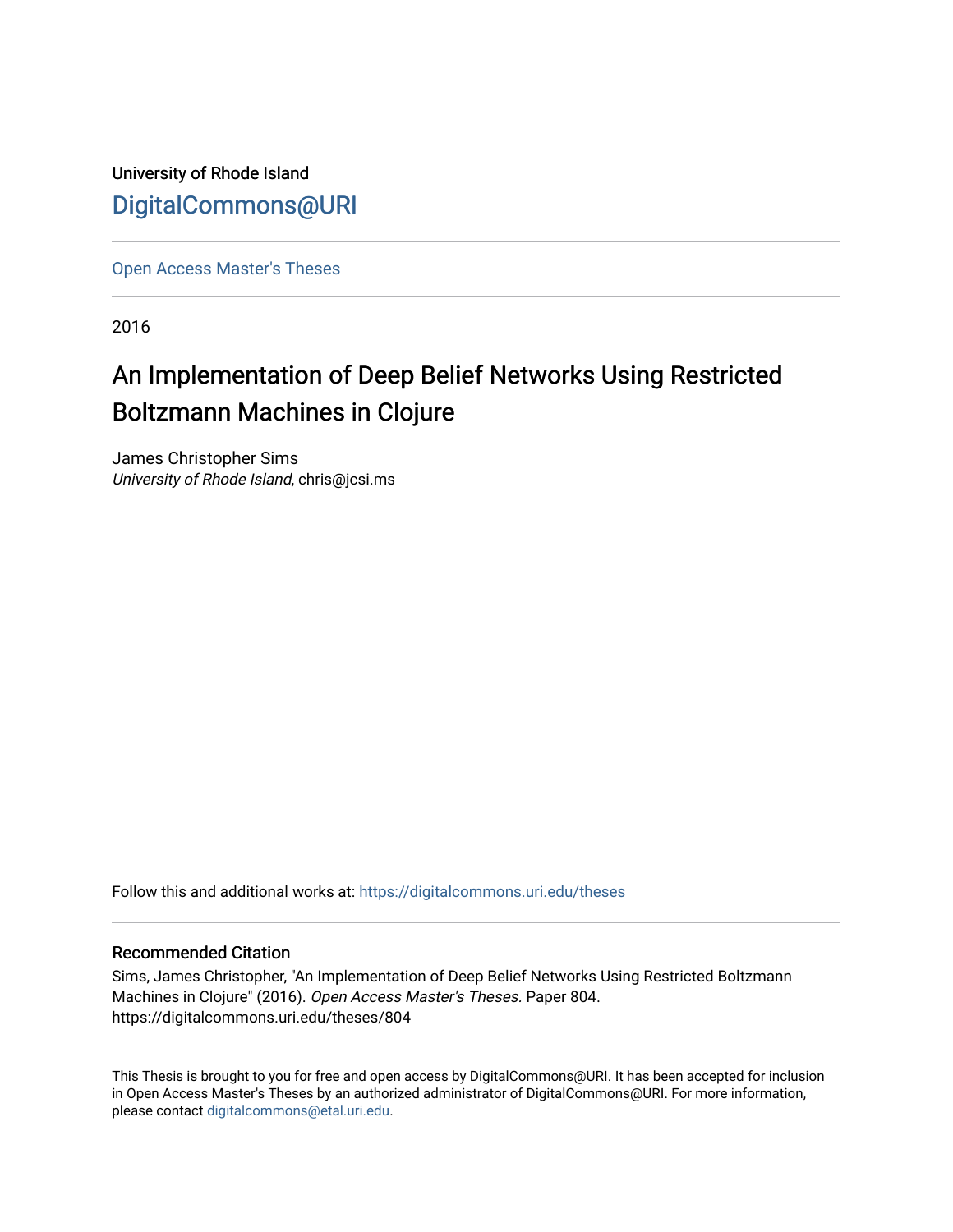University of Rhode Island

DigitalCommons@URI

Open Access Master's Theses

2016

# An Implementation of Deep Belief Networks Using Restricted Boltzmann Machines in Clojure

James Christopher Sims
*University of Rhode Island*, chris@jcsi.ms

Follow this and additional works at: https://digitalcommons.uri.edu/theses

## Recommended Citation

Sims, James Christopher, "An Implementation of Deep Belief Networks Using Restricted Boltzmann Machines in Clojure" (2016). *Open Access Master's Theses.* Paper 804.
https://digitalcommons.uri.edu/theses/804

This Thesis is brought to you for free and open access by DigitalCommons@URI. It has been accepted for inclusion in Open Access Master's Theses by an authorized administrator of DigitalCommons@URI. For more information, please contact digitalcommons@etal.uri.edu.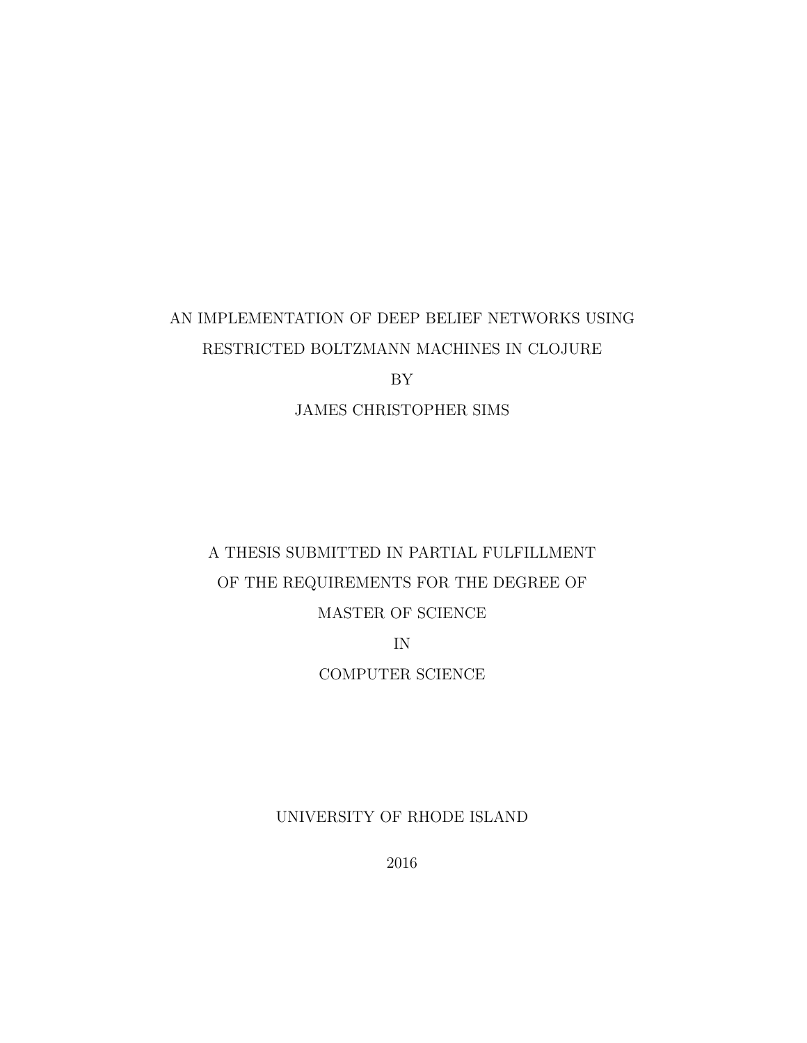AN IMPLEMENTATION OF DEEP BELIEF NETWORKS USING RESTRICTED BOLTZMANN MACHINES IN CLOJURE

BY

JAMES CHRISTOPHER SIMS

A THESIS SUBMITTED IN PARTIAL FULFILLMENT

OF THE REQUIREMENTS FOR THE DEGREE OF

MASTER OF SCIENCE

IN

COMPUTER SCIENCE

UNIVERSITY OF RHODE ISLAND

2016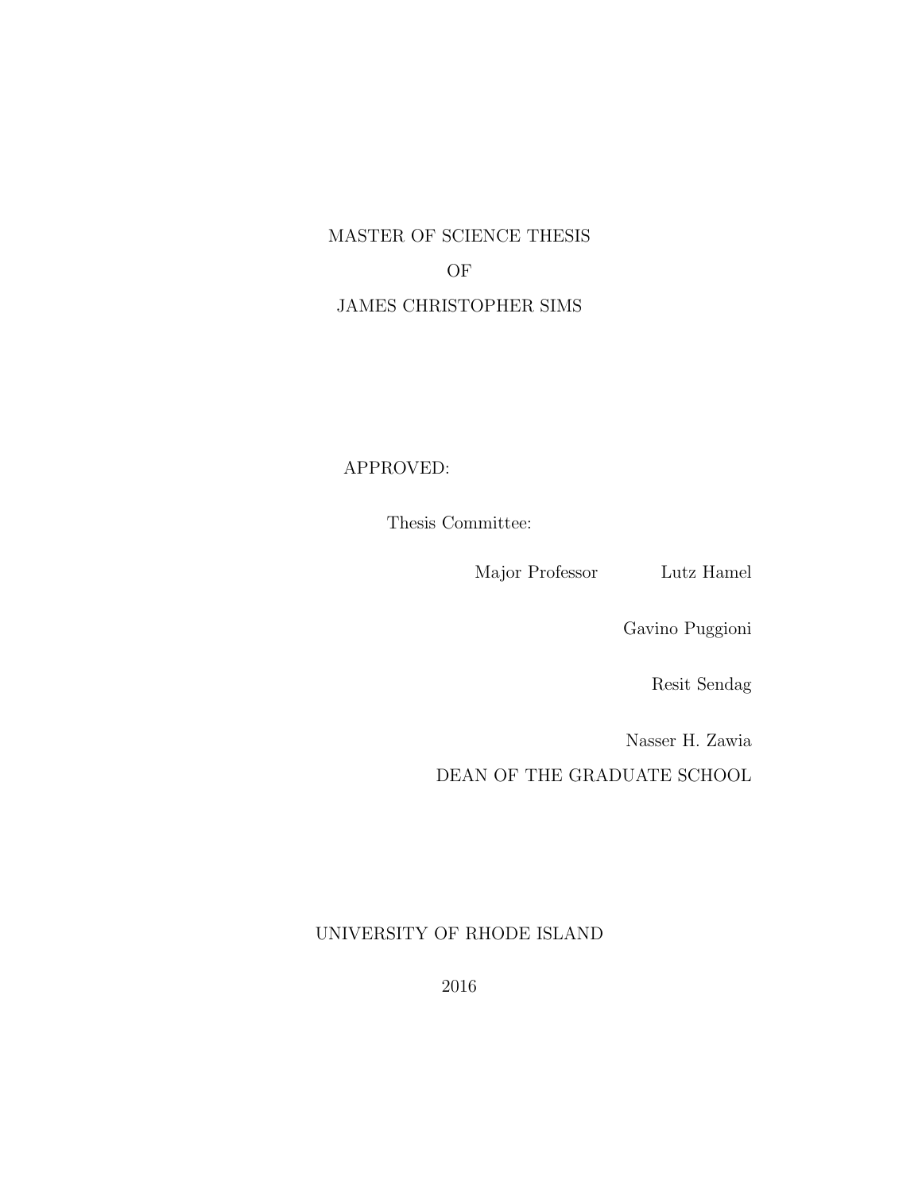MASTER OF SCIENCE THESIS

OF

JAMES CHRISTOPHER SIMS

APPROVED:

Thesis Committee:

Major Professor Lutz Hamel

Gavino Puggioni

Resit Sendag

Nasser H. Zawia

DEAN OF THE GRADUATE SCHOOL

UNIVERSITY OF RHODE ISLAND

2016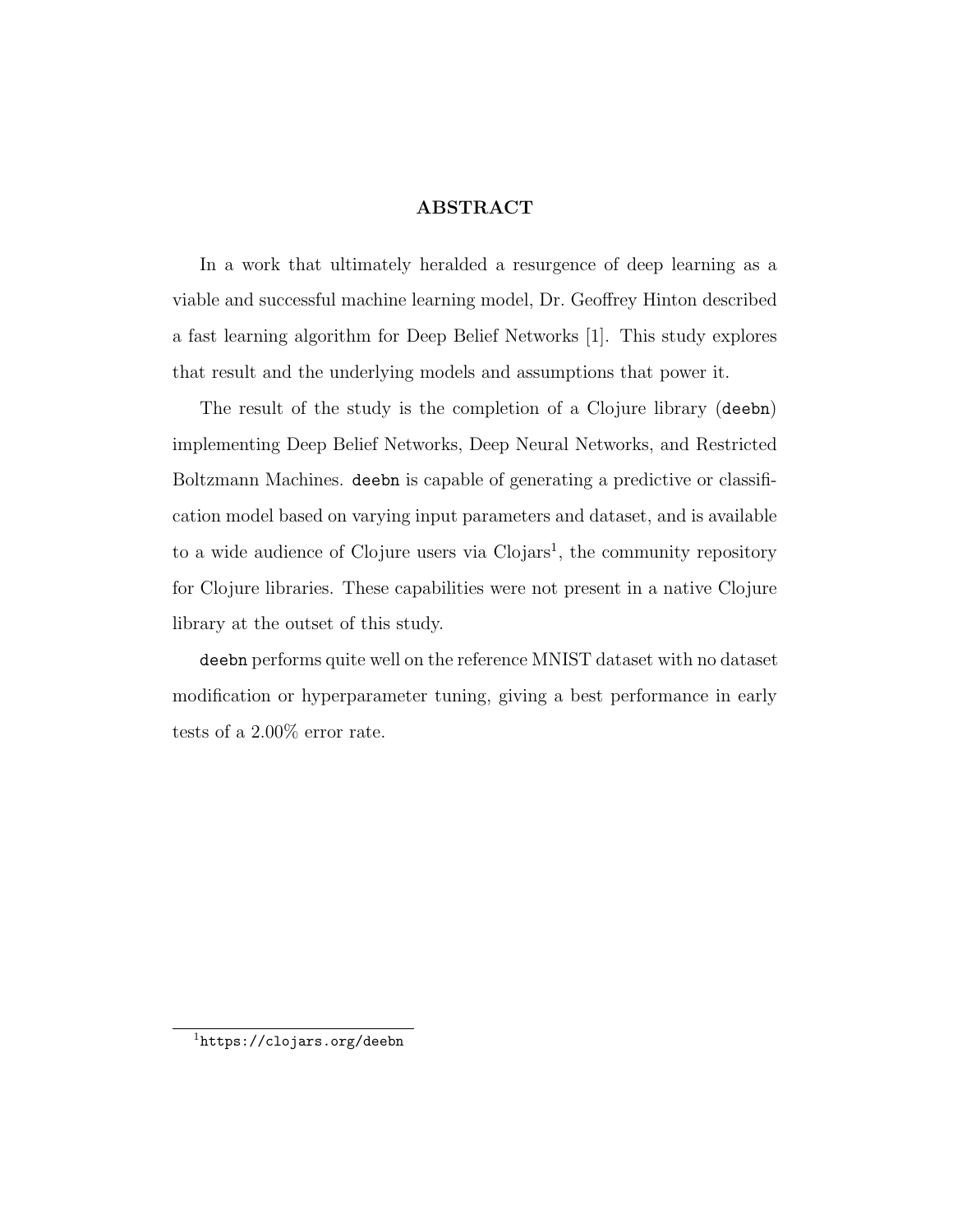## ABSTRACT

In a work that ultimately heralded a resurgence of deep learning as a viable and successful machine learning model, Dr. Geoffrey Hinton described a fast learning algorithm for Deep Belief Networks [1]. This study explores that result and the underlying models and assumptions that power it.

The result of the study is the completion of a Clojure library (`deebn`) implementing Deep Belief Networks, Deep Neural Networks, and Restricted Boltzmann Machines. `deebn` is capable of generating a predictive or classification model based on varying input parameters and dataset, and is available to a wide audience of Clojure users via Clojars[1], the community repository for Clojure libraries. These capabilities were not present in a native Clojure library at the outset of this study.

`deebn` performs quite well on the reference MNIST dataset with no dataset modification or hyperparameter tuning, giving a best performance in early tests of a 2.00% error rate.

[1] `https://clojars.org/deebn`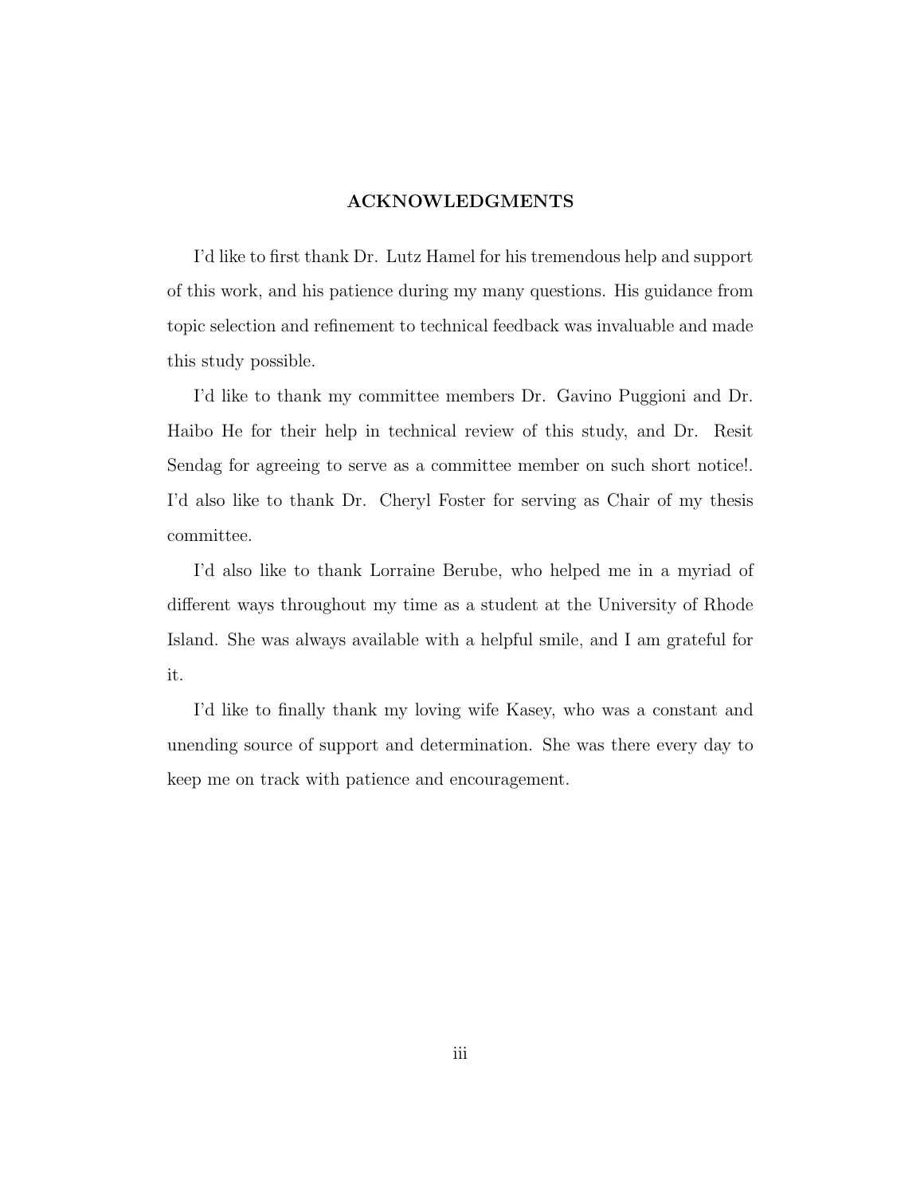## ACKNOWLEDGMENTS

I'd like to first thank Dr. Lutz Hamel for his tremendous help and support of this work, and his patience during my many questions. His guidance from topic selection and refinement to technical feedback was invaluable and made this study possible.

I'd like to thank my committee members Dr. Gavino Puggioni and Dr. Haibo He for their help in technical review of this study, and Dr. Resit Sendag for agreeing to serve as a committee member on such short notice!. I'd also like to thank Dr. Cheryl Foster for serving as Chair of my thesis committee.

I'd also like to thank Lorraine Berube, who helped me in a myriad of different ways throughout my time as a student at the University of Rhode Island. She was always available with a helpful smile, and I am grateful for it.

I'd like to finally thank my loving wife Kasey, who was a constant and unending source of support and determination. She was there every day to keep me on track with patience and encouragement.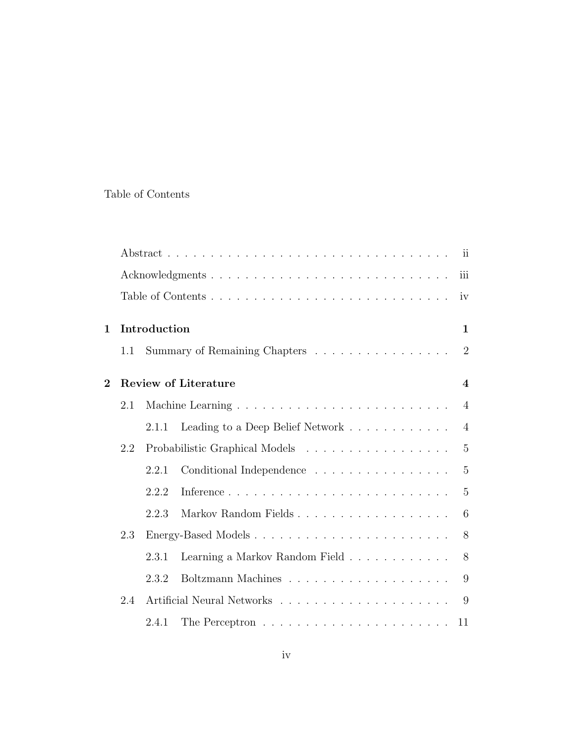# Table of Contents

| | | |
|---|---|---|
| | Abstract | ii |
| | Acknowledgments | iii |
| | Table of Contents | iv |
| **1** | **Introduction** | **1** |
| 1.1 | Summary of Remaining Chapters | 2 |
| **2** | **Review of Literature** | **4** |
| 2.1 | Machine Learning | 4 |
| 2.1.1 | Leading to a Deep Belief Network | 4 |
| 2.2 | Probabilistic Graphical Models | 5 |
| 2.2.1 | Conditional Independence | 5 |
| 2.2.2 | Inference | 5 |
| 2.2.3 | Markov Random Fields | 6 |
| 2.3 | Energy-Based Models | 8 |
| 2.3.1 | Learning a Markov Random Field | 8 |
| 2.3.2 | Boltzmann Machines | 9 |
| 2.4 | Artificial Neural Networks | 9 |
| 2.4.1 | The Perceptron | 11 |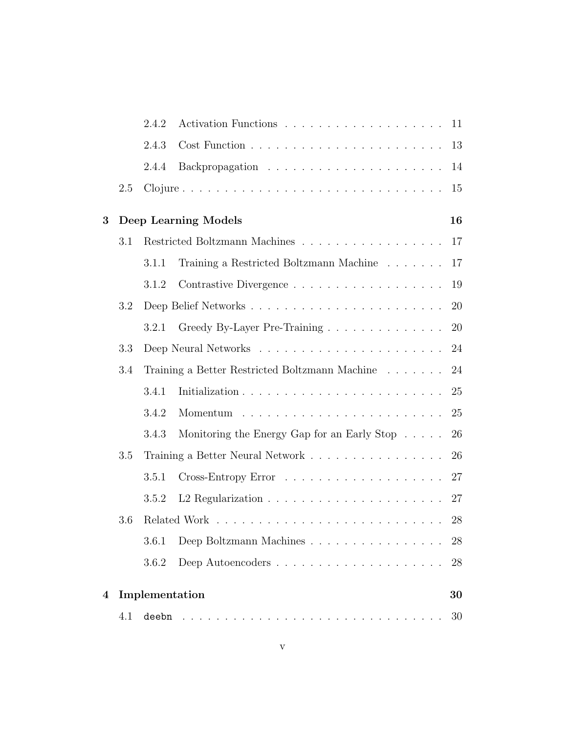- 2.4.2 Activation Functions . . . . . . . . . . . . . . . . . . . 11
- 2.4.3 Cost Function . . . . . . . . . . . . . . . . . . . . . . . 13
- 2.4.4 Backpropagation . . . . . . . . . . . . . . . . . . . . . 14
- 2.5 Clojure . . . . . . . . . . . . . . . . . . . . . . . . . . . . . . . 15

**3 Deep Learning Models 16**

- 3.1 Restricted Boltzmann Machines . . . . . . . . . . . . . . . . . 17
  - 3.1.1 Training a Restricted Boltzmann Machine . . . . . . . 17
  - 3.1.2 Contrastive Divergence . . . . . . . . . . . . . . . . . . . 19
- 3.2 Deep Belief Networks . . . . . . . . . . . . . . . . . . . . . . . 20
  - 3.2.1 Greedy By-Layer Pre-Training . . . . . . . . . . . . . . 20
- 3.3 Deep Neural Networks . . . . . . . . . . . . . . . . . . . . . . 24
- 3.4 Training a Better Restricted Boltzmann Machine . . . . . . . 24
  - 3.4.1 Initialization . . . . . . . . . . . . . . . . . . . . . . . . . 25
  - 3.4.2 Momentum . . . . . . . . . . . . . . . . . . . . . . . . . 25
  - 3.4.3 Monitoring the Energy Gap for an Early Stop . . . . . 26
- 3.5 Training a Better Neural Network . . . . . . . . . . . . . . . . 26
  - 3.5.1 Cross-Entropy Error . . . . . . . . . . . . . . . . . . . . 27
  - 3.5.2 L2 Regularization . . . . . . . . . . . . . . . . . . . . . . 27
- 3.6 Related Work . . . . . . . . . . . . . . . . . . . . . . . . . . . 28
  - 3.6.1 Deep Boltzmann Machines . . . . . . . . . . . . . . . . 28
  - 3.6.2 Deep Autoencoders . . . . . . . . . . . . . . . . . . . . . 28

**4 Implementation 30**

- 4.1 `deebn` . . . . . . . . . . . . . . . . . . . . . . . . . . . . . . . 30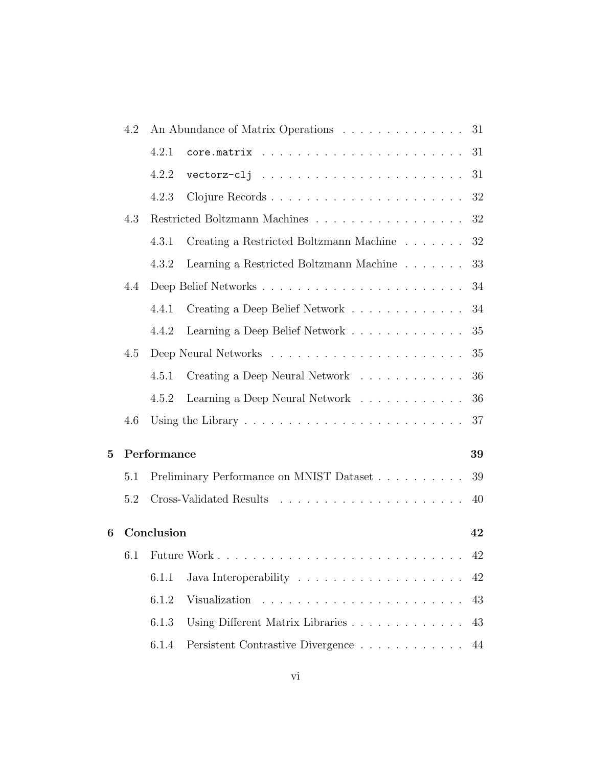- 4.2 An Abundance of Matrix Operations . . . . . . . . . . . . . . 31
  - 4.2.1 `core.matrix` . . . . . . . . . . . . . . . . . . . . . . . 31
  - 4.2.2 `vectorz-clj` . . . . . . . . . . . . . . . . . . . . . . . 31
  - 4.2.3 Clojure Records . . . . . . . . . . . . . . . . . . . . . . 32
- 4.3 Restricted Boltzmann Machines . . . . . . . . . . . . . . . . . 32
  - 4.3.1 Creating a Restricted Boltzmann Machine . . . . . . . 32
  - 4.3.2 Learning a Restricted Boltzmann Machine . . . . . . . 33
- 4.4 Deep Belief Networks . . . . . . . . . . . . . . . . . . . . . . . 34
  - 4.4.1 Creating a Deep Belief Network . . . . . . . . . . . . . 34
  - 4.4.2 Learning a Deep Belief Network . . . . . . . . . . . . . 35
- 4.5 Deep Neural Networks . . . . . . . . . . . . . . . . . . . . . . 35
  - 4.5.1 Creating a Deep Neural Network . . . . . . . . . . . . 36
  - 4.5.2 Learning a Deep Neural Network . . . . . . . . . . . . 36
- 4.6 Using the Library . . . . . . . . . . . . . . . . . . . . . . . . . 37

**5 Performance** **39**

- 5.1 Preliminary Performance on MNIST Dataset . . . . . . . . . . 39
- 5.2 Cross-Validated Results . . . . . . . . . . . . . . . . . . . . . 40

**6 Conclusion** **42**

- 6.1 Future Work . . . . . . . . . . . . . . . . . . . . . . . . . . . . 42
  - 6.1.1 Java Interoperability . . . . . . . . . . . . . . . . . . . 42
  - 6.1.2 Visualization . . . . . . . . . . . . . . . . . . . . . . . 43
  - 6.1.3 Using Different Matrix Libraries . . . . . . . . . . . . . 43
  - 6.1.4 Persistent Contrastive Divergence . . . . . . . . . . . . 44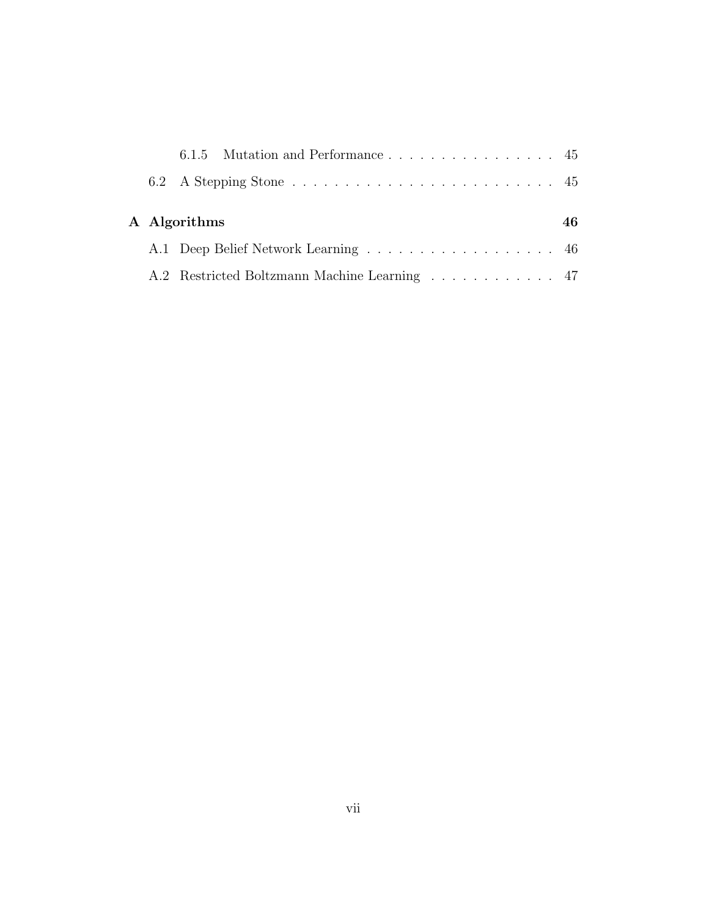6.1.5 Mutation and Performance . . . . . . . . . . . . . . . . 45

6.2 A Stepping Stone . . . . . . . . . . . . . . . . . . . . . . . . . 45

**A Algorithms** **46**

A.1 Deep Belief Network Learning . . . . . . . . . . . . . . . . . . 46

A.2 Restricted Boltzmann Machine Learning . . . . . . . . . . . . 47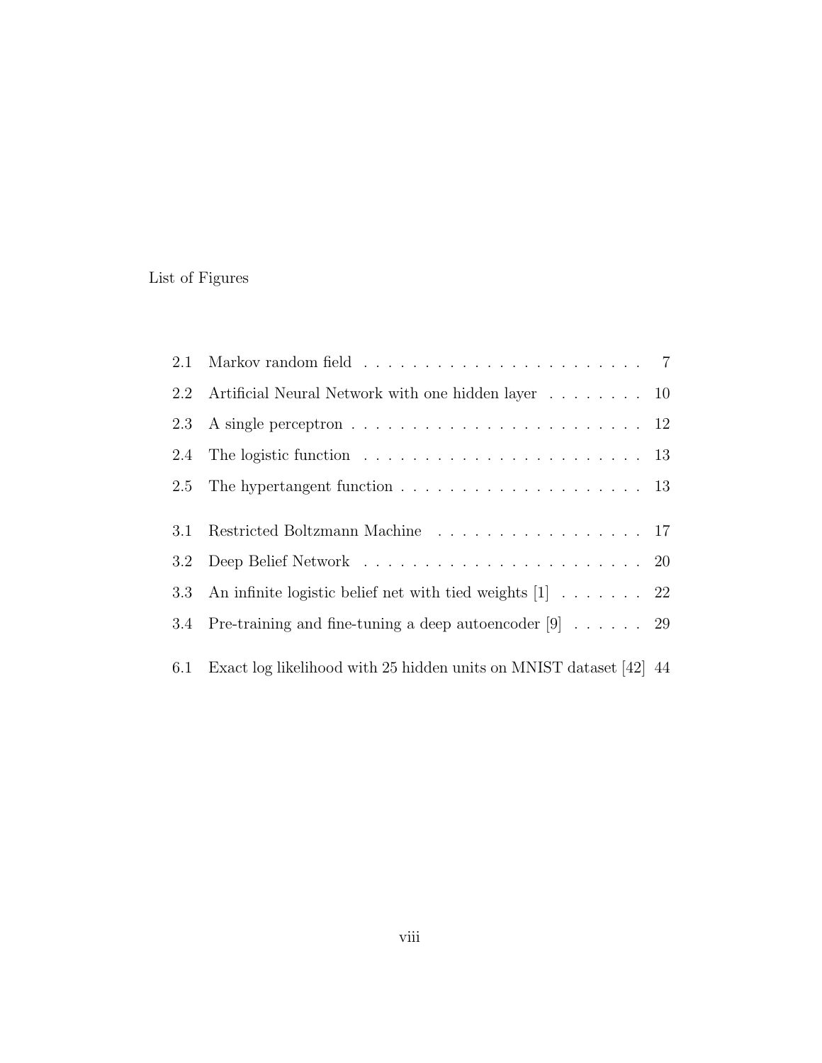# List of Figures

| | | |
|---|---|---|
| 2.1 | Markov random field | 7 |
| 2.2 | Artificial Neural Network with one hidden layer | 10 |
| 2.3 | A single perceptron | 12 |
| 2.4 | The logistic function | 13 |
| 2.5 | The hypertangent function | 13 |
| 3.1 | Restricted Boltzmann Machine | 17 |
| 3.2 | Deep Belief Network | 20 |
| 3.3 | An infinite logistic belief net with tied weights [1] | 22 |
| 3.4 | Pre-training and fine-tuning a deep autoencoder [9] | 29 |
| 6.1 | Exact log likelihood with 25 hidden units on MNIST dataset [42] | 44 |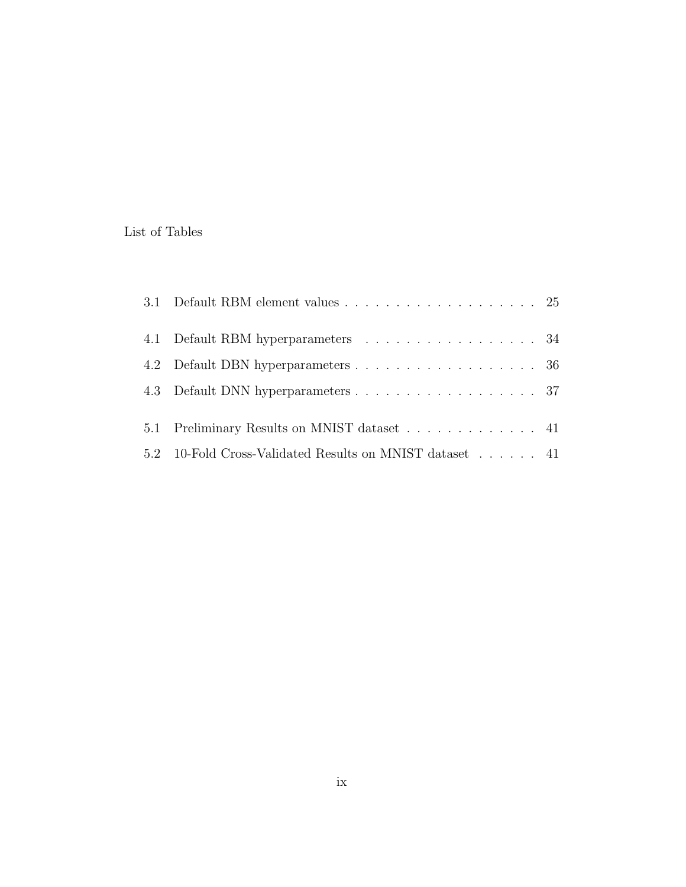# List of Tables

3.1 Default RBM element values . . . . . . . . . . . . . . . . . . . . 25

4.1 Default RBM hyperparameters . . . . . . . . . . . . . . . . . . 34

4.2 Default DBN hyperparameters . . . . . . . . . . . . . . . . . . . 36

4.3 Default DNN hyperparameters . . . . . . . . . . . . . . . . . . . 37

5.1 Preliminary Results on MNIST dataset . . . . . . . . . . . . . . 41

5.2 10-Fold Cross-Validated Results on MNIST dataset . . . . . . . 41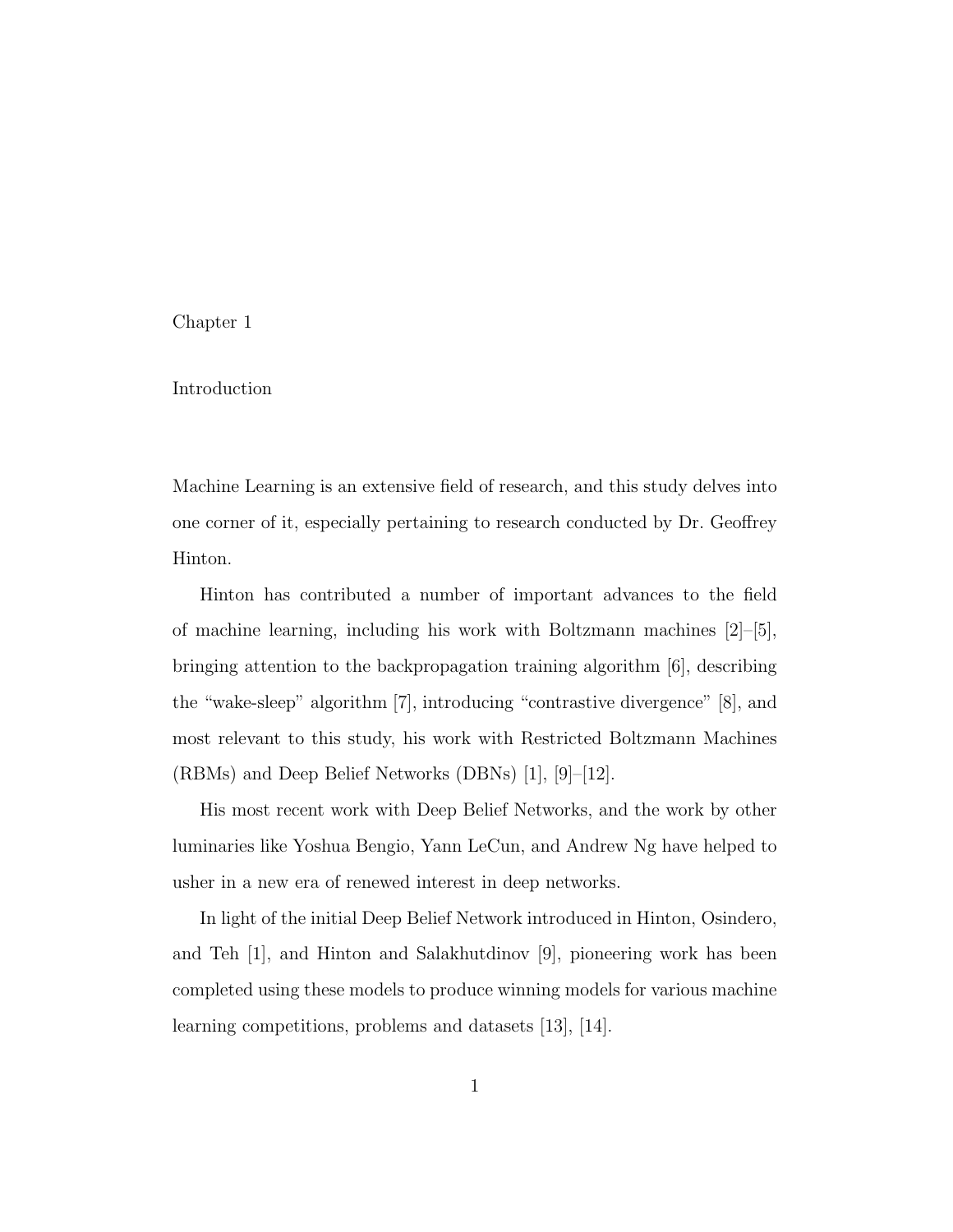# Chapter 1

# Introduction

Machine Learning is an extensive field of research, and this study delves into one corner of it, especially pertaining to research conducted by Dr. Geoffrey Hinton.

Hinton has contributed a number of important advances to the field of machine learning, including his work with Boltzmann machines [2]–[5], bringing attention to the backpropagation training algorithm [6], describing the "wake-sleep" algorithm [7], introducing "contrastive divergence" [8], and most relevant to this study, his work with Restricted Boltzmann Machines (RBMs) and Deep Belief Networks (DBNs) [1], [9]–[12].

His most recent work with Deep Belief Networks, and the work by other luminaries like Yoshua Bengio, Yann LeCun, and Andrew Ng have helped to usher in a new era of renewed interest in deep networks.

In light of the initial Deep Belief Network introduced in Hinton, Osindero, and Teh [1], and Hinton and Salakhutdinov [9], pioneering work has been completed using these models to produce winning models for various machine learning competitions, problems and datasets [13], [14].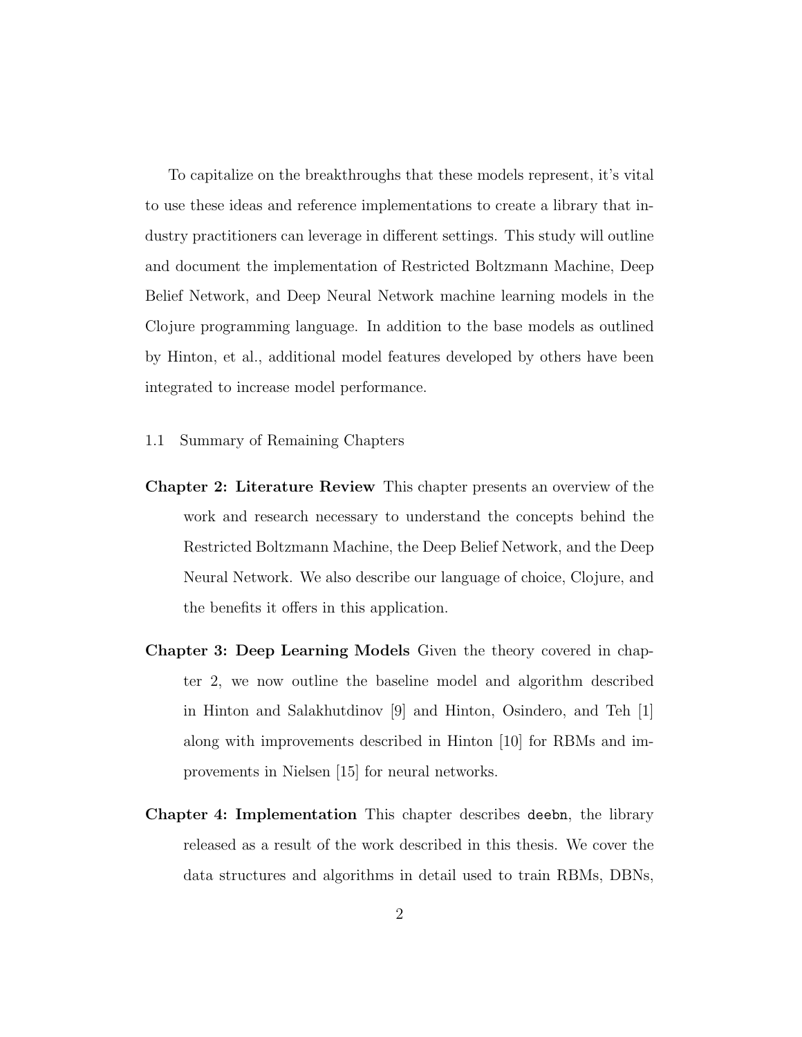To capitalize on the breakthroughs that these models represent, it's vital to use these ideas and reference implementations to create a library that industry practitioners can leverage in different settings. This study will outline and document the implementation of Restricted Boltzmann Machine, Deep Belief Network, and Deep Neural Network machine learning models in the Clojure programming language. In addition to the base models as outlined by Hinton, et al., additional model features developed by others have been integrated to increase model performance.

## 1.1 Summary of Remaining Chapters

**Chapter 2: Literature Review** This chapter presents an overview of the work and research necessary to understand the concepts behind the Restricted Boltzmann Machine, the Deep Belief Network, and the Deep Neural Network. We also describe our language of choice, Clojure, and the benefits it offers in this application.

**Chapter 3: Deep Learning Models** Given the theory covered in chapter 2, we now outline the baseline model and algorithm described in Hinton and Salakhutdinov [9] and Hinton, Osindero, and Teh [1] along with improvements described in Hinton [10] for RBMs and improvements in Nielsen [15] for neural networks.

**Chapter 4: Implementation** This chapter describes `deebn`, the library released as a result of the work described in this thesis. We cover the data structures and algorithms in detail used to train RBMs, DBNs,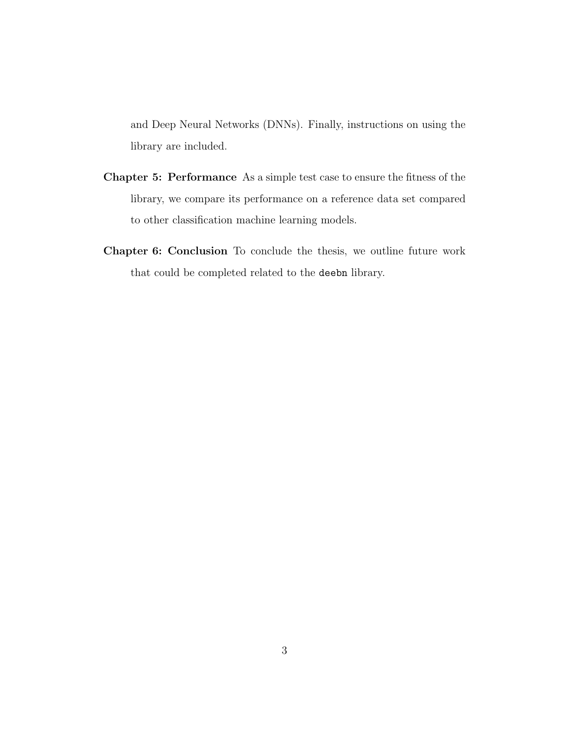and Deep Neural Networks (DNNs). Finally, instructions on using the library are included.

**Chapter 5: Performance** As a simple test case to ensure the fitness of the library, we compare its performance on a reference data set compared to other classification machine learning models.

**Chapter 6: Conclusion** To conclude the thesis, we outline future work that could be completed related to the `deebn` library.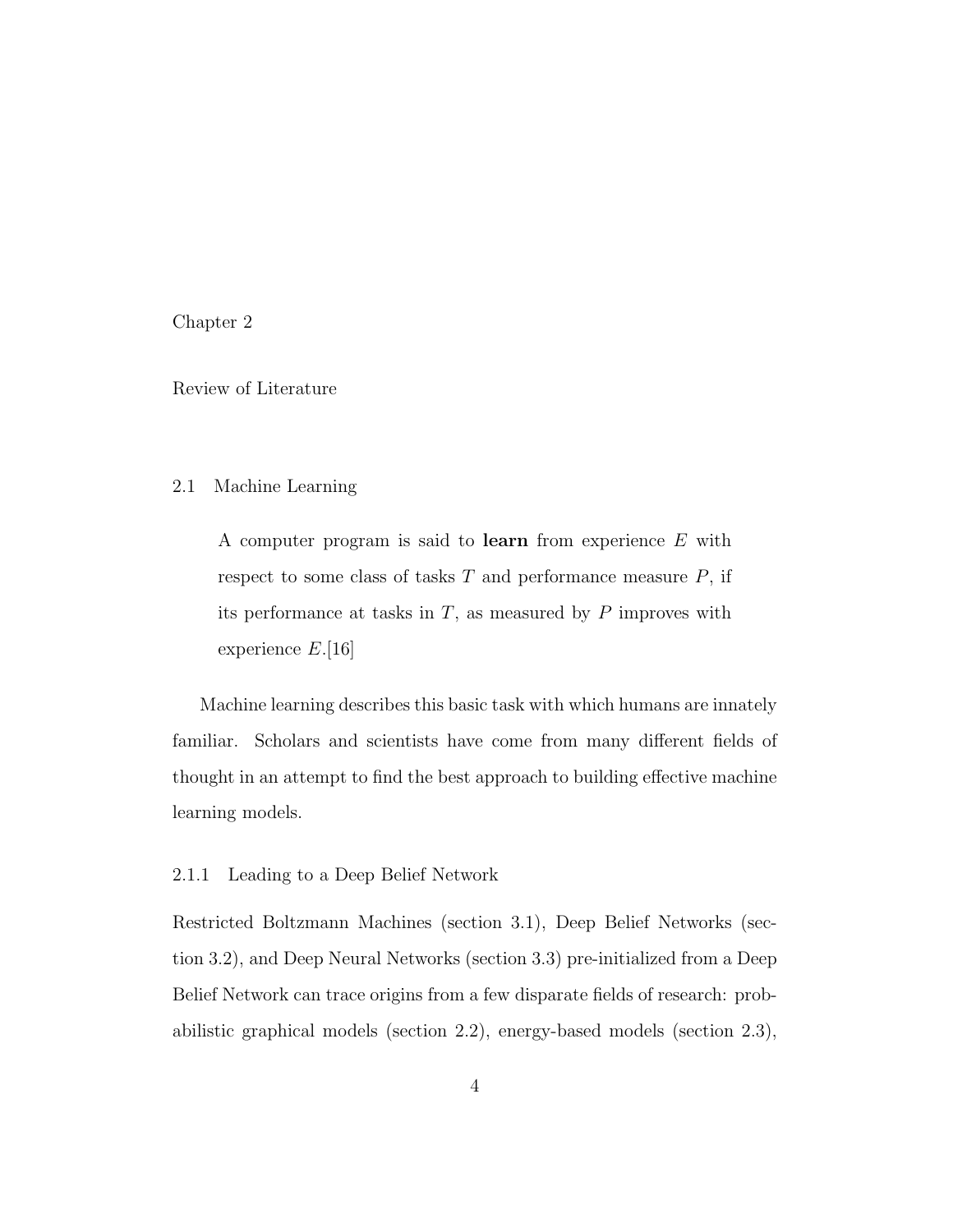# Chapter 2

# Review of Literature

## 2.1 Machine Learning

> A computer program is said to **learn** from experience $E$ with respect to some class of tasks $T$ and performance measure $P$, if its performance at tasks in $T$, as measured by $P$ improves with experience $E$.[16]

Machine learning describes this basic task with which humans are innately familiar. Scholars and scientists have come from many different fields of thought in an attempt to find the best approach to building effective machine learning models.

### 2.1.1 Leading to a Deep Belief Network

Restricted Boltzmann Machines (section 3.1), Deep Belief Networks (section 3.2), and Deep Neural Networks (section 3.3) pre-initialized from a Deep Belief Network can trace origins from a few disparate fields of research: probabilistic graphical models (section 2.2), energy-based models (section 2.3),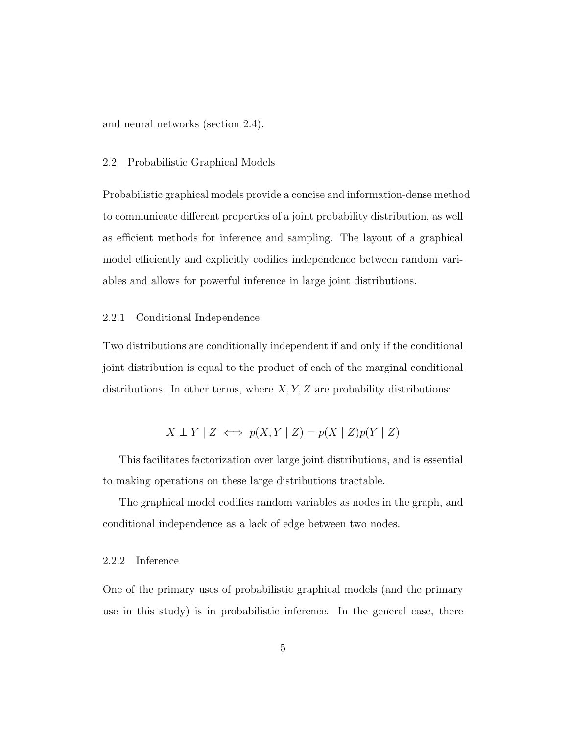and neural networks (section 2.4).

## 2.2 Probabilistic Graphical Models

Probabilistic graphical models provide a concise and information-dense method to communicate different properties of a joint probability distribution, as well as efficient methods for inference and sampling. The layout of a graphical model efficiently and explicitly codifies independence between random variables and allows for powerful inference in large joint distributions.

### 2.2.1 Conditional Independence

Two distributions are conditionally independent if and only if the conditional joint distribution is equal to the product of each of the marginal conditional distributions. In other terms, where $X, Y, Z$ are probability distributions:

$$X \perp Y \mid Z \iff p(X, Y \mid Z) = p(X \mid Z)p(Y \mid Z)$$

This facilitates factorization over large joint distributions, and is essential to making operations on these large distributions tractable.

The graphical model codifies random variables as nodes in the graph, and conditional independence as a lack of edge between two nodes.

### 2.2.2 Inference

One of the primary uses of probabilistic graphical models (and the primary use in this study) is in probabilistic inference. In the general case, there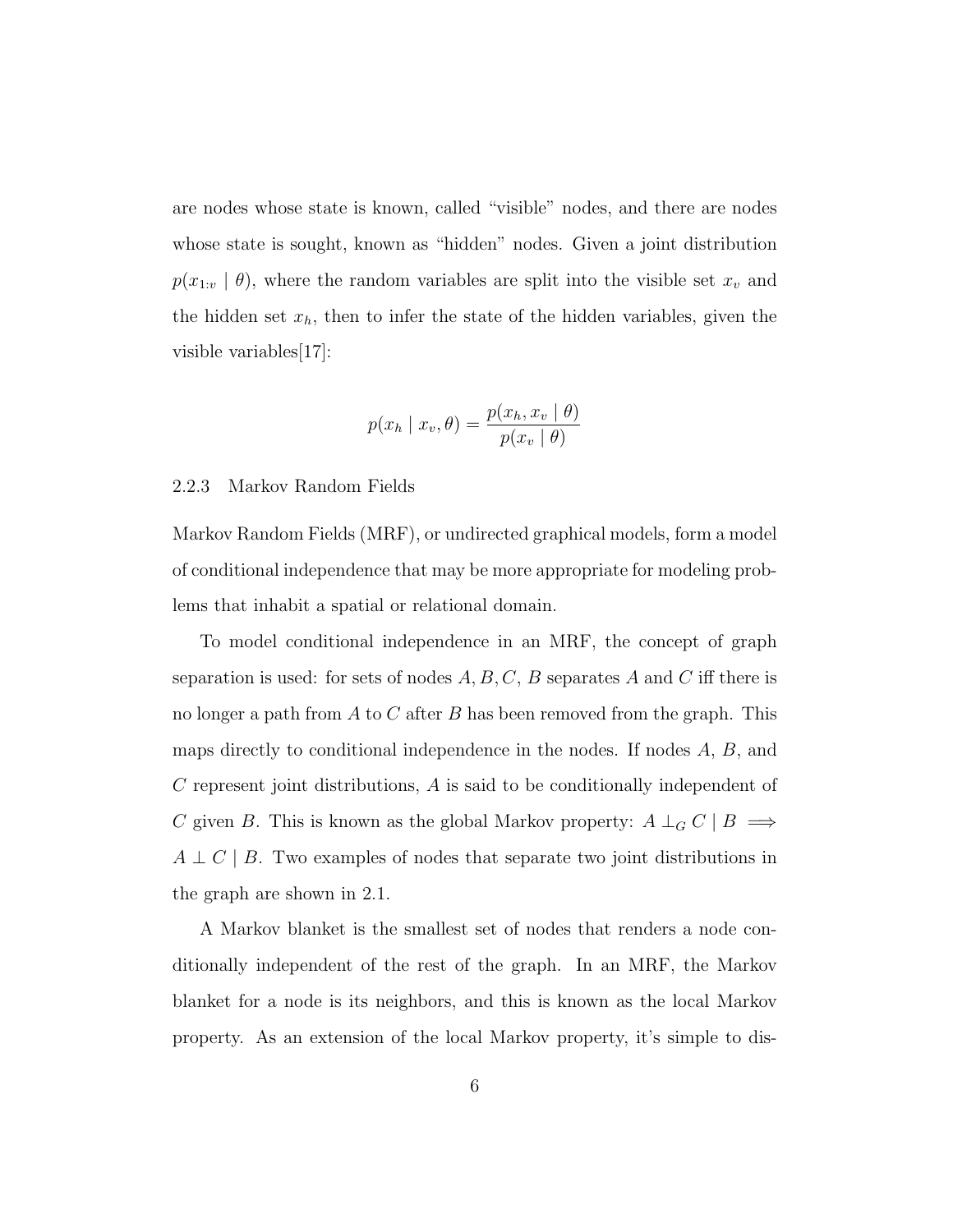are nodes whose state is known, called "visible" nodes, and there are nodes whose state is sought, known as "hidden" nodes. Given a joint distribution $p(x_{1:v} \mid \theta)$, where the random variables are split into the visible set $x_v$ and the hidden set $x_h$, then to infer the state of the hidden variables, given the visible variables[17]:

$$p(x_h \mid x_v, \theta) = \frac{p(x_h, x_v \mid \theta)}{p(x_v \mid \theta)}$$

### 2.2.3 Markov Random Fields

Markov Random Fields (MRF), or undirected graphical models, form a model of conditional independence that may be more appropriate for modeling problems that inhabit a spatial or relational domain.

To model conditional independence in an MRF, the concept of graph separation is used: for sets of nodes $A, B, C$, $B$ separates $A$ and $C$ iff there is no longer a path from $A$ to $C$ after $B$ has been removed from the graph. This maps directly to conditional independence in the nodes. If nodes $A$, $B$, and $C$ represent joint distributions, $A$ is said to be conditionally independent of $C$ given $B$. This is known as the global Markov property: $A \perp_G C \mid B \implies A \perp C \mid B$. Two examples of nodes that separate two joint distributions in the graph are shown in 2.1.

A Markov blanket is the smallest set of nodes that renders a node conditionally independent of the rest of the graph. In an MRF, the Markov blanket for a node is its neighbors, and this is known as the local Markov property. As an extension of the local Markov property, it's simple to dis-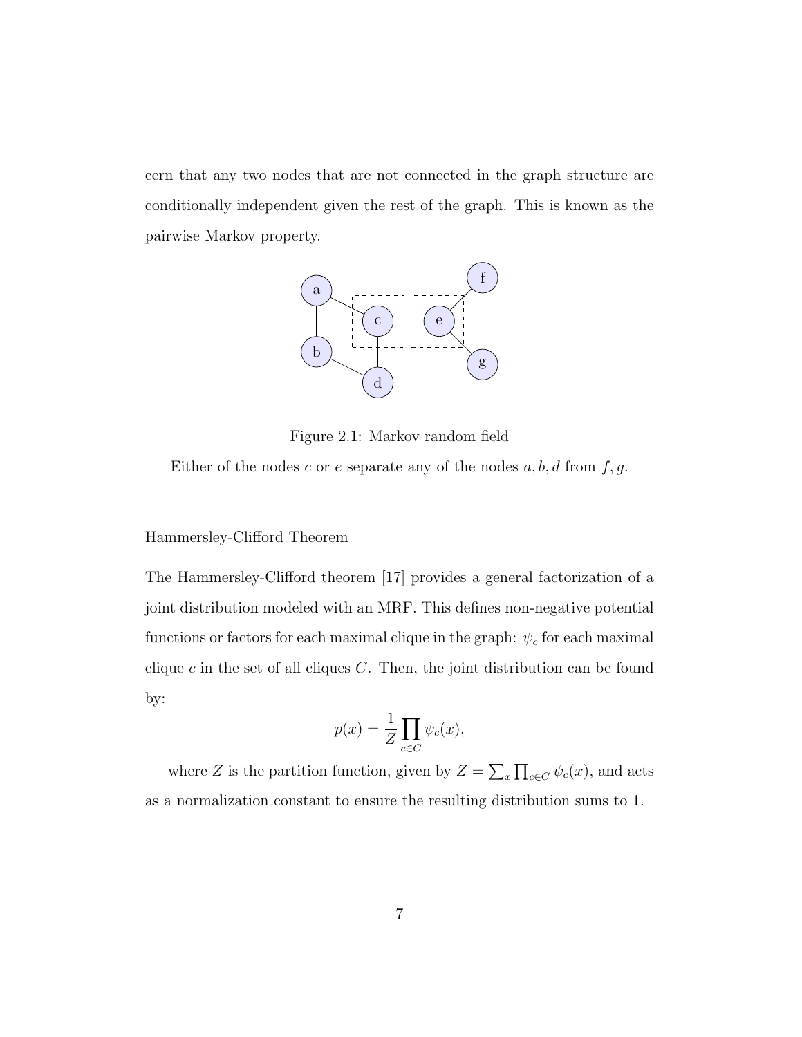cern that any two nodes that are not connected in the graph structure are conditionally independent given the rest of the graph. This is known as the pairwise Markov property.

a
b
c
d
e
f
g

Figure 2.1: Markov random field

Either of the nodes $c$ or $e$ separate any of the nodes $a, b, d$ from $f, g$.

### Hammersley-Clifford Theorem

The Hammersley-Clifford theorem [17] provides a general factorization of a joint distribution modeled with an MRF. This defines non-negative potential functions or factors for each maximal clique in the graph: $\psi_c$ for each maximal clique $c$ in the set of all cliques $C$. Then, the joint distribution can be found by:

$$p(x) = \frac{1}{Z} \prod_{c \in C} \psi_c(x),$$

where $Z$ is the partition function, given by $Z = \sum_x \prod_{c \in C} \psi_c(x)$, and acts as a normalization constant to ensure the resulting distribution sums to 1.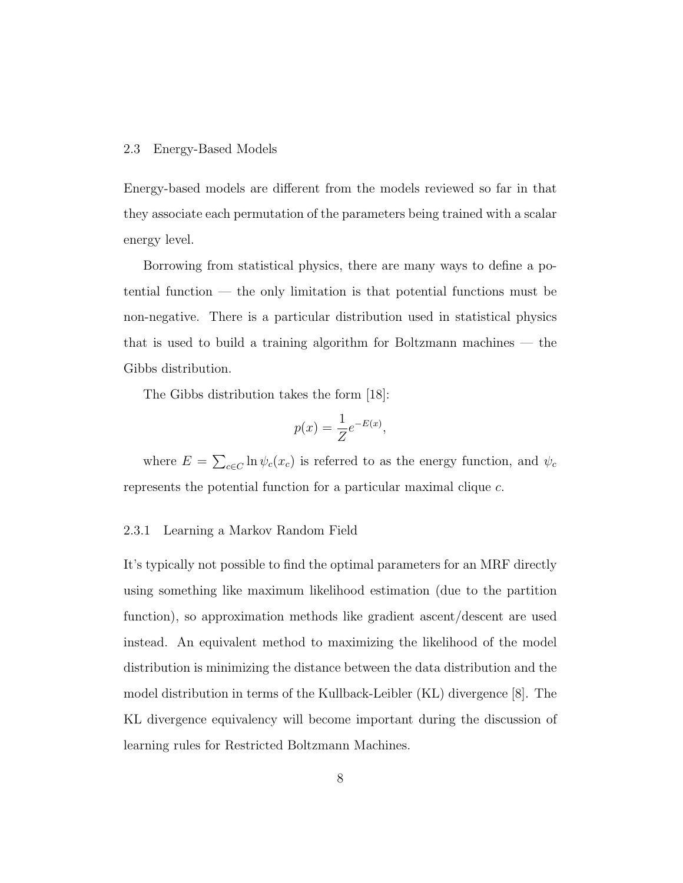### 2.3 Energy-Based Models

Energy-based models are different from the models reviewed so far in that they associate each permutation of the parameters being trained with a scalar energy level.

Borrowing from statistical physics, there are many ways to define a potential function — the only limitation is that potential functions must be non-negative. There is a particular distribution used in statistical physics that is used to build a training algorithm for Boltzmann machines — the Gibbs distribution.

The Gibbs distribution takes the form [18]:

$$p(x) = \frac{1}{Z} e^{-E(x)},$$

where $E = \sum_{c \in C} \ln \psi_c(x_c)$ is referred to as the energy function, and $\psi_c$ represents the potential function for a particular maximal clique $c$.

#### 2.3.1 Learning a Markov Random Field

It's typically not possible to find the optimal parameters for an MRF directly using something like maximum likelihood estimation (due to the partition function), so approximation methods like gradient ascent/descent are used instead. An equivalent method to maximizing the likelihood of the model distribution is minimizing the distance between the data distribution and the model distribution in terms of the Kullback-Leibler (KL) divergence [8]. The KL divergence equivalency will become important during the discussion of learning rules for Restricted Boltzmann Machines.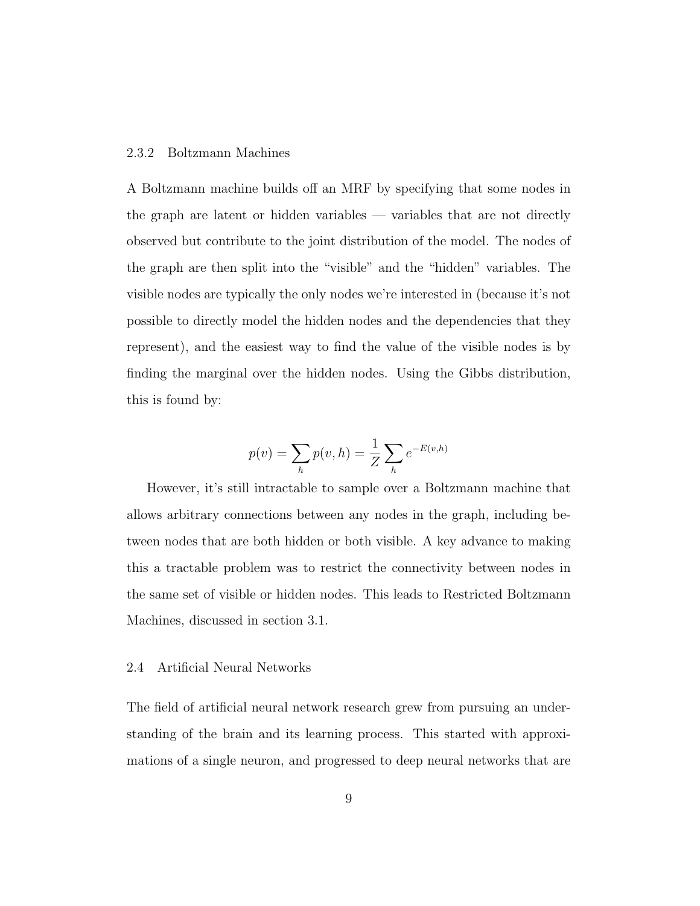### 2.3.2 Boltzmann Machines

A Boltzmann machine builds off an MRF by specifying that some nodes in the graph are latent or hidden variables — variables that are not directly observed but contribute to the joint distribution of the model. The nodes of the graph are then split into the "visible" and the "hidden" variables. The visible nodes are typically the only nodes we're interested in (because it's not possible to directly model the hidden nodes and the dependencies that they represent), and the easiest way to find the value of the visible nodes is by finding the marginal over the hidden nodes. Using the Gibbs distribution, this is found by:

$$p(v) = \sum_h p(v, h) = \frac{1}{Z} \sum_h e^{-E(v,h)}$$

However, it's still intractable to sample over a Boltzmann machine that allows arbitrary connections between any nodes in the graph, including between nodes that are both hidden or both visible. A key advance to making this a tractable problem was to restrict the connectivity between nodes in the same set of visible or hidden nodes. This leads to Restricted Boltzmann Machines, discussed in section 3.1.

## 2.4 Artificial Neural Networks

The field of artificial neural network research grew from pursuing an understanding of the brain and its learning process. This started with approximations of a single neuron, and progressed to deep neural networks that are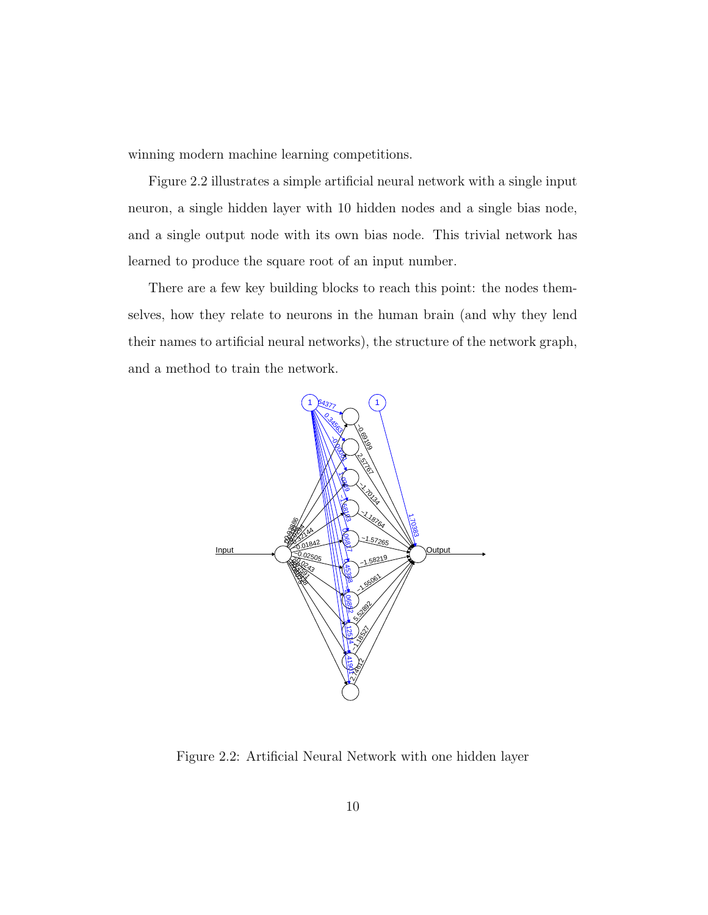winning modern machine learning competitions.

Figure 2.2 illustrates a simple artificial neural network with a single input neuron, a single hidden layer with 10 hidden nodes and a single bias node, and a single output node with its own bias node. This trivial network has learned to produce the square root of an input number.

There are a few key building blocks to reach this point: the nodes themselves, how they relate to neurons in the human brain (and why they lend their names to artificial neural networks), the structure of the network graph, and a method to train the network.

Figure 2.2: Artificial Neural Network with one hidden layer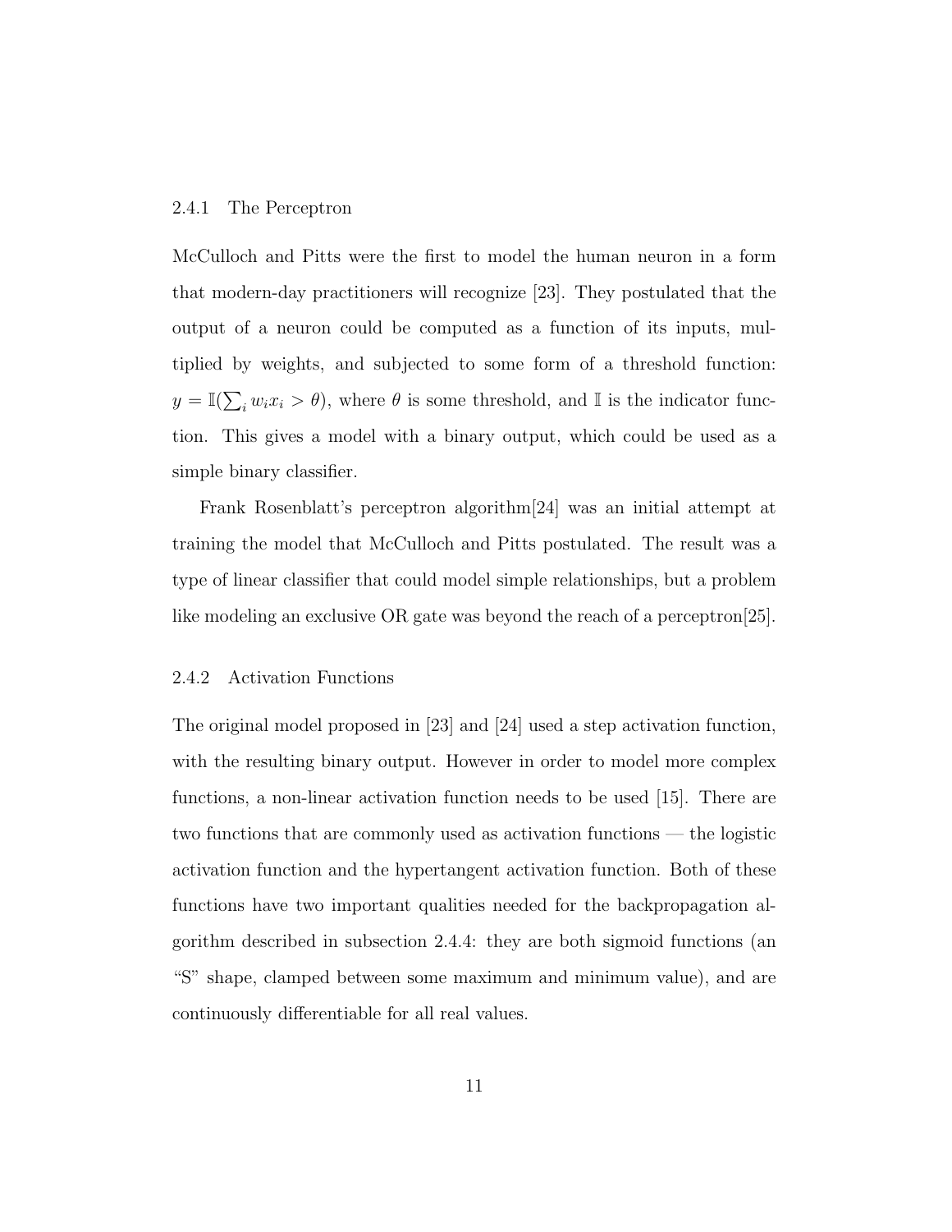### 2.4.1 The Perceptron

McCulloch and Pitts were the first to model the human neuron in a form that modern-day practitioners will recognize [23]. They postulated that the output of a neuron could be computed as a function of its inputs, multiplied by weights, and subjected to some form of a threshold function: $y = \mathbb{I}(\sum_i w_i x_i > \theta)$, where $\theta$ is some threshold, and $\mathbb{I}$ is the indicator function. This gives a model with a binary output, which could be used as a simple binary classifier.

Frank Rosenblatt's perceptron algorithm[24] was an initial attempt at training the model that McCulloch and Pitts postulated. The result was a type of linear classifier that could model simple relationships, but a problem like modeling an exclusive OR gate was beyond the reach of a perceptron[25].

### 2.4.2 Activation Functions

The original model proposed in [23] and [24] used a step activation function, with the resulting binary output. However in order to model more complex functions, a non-linear activation function needs to be used [15]. There are two functions that are commonly used as activation functions — the logistic activation function and the hypertangent activation function. Both of these functions have two important qualities needed for the backpropagation algorithm described in subsection 2.4.4: they are both sigmoid functions (an "S" shape, clamped between some maximum and minimum value), and are continuously differentiable for all real values.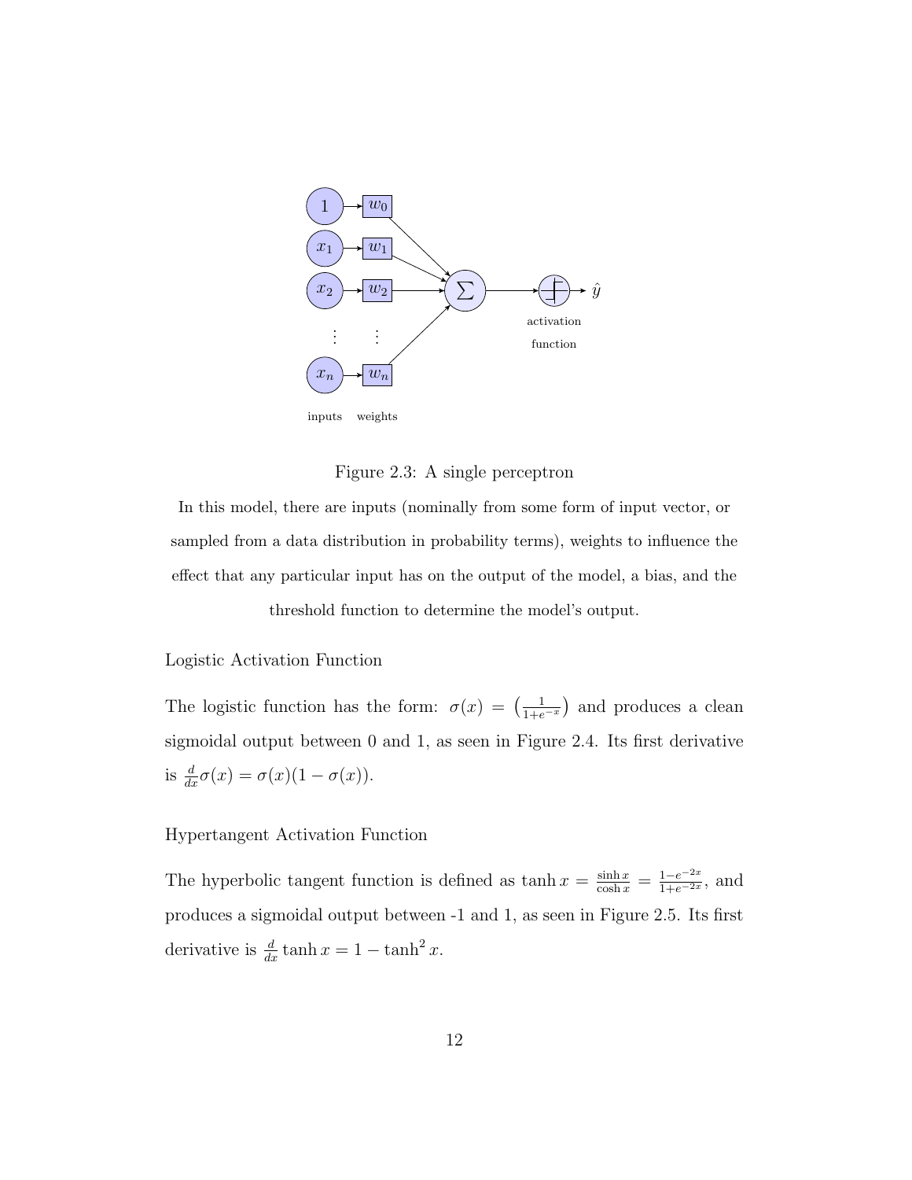1

$x_1$

$x_2$

$\vdots$

$x_n$

$w_0$

$w_1$

$w_2$

$\vdots$

$w_n$

$\sum$

activation function

$\hat{y}$

inputs weights

Figure 2.3: A single perceptron

In this model, there are inputs (nominally from some form of input vector, or sampled from a data distribution in probability terms), weights to influence the effect that any particular input has on the output of the model, a bias, and the threshold function to determine the model's output.

### Logistic Activation Function

The logistic function has the form: $\sigma(x) = \left(\frac{1}{1+e^{-x}}\right)$ and produces a clean sigmoidal output between 0 and 1, as seen in Figure 2.4. Its first derivative is $\frac{d}{dx}\sigma(x) = \sigma(x)(1 - \sigma(x))$.

### Hypertangent Activation Function

The hyperbolic tangent function is defined as $\tanh x = \frac{\sinh x}{\cosh x} = \frac{1-e^{-2x}}{1+e^{-2x}}$, and produces a sigmoidal output between -1 and 1, as seen in Figure 2.5. Its first derivative is $\frac{d}{dx}\tanh x = 1 - \tanh^2 x$.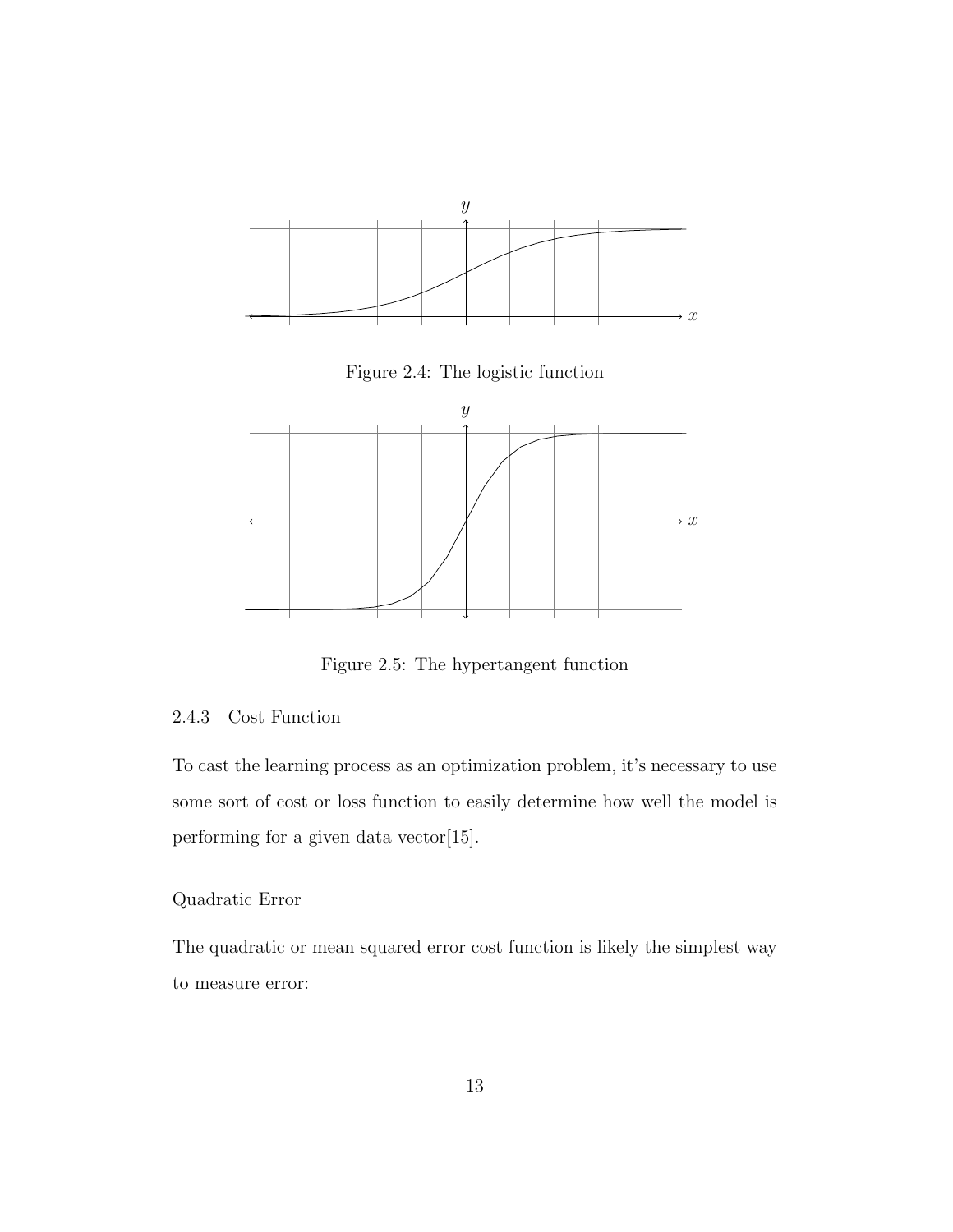y

x

Figure 2.4: The logistic function

y

x

Figure 2.5: The hypertangent function

### 2.4.3 Cost Function

To cast the learning process as an optimization problem, it's necessary to use some sort of cost or loss function to easily determine how well the model is performing for a given data vector[15].

#### Quadratic Error

The quadratic or mean squared error cost function is likely the simplest way to measure error: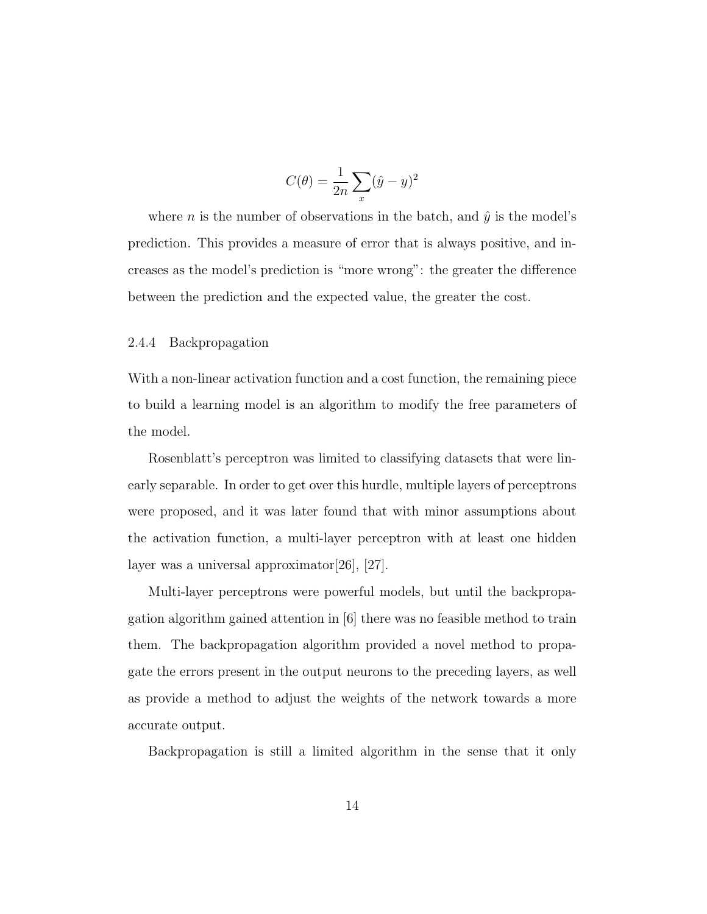$$C(\theta) = \frac{1}{2n} \sum_{x} (\hat{y} - y)^2$$

where $n$ is the number of observations in the batch, and $\hat{y}$ is the model's prediction. This provides a measure of error that is always positive, and increases as the model's prediction is "more wrong": the greater the difference between the prediction and the expected value, the greater the cost.

#### 2.4.4 Backpropagation

With a non-linear activation function and a cost function, the remaining piece to build a learning model is an algorithm to modify the free parameters of the model.

Rosenblatt's perceptron was limited to classifying datasets that were linearly separable. In order to get over this hurdle, multiple layers of perceptrons were proposed, and it was later found that with minor assumptions about the activation function, a multi-layer perceptron with at least one hidden layer was a universal approximator[26], [27].

Multi-layer perceptrons were powerful models, but until the backpropagation algorithm gained attention in [6] there was no feasible method to train them. The backpropagation algorithm provided a novel method to propagate the errors present in the output neurons to the preceding layers, as well as provide a method to adjust the weights of the network towards a more accurate output.

Backpropagation is still a limited algorithm in the sense that it only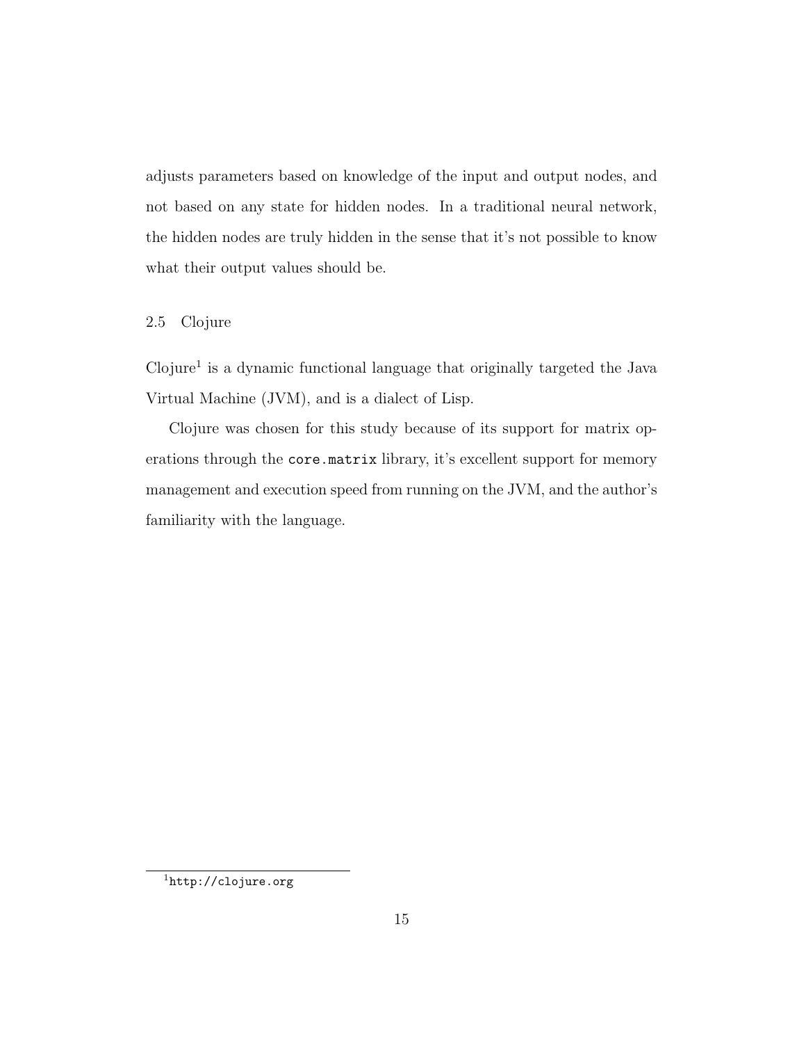adjusts parameters based on knowledge of the input and output nodes, and not based on any state for hidden nodes. In a traditional neural network, the hidden nodes are truly hidden in the sense that it's not possible to know what their output values should be.

## 2.5 Clojure

Clojure[1] is a dynamic functional language that originally targeted the Java Virtual Machine (JVM), and is a dialect of Lisp.

Clojure was chosen for this study because of its support for matrix operations through the `core.matrix` library, it's excellent support for memory management and execution speed from running on the JVM, and the author's familiarity with the language.

[1] `http://clojure.org`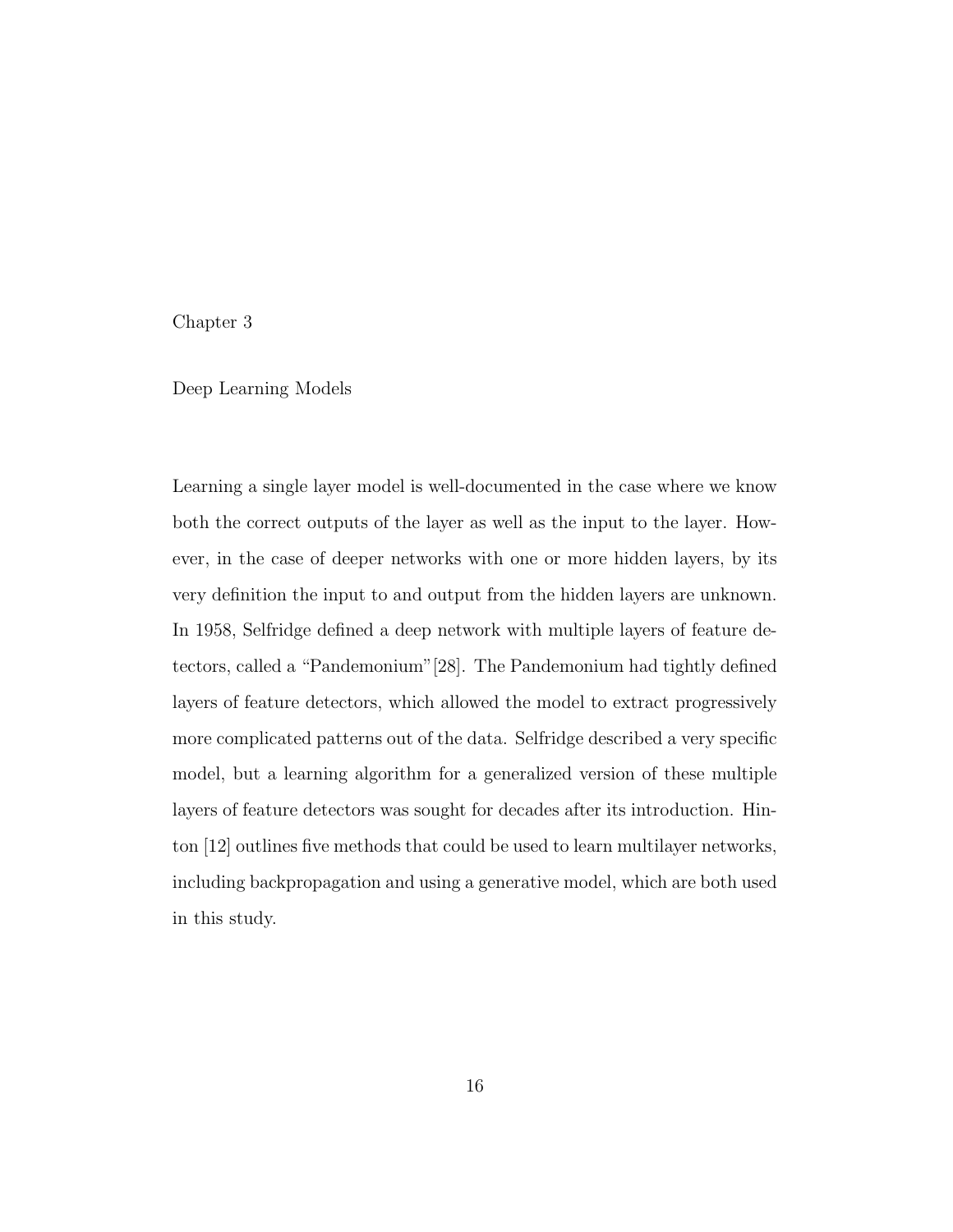# Chapter 3

# Deep Learning Models

Learning a single layer model is well-documented in the case where we know both the correct outputs of the layer as well as the input to the layer. However, in the case of deeper networks with one or more hidden layers, by its very definition the input to and output from the hidden layers are unknown. In 1958, Selfridge defined a deep network with multiple layers of feature detectors, called a "Pandemonium"[28]. The Pandemonium had tightly defined layers of feature detectors, which allowed the model to extract progressively more complicated patterns out of the data. Selfridge described a very specific model, but a learning algorithm for a generalized version of these multiple layers of feature detectors was sought for decades after its introduction. Hinton [12] outlines five methods that could be used to learn multilayer networks, including backpropagation and using a generative model, which are both used in this study.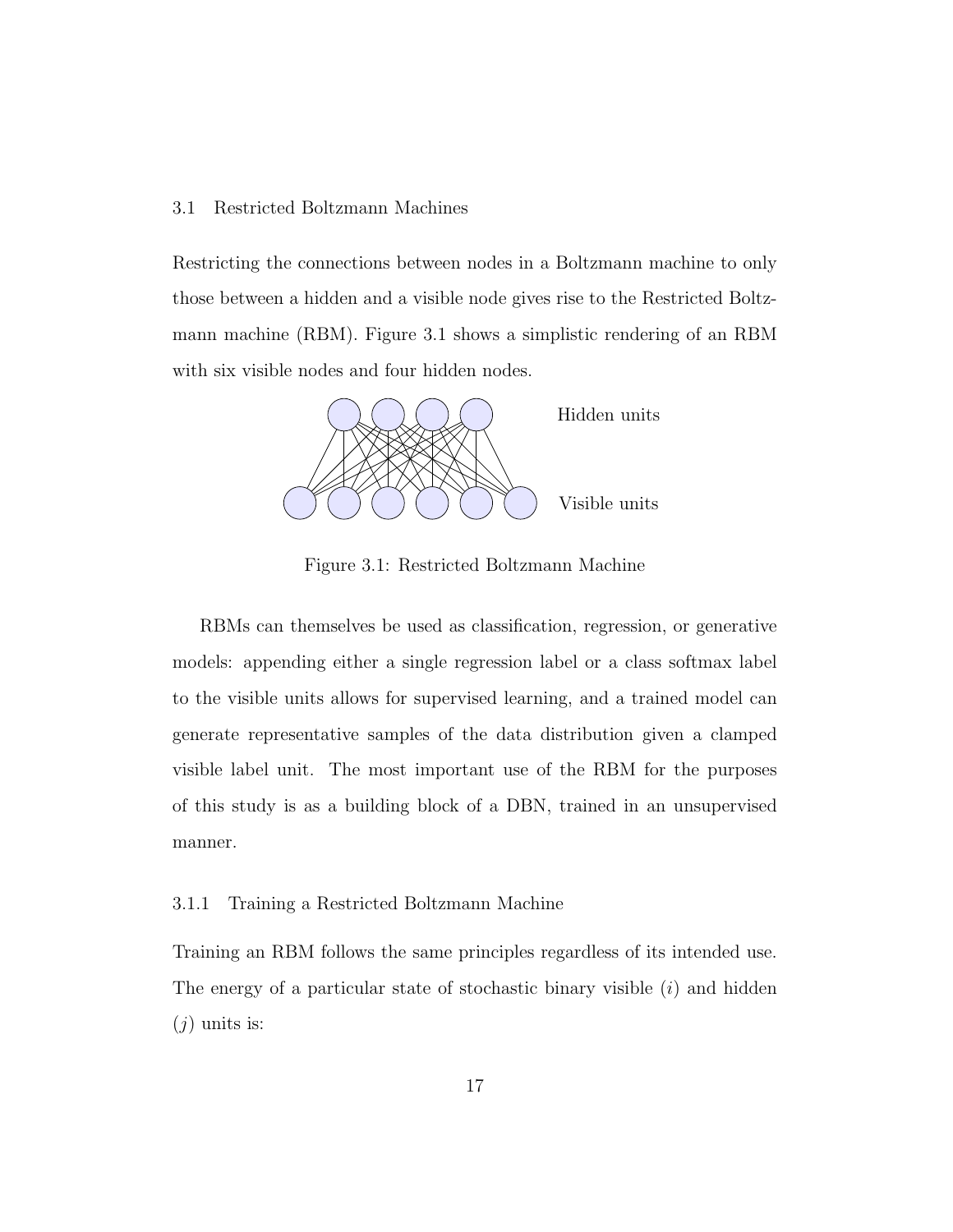## 3.1 Restricted Boltzmann Machines

Restricting the connections between nodes in a Boltzmann machine to only those between a hidden and a visible node gives rise to the Restricted Boltzmann machine (RBM). Figure 3.1 shows a simplistic rendering of an RBM with six visible nodes and four hidden nodes.

Hidden units

Visible units

Figure 3.1: Restricted Boltzmann Machine

RBMs can themselves be used as classification, regression, or generative models: appending either a single regression label or a class softmax label to the visible units allows for supervised learning, and a trained model can generate representative samples of the data distribution given a clamped visible label unit. The most important use of the RBM for the purposes of this study is as a building block of a DBN, trained in an unsupervised manner.

### 3.1.1 Training a Restricted Boltzmann Machine

Training an RBM follows the same principles regardless of its intended use. The energy of a particular state of stochastic binary visible ($i$) and hidden ($j$) units is: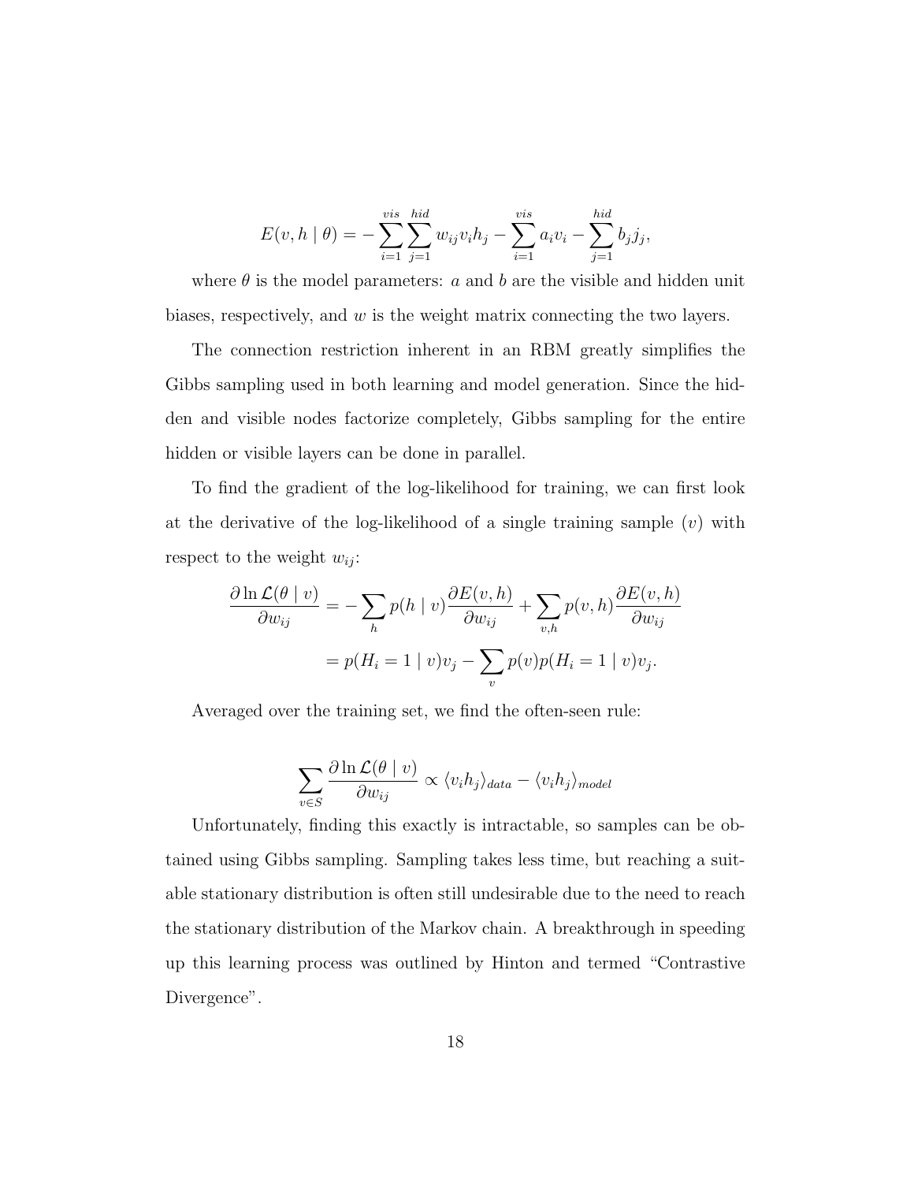$$E(v, h \mid \theta) = -\sum_{i=1}^{vis}\sum_{j=1}^{hid} w_{ij} v_i h_j - \sum_{i=1}^{vis} a_i v_i - \sum_{j=1}^{hid} b_j j_j,$$

where $\theta$ is the model parameters: $a$ and $b$ are the visible and hidden unit biases, respectively, and $w$ is the weight matrix connecting the two layers.

The connection restriction inherent in an RBM greatly simplifies the Gibbs sampling used in both learning and model generation. Since the hidden and visible nodes factorize completely, Gibbs sampling for the entire hidden or visible layers can be done in parallel.

To find the gradient of the log-likelihood for training, we can first look at the derivative of the log-likelihood of a single training sample ($v$) with respect to the weight $w_{ij}$:

$$\begin{aligned}
\frac{\partial \ln \mathcal{L}(\theta \mid v)}{\partial w_{ij}} &= -\sum_{h} p(h \mid v) \frac{\partial E(v,h)}{\partial w_{ij}} + \sum_{v,h} p(v,h) \frac{\partial E(v,h)}{\partial w_{ij}} \\
&= p(H_i = 1 \mid v) v_j - \sum_{v} p(v) p(H_i = 1 \mid v) v_j.
\end{aligned}$$

Averaged over the training set, we find the often-seen rule:

$$\sum_{v \in S} \frac{\partial \ln \mathcal{L}(\theta \mid v)}{\partial w_{ij}} \propto \langle v_i h_j \rangle_{data} - \langle v_i h_j \rangle_{model}$$

Unfortunately, finding this exactly is intractable, so samples can be obtained using Gibbs sampling. Sampling takes less time, but reaching a suitable stationary distribution is often still undesirable due to the need to reach the stationary distribution of the Markov chain. A breakthrough in speeding up this learning process was outlined by Hinton and termed "Contrastive Divergence".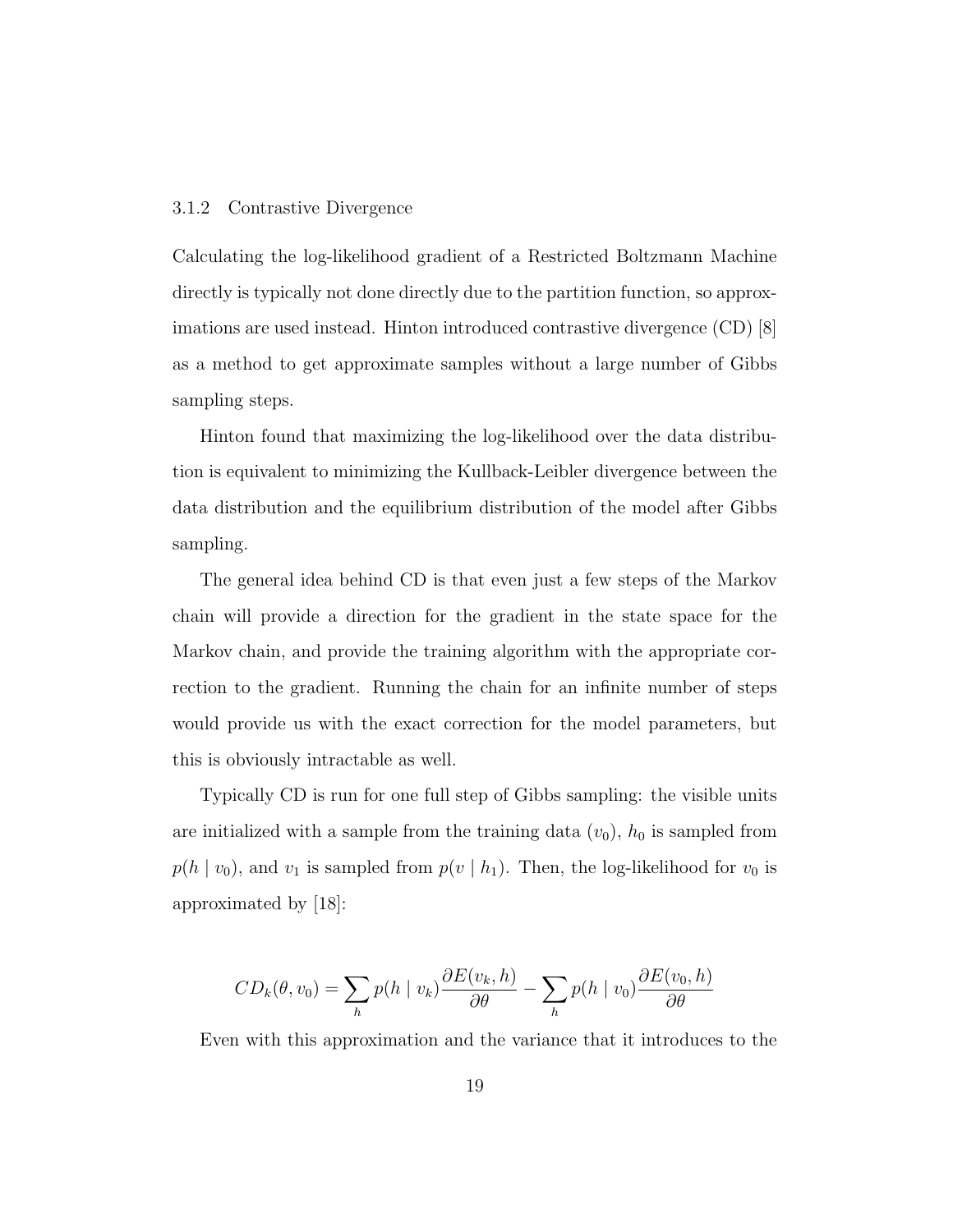### 3.1.2 Contrastive Divergence

Calculating the log-likelihood gradient of a Restricted Boltzmann Machine directly is typically not done directly due to the partition function, so approximations are used instead. Hinton introduced contrastive divergence (CD) [8] as a method to get approximate samples without a large number of Gibbs sampling steps.

Hinton found that maximizing the log-likelihood over the data distribution is equivalent to minimizing the Kullback-Leibler divergence between the data distribution and the equilibrium distribution of the model after Gibbs sampling.

The general idea behind CD is that even just a few steps of the Markov chain will provide a direction for the gradient in the state space for the Markov chain, and provide the training algorithm with the appropriate correction to the gradient. Running the chain for an infinite number of steps would provide us with the exact correction for the model parameters, but this is obviously intractable as well.

Typically CD is run for one full step of Gibbs sampling: the visible units are initialized with a sample from the training data ($v_0$), $h_0$ is sampled from $p(h \mid v_0)$, and $v_1$ is sampled from $p(v \mid h_1)$. Then, the log-likelihood for $v_0$ is approximated by [18]:

$$CD_k(\theta, v_0) = \sum_h p(h \mid v_k) \frac{\partial E(v_k, h)}{\partial \theta} - \sum_h p(h \mid v_0) \frac{\partial E(v_0, h)}{\partial \theta}$$

Even with this approximation and the variance that it introduces to the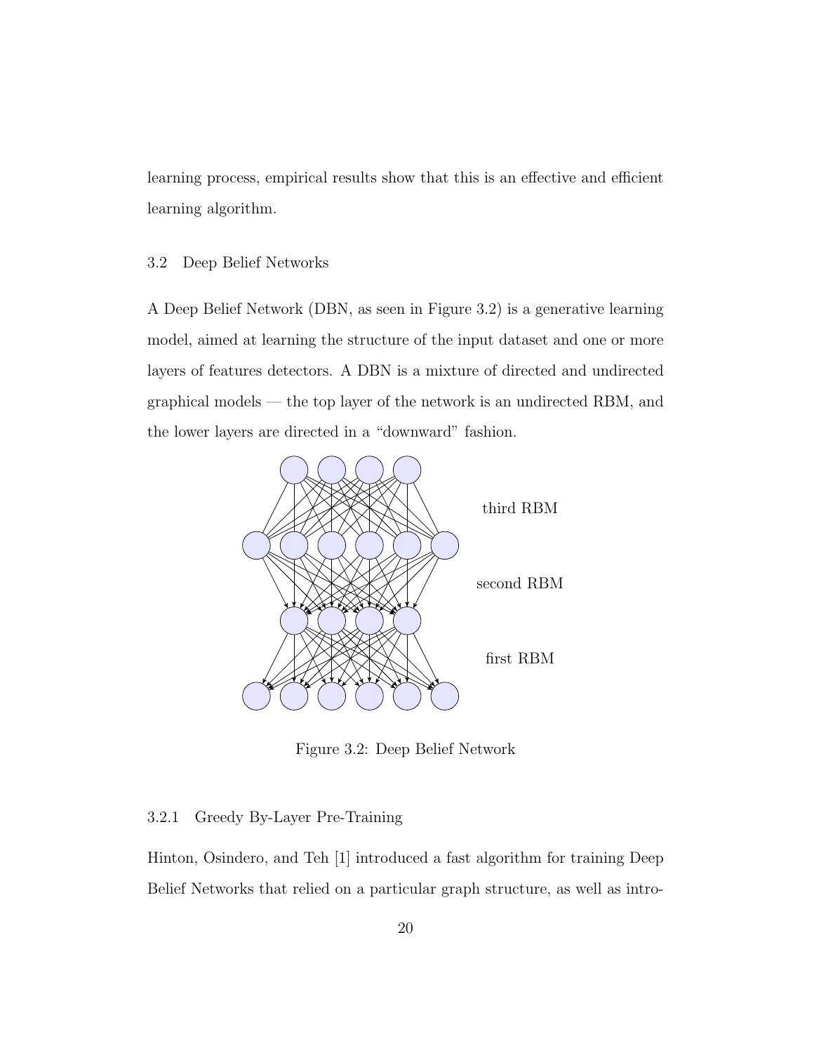learning process, empirical results show that this is an effective and efficient learning algorithm.

### 3.2 Deep Belief Networks

A Deep Belief Network (DBN, as seen in Figure 3.2) is a generative learning model, aimed at learning the structure of the input dataset and one or more layers of features detectors. A DBN is a mixture of directed and undirected graphical models — the top layer of the network is an undirected RBM, and the lower layers are directed in a "downward" fashion.

third RBM

second RBM

first RBM

Figure 3.2: Deep Belief Network

#### 3.2.1 Greedy By-Layer Pre-Training

Hinton, Osindero, and Teh [1] introduced a fast algorithm for training Deep Belief Networks that relied on a particular graph structure, as well as intro-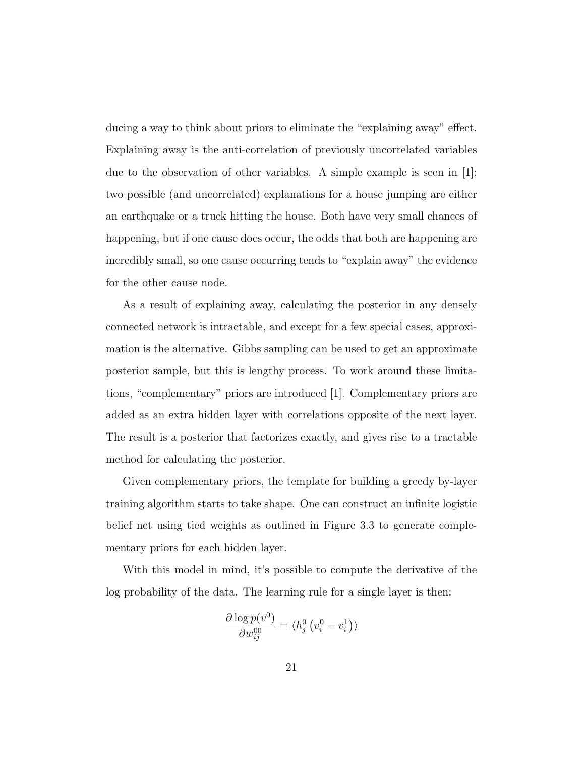ducing a way to think about priors to eliminate the “explaining away” effect. Explaining away is the anti-correlation of previously uncorrelated variables due to the observation of other variables. A simple example is seen in [1]: two possible (and uncorrelated) explanations for a house jumping are either an earthquake or a truck hitting the house. Both have very small chances of happening, but if one cause does occur, the odds that both are happening are incredibly small, so one cause occurring tends to “explain away” the evidence for the other cause node.

As a result of explaining away, calculating the posterior in any densely connected network is intractable, and except for a few special cases, approximation is the alternative. Gibbs sampling can be used to get an approximate posterior sample, but this is lengthy process. To work around these limitations, “complementary” priors are introduced [1]. Complementary priors are added as an extra hidden layer with correlations opposite of the next layer. The result is a posterior that factorizes exactly, and gives rise to a tractable method for calculating the posterior.

Given complementary priors, the template for building a greedy by-layer training algorithm starts to take shape. One can construct an infinite logistic belief net using tied weights as outlined in Figure 3.3 to generate complementary priors for each hidden layer.

With this model in mind, it's possible to compute the derivative of the log probability of the data. The learning rule for a single layer is then:

$$\frac{\partial \log p(v^0)}{\partial w_{ij}^{00}} = \langle h_j^0 \left( v_i^0 - v_i^1 \right) \rangle$$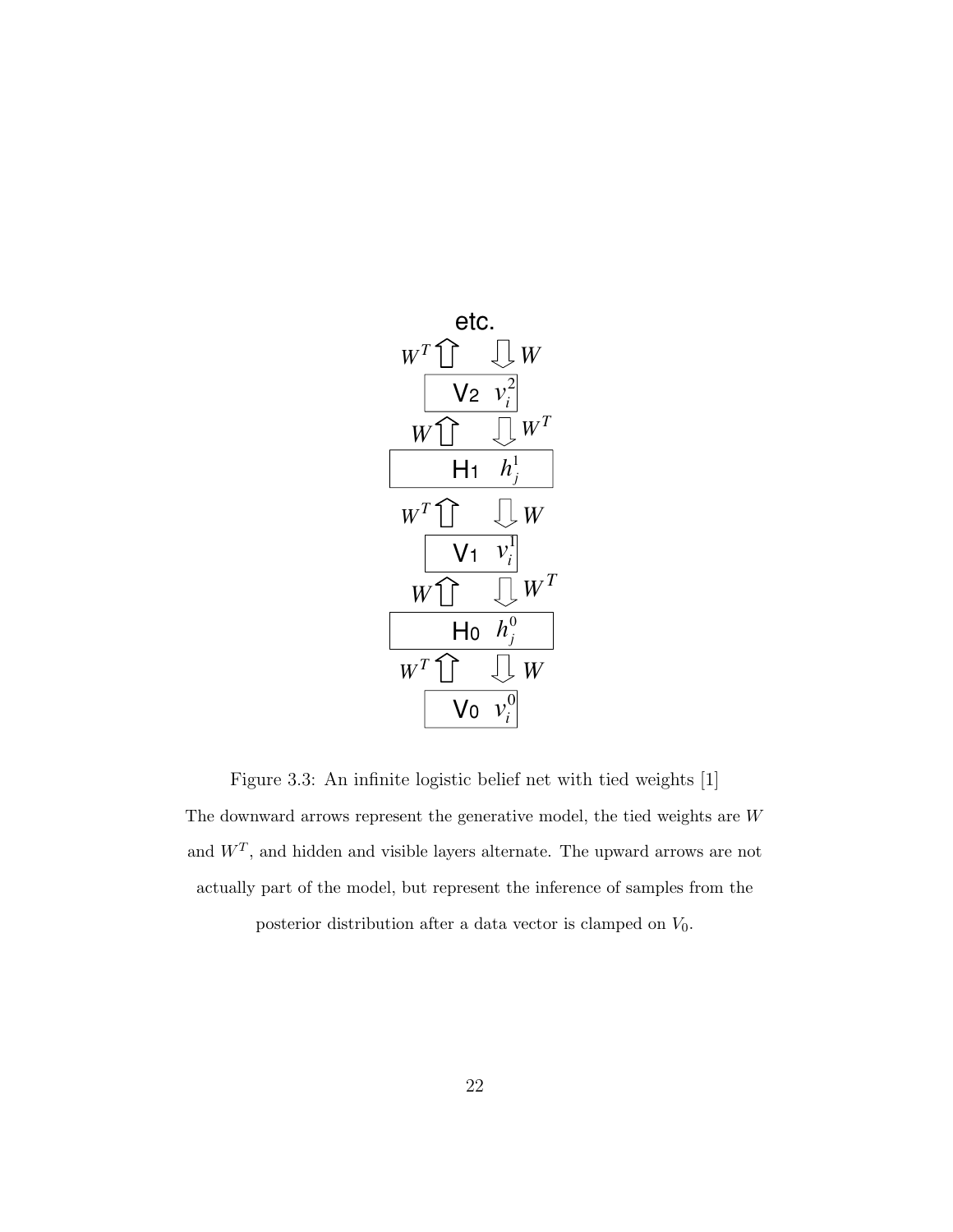etc.

$W^T$ $W$

$V_2$ $v_i^2$

$W$ $W^T$

$H_1$ $h_j^1$

$W^T$ $W$

$V_1$ $v_i^1$

$W$ $W^T$

$H_0$ $h_j^0$

$W^T$ $W$

$V_0$ $v_i^0$

Figure 3.3: An infinite logistic belief net with tied weights [1]
The downward arrows represent the generative model, the tied weights are $W$ and $W^T$, and hidden and visible layers alternate. The upward arrows are not actually part of the model, but represent the inference of samples from the posterior distribution after a data vector is clamped on $V_0$.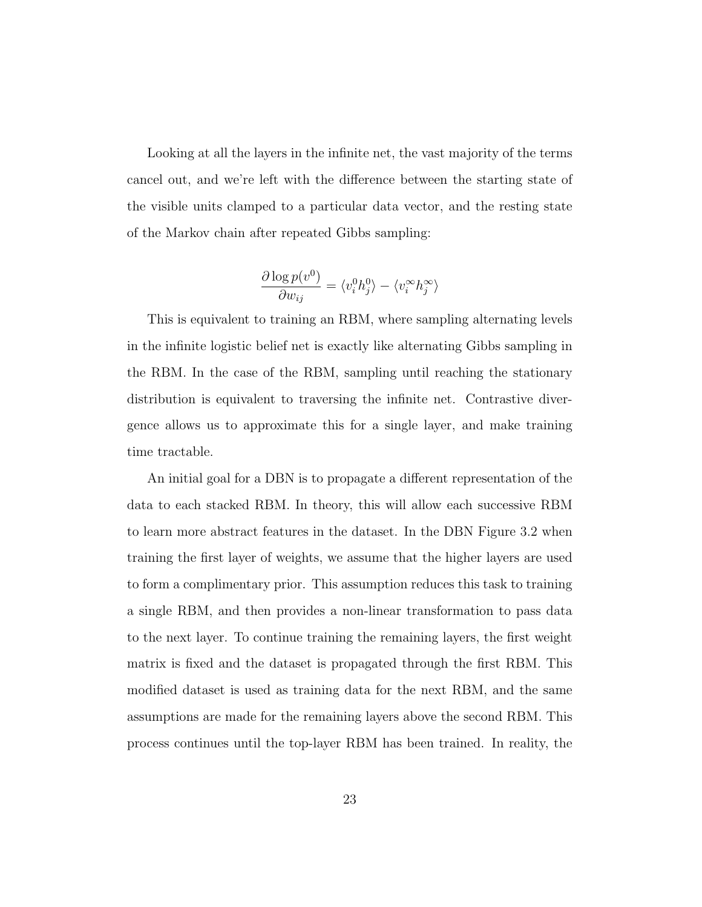Looking at all the layers in the infinite net, the vast majority of the terms cancel out, and we're left with the difference between the starting state of the visible units clamped to a particular data vector, and the resting state of the Markov chain after repeated Gibbs sampling:

$$\frac{\partial \log p(v^0)}{\partial w_{ij}} = \langle v_i^0 h_j^0 \rangle - \langle v_i^\infty h_j^\infty \rangle$$

This is equivalent to training an RBM, where sampling alternating levels in the infinite logistic belief net is exactly like alternating Gibbs sampling in the RBM. In the case of the RBM, sampling until reaching the stationary distribution is equivalent to traversing the infinite net. Contrastive divergence allows us to approximate this for a single layer, and make training time tractable.

An initial goal for a DBN is to propagate a different representation of the data to each stacked RBM. In theory, this will allow each successive RBM to learn more abstract features in the dataset. In the DBN Figure 3.2 when training the first layer of weights, we assume that the higher layers are used to form a complimentary prior. This assumption reduces this task to training a single RBM, and then provides a non-linear transformation to pass data to the next layer. To continue training the remaining layers, the first weight matrix is fixed and the dataset is propagated through the first RBM. This modified dataset is used as training data for the next RBM, and the same assumptions are made for the remaining layers above the second RBM. This process continues until the top-layer RBM has been trained. In reality, the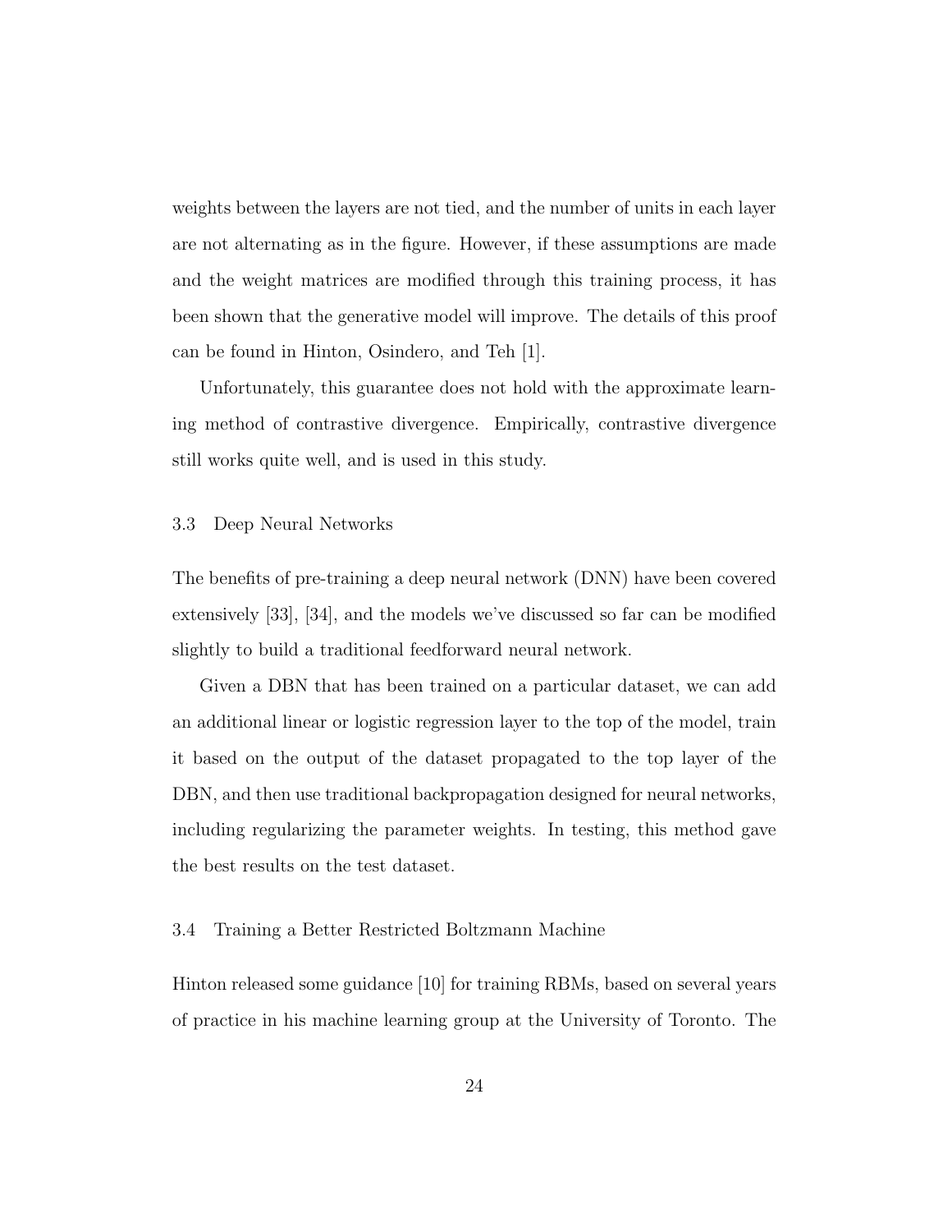weights between the layers are not tied, and the number of units in each layer are not alternating as in the figure. However, if these assumptions are made and the weight matrices are modified through this training process, it has been shown that the generative model will improve. The details of this proof can be found in Hinton, Osindero, and Teh [1].

Unfortunately, this guarantee does not hold with the approximate learning method of contrastive divergence. Empirically, contrastive divergence still works quite well, and is used in this study.

### 3.3 Deep Neural Networks

The benefits of pre-training a deep neural network (DNN) have been covered extensively [33], [34], and the models we've discussed so far can be modified slightly to build a traditional feedforward neural network.

Given a DBN that has been trained on a particular dataset, we can add an additional linear or logistic regression layer to the top of the model, train it based on the output of the dataset propagated to the top layer of the DBN, and then use traditional backpropagation designed for neural networks, including regularizing the parameter weights. In testing, this method gave the best results on the test dataset.

### 3.4 Training a Better Restricted Boltzmann Machine

Hinton released some guidance [10] for training RBMs, based on several years of practice in his machine learning group at the University of Toronto. The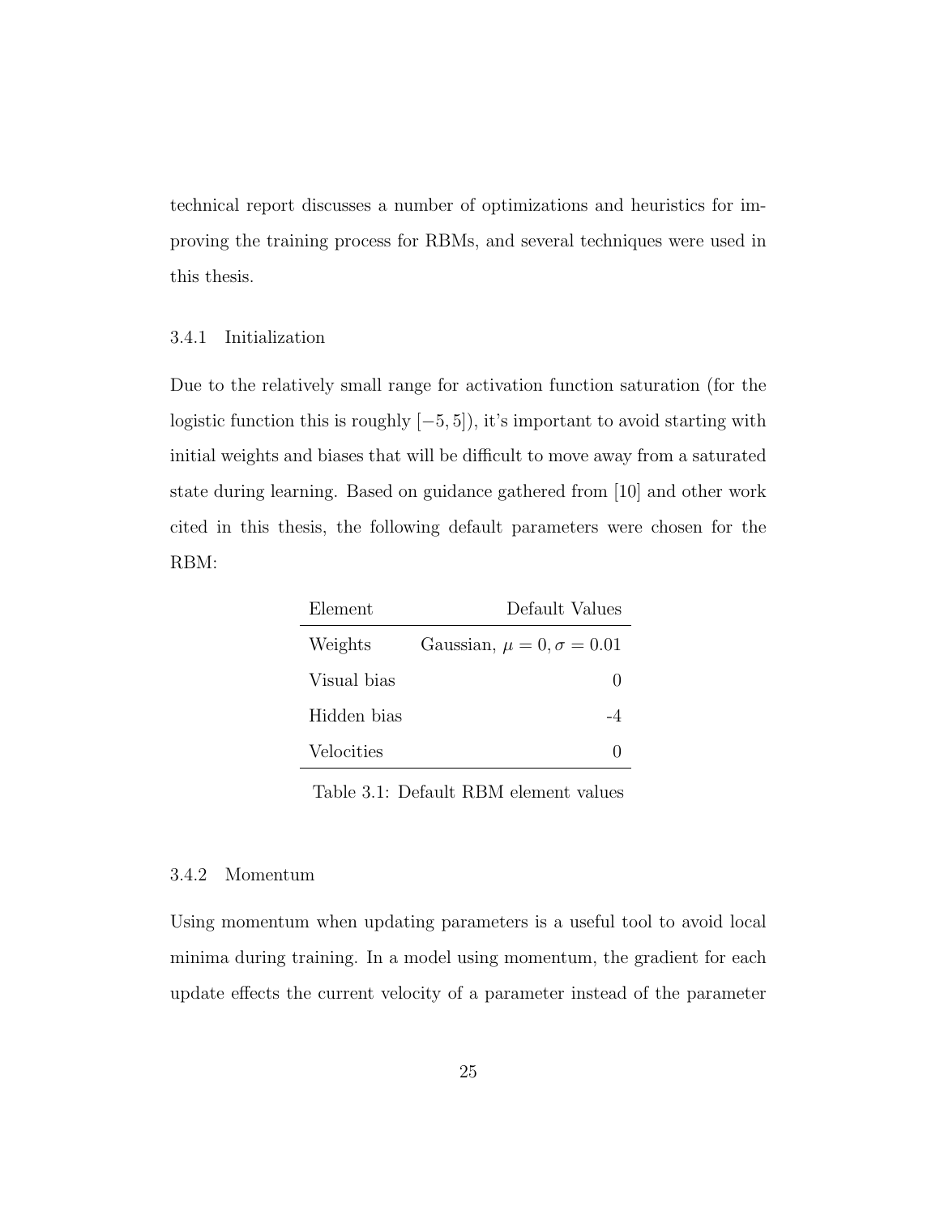technical report discusses a number of optimizations and heuristics for improving the training process for RBMs, and several techniques were used in this thesis.

### 3.4.1 Initialization

Due to the relatively small range for activation function saturation (for the logistic function this is roughly $[-5, 5]$), it's important to avoid starting with initial weights and biases that will be difficult to move away from a saturated state during learning. Based on guidance gathered from [10] and other work cited in this thesis, the following default parameters were chosen for the RBM:

| Element | Default Values |
|---|---:|
| Weights | Gaussian, $\mu = 0, \sigma = 0.01$ |
| Visual bias | 0 |
| Hidden bias | -4 |
| Velocities | 0 |

Table 3.1: Default RBM element values

### 3.4.2 Momentum

Using momentum when updating parameters is a useful tool to avoid local minima during training. In a model using momentum, the gradient for each update effects the current velocity of a parameter instead of the parameter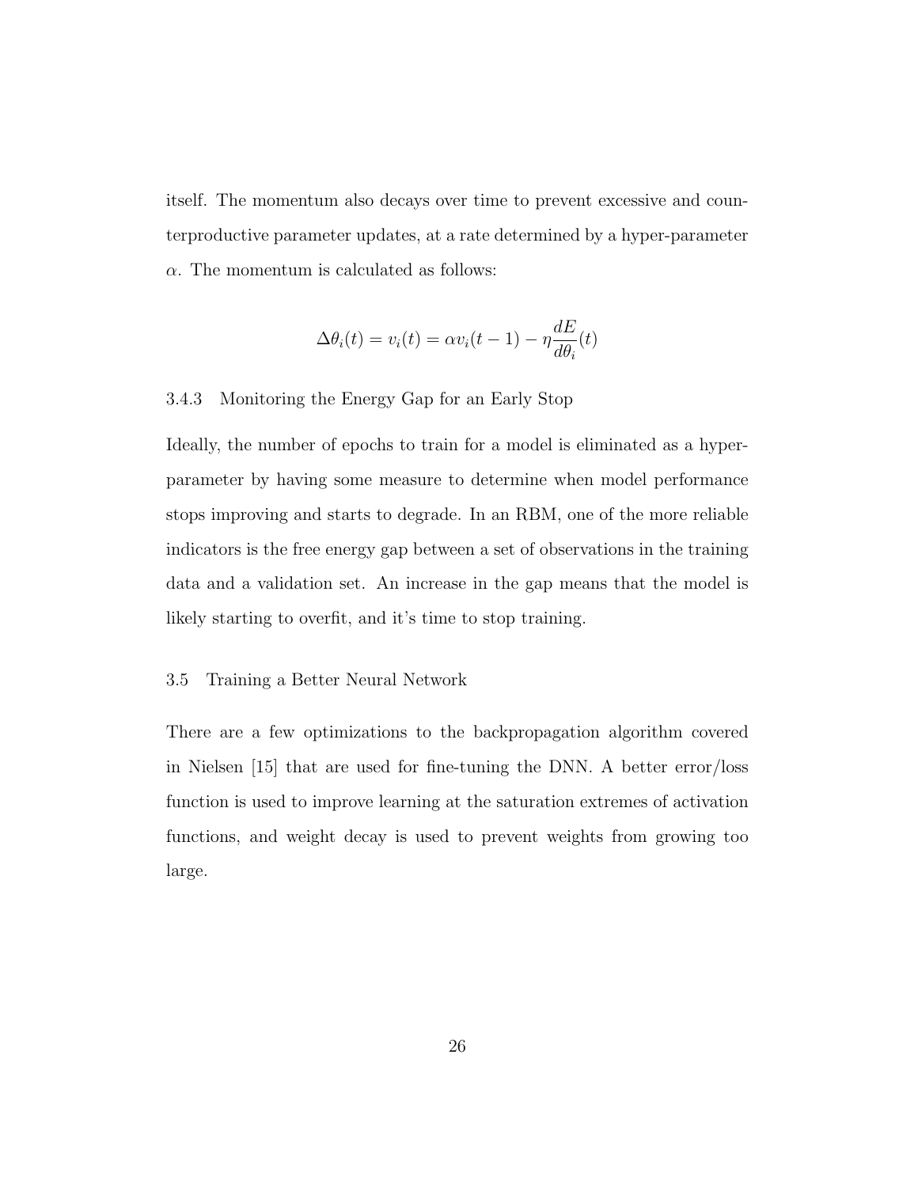itself. The momentum also decays over time to prevent excessive and counterproductive parameter updates, at a rate determined by a hyper-parameter $\alpha$. The momentum is calculated as follows:

$$\Delta\theta_i(t) = v_i(t) = \alpha v_i(t-1) - \eta \frac{dE}{d\theta_i}(t)$$

### 3.4.3 Monitoring the Energy Gap for an Early Stop

Ideally, the number of epochs to train for a model is eliminated as a hyper-parameter by having some measure to determine when model performance stops improving and starts to degrade. In an RBM, one of the more reliable indicators is the free energy gap between a set of observations in the training data and a validation set. An increase in the gap means that the model is likely starting to overfit, and it's time to stop training.

## 3.5 Training a Better Neural Network

There are a few optimizations to the backpropagation algorithm covered in Nielsen [15] that are used for fine-tuning the DNN. A better error/loss function is used to improve learning at the saturation extremes of activation functions, and weight decay is used to prevent weights from growing too large.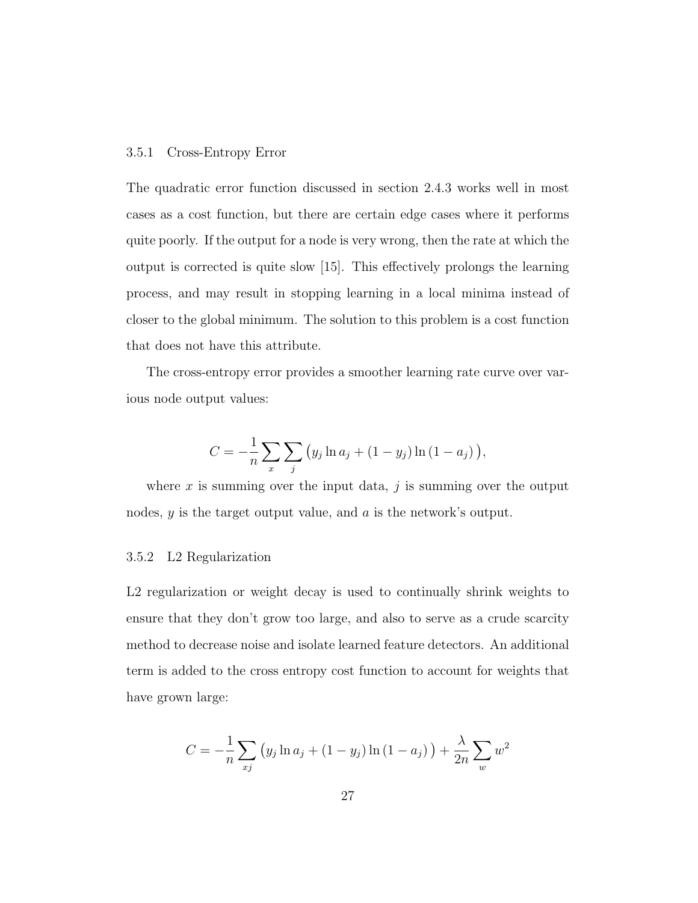### 3.5.1 Cross-Entropy Error

The quadratic error function discussed in section 2.4.3 works well in most cases as a cost function, but there are certain edge cases where it performs quite poorly. If the output for a node is very wrong, then the rate at which the output is corrected is quite slow [15]. This effectively prolongs the learning process, and may result in stopping learning in a local minima instead of closer to the global minimum. The solution to this problem is a cost function that does not have this attribute.

The cross-entropy error provides a smoother learning rate curve over various node output values:

$$C = -\frac{1}{n} \sum_{x} \sum_{j} \big( y_j \ln a_j + (1 - y_j) \ln (1 - a_j) \big),$$

where $x$ is summing over the input data, $j$ is summing over the output nodes, $y$ is the target output value, and $a$ is the network's output.

### 3.5.2 L2 Regularization

L2 regularization or weight decay is used to continually shrink weights to ensure that they don't grow too large, and also to serve as a crude scarcity method to decrease noise and isolate learned feature detectors. An additional term is added to the cross entropy cost function to account for weights that have grown large:

$$C = -\frac{1}{n} \sum_{xj} \big( y_j \ln a_j + (1 - y_j) \ln (1 - a_j) \big) + \frac{\lambda}{2n} \sum_{w} w^2$$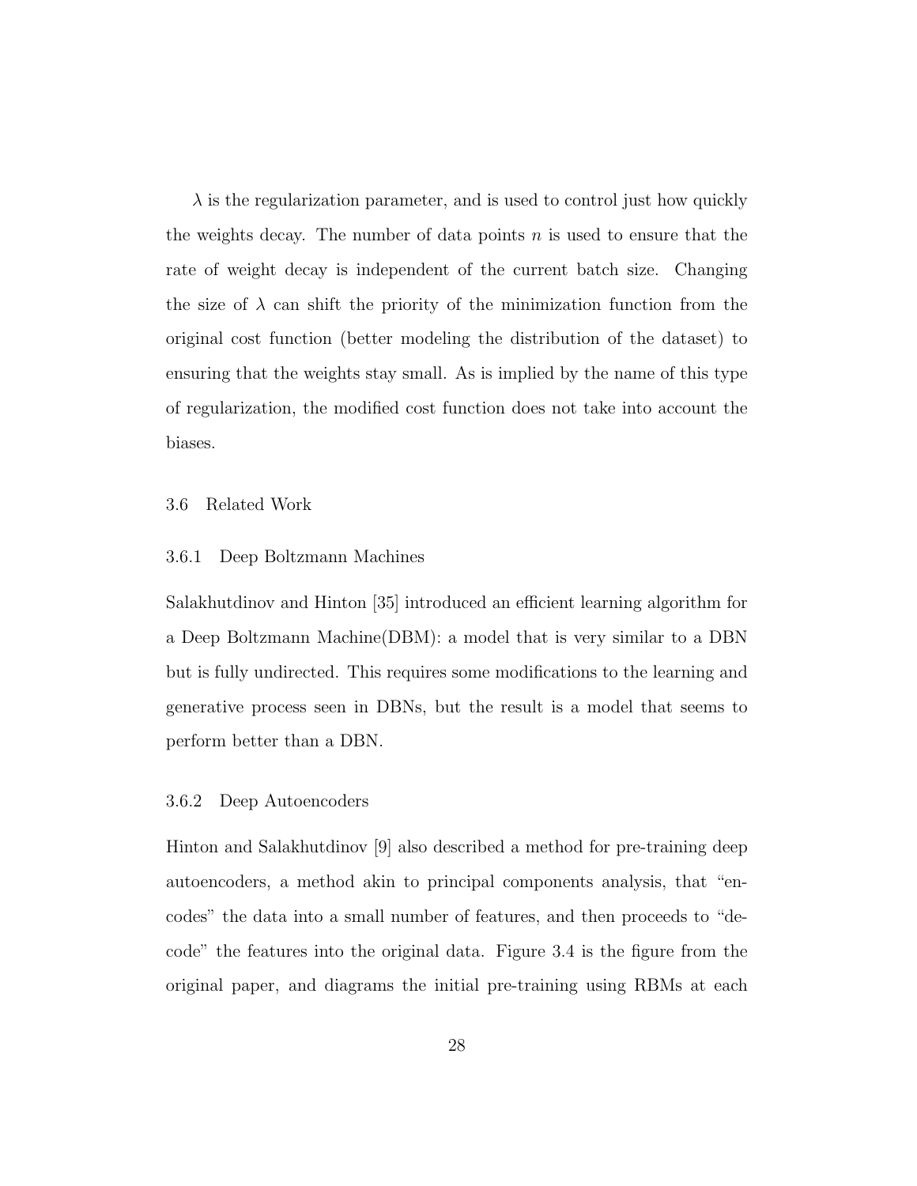$\lambda$ is the regularization parameter, and is used to control just how quickly the weights decay. The number of data points $n$ is used to ensure that the rate of weight decay is independent of the current batch size. Changing the size of $\lambda$ can shift the priority of the minimization function from the original cost function (better modeling the distribution of the dataset) to ensuring that the weights stay small. As is implied by the name of this type of regularization, the modified cost function does not take into account the biases.

## 3.6 Related Work

### 3.6.1 Deep Boltzmann Machines

Salakhutdinov and Hinton [35] introduced an efficient learning algorithm for a Deep Boltzmann Machine(DBM): a model that is very similar to a DBN but is fully undirected. This requires some modifications to the learning and generative process seen in DBNs, but the result is a model that seems to perform better than a DBN.

### 3.6.2 Deep Autoencoders

Hinton and Salakhutdinov [9] also described a method for pre-training deep autoencoders, a method akin to principal components analysis, that "encodes" the data into a small number of features, and then proceeds to "decode" the features into the original data. Figure 3.4 is the figure from the original paper, and diagrams the initial pre-training using RBMs at each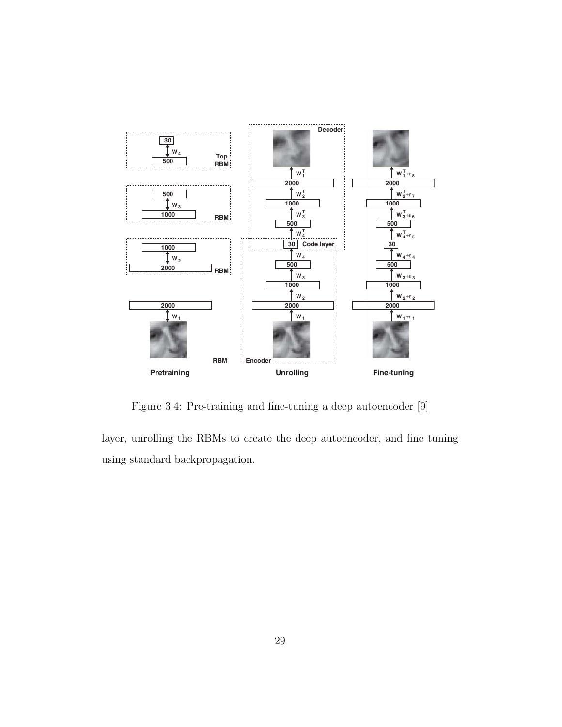Pretraining

Top RBM

30

$W_4$

500

RBM

500

$W_3$

1000

RBM

1000

$W_2$

2000

RBM

2000

$W_1$

Unrolling

Decoder

$W_1^T$

2000

$W_2^T$

1000

$W_3^T$

500

$W_4^T$

30 Code layer

$W_4$

500

$W_3$

1000

$W_2$

2000

$W_1$

Encoder

Fine-tuning

$W_1^T+\varepsilon_8$

2000

$W_2^T+\varepsilon_7$

1000

$W_3^T+\varepsilon_6$

500

$W_4^T+\varepsilon_5$

30

$W_4+\varepsilon_4$

500

$W_3+\varepsilon_3$

1000

$W_2+\varepsilon_2$

2000

$W_1+\varepsilon_1$

Figure 3.4: Pre-training and fine-tuning a deep autoencoder [9]

layer, unrolling the RBMs to create the deep autoencoder, and fine tuning using standard backpropagation.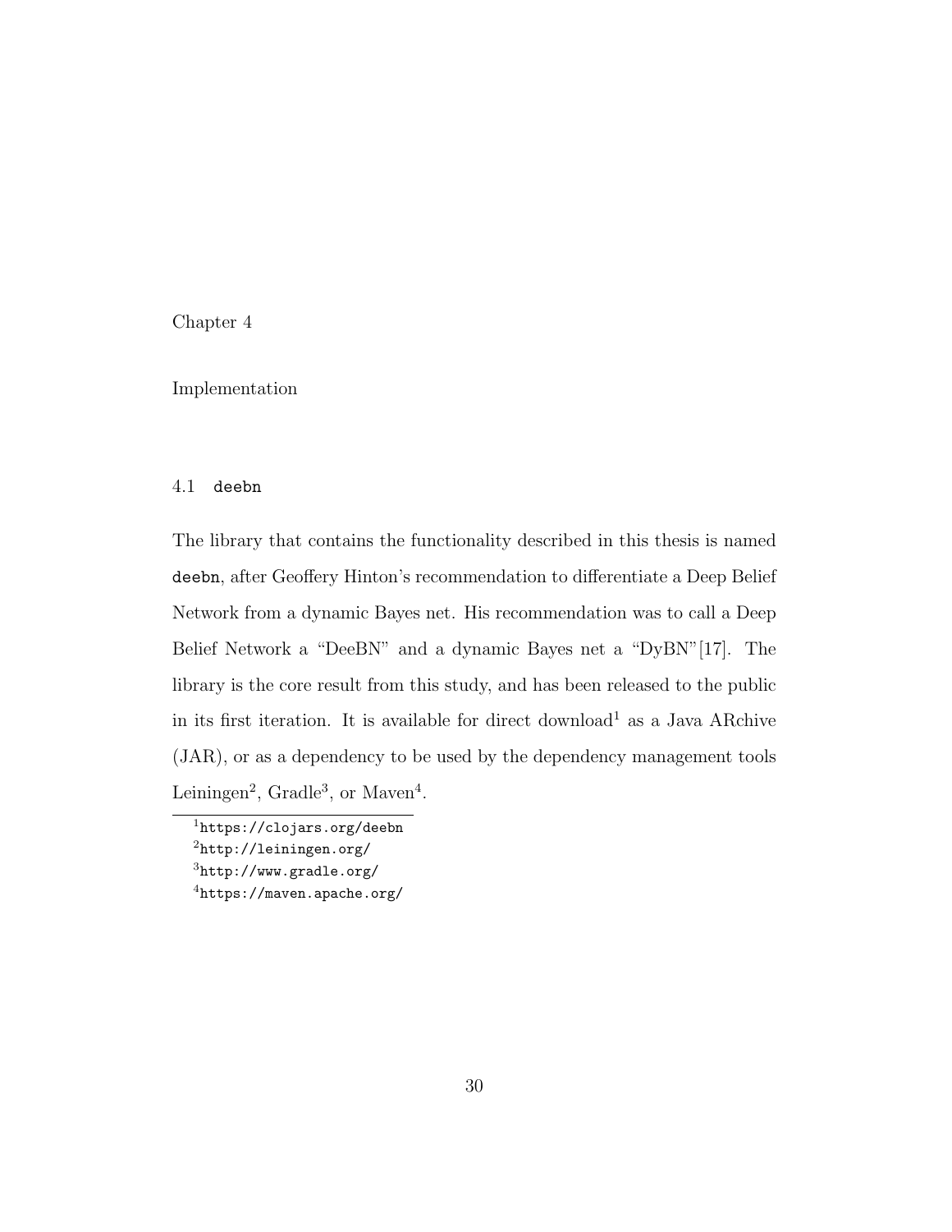# Chapter 4

# Implementation

## 4.1 `deebn`

The library that contains the functionality described in this thesis is named `deebn`, after Geoffery Hinton's recommendation to differentiate a Deep Belief Network from a dynamic Bayes net. His recommendation was to call a Deep Belief Network a "DeeBN" and a dynamic Bayes net a "DyBN"[17]. The library is the core result from this study, and has been released to the public in its first iteration. It is available for direct download[1] as a Java ARchive (JAR), or as a dependency to be used by the dependency management tools Leiningen[2], Gradle[3], or Maven[4].

[1] `https://clojars.org/deebn`

[2] `http://leiningen.org/`

[3] `http://www.gradle.org/`

[4] `https://maven.apache.org/`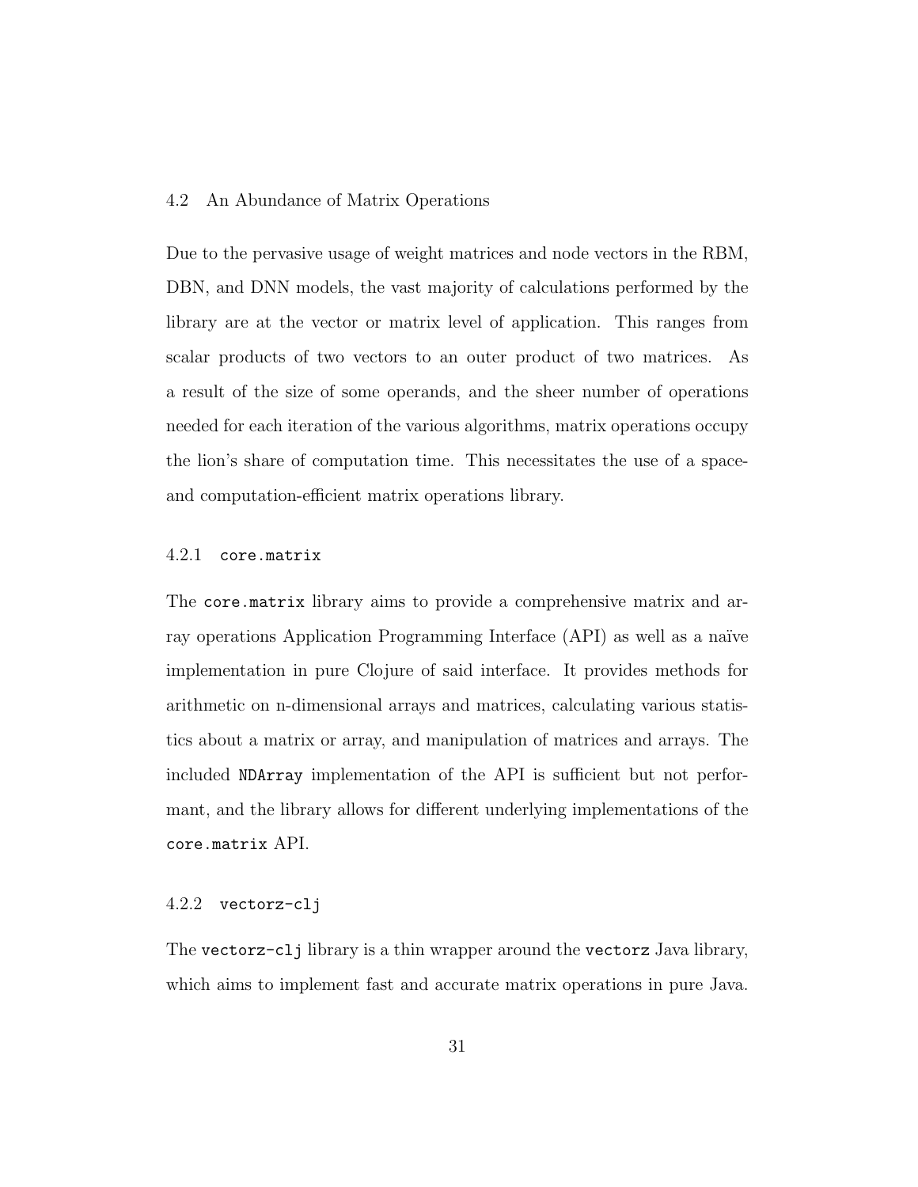## 4.2 An Abundance of Matrix Operations

Due to the pervasive usage of weight matrices and node vectors in the RBM, DBN, and DNN models, the vast majority of calculations performed by the library are at the vector or matrix level of application. This ranges from scalar products of two vectors to an outer product of two matrices. As a result of the size of some operands, and the sheer number of operations needed for each iteration of the various algorithms, matrix operations occupy the lion's share of computation time. This necessitates the use of a space- and computation-efficient matrix operations library.

### 4.2.1 `core.matrix`

The `core.matrix` library aims to provide a comprehensive matrix and array operations Application Programming Interface (API) as well as a naïve implementation in pure Clojure of said interface. It provides methods for arithmetic on n-dimensional arrays and matrices, calculating various statistics about a matrix or array, and manipulation of matrices and arrays. The included `NDArray` implementation of the API is sufficient but not performant, and the library allows for different underlying implementations of the `core.matrix` API.

### 4.2.2 `vectorz-clj`

The `vectorz-clj` library is a thin wrapper around the `vectorz` Java library, which aims to implement fast and accurate matrix operations in pure Java.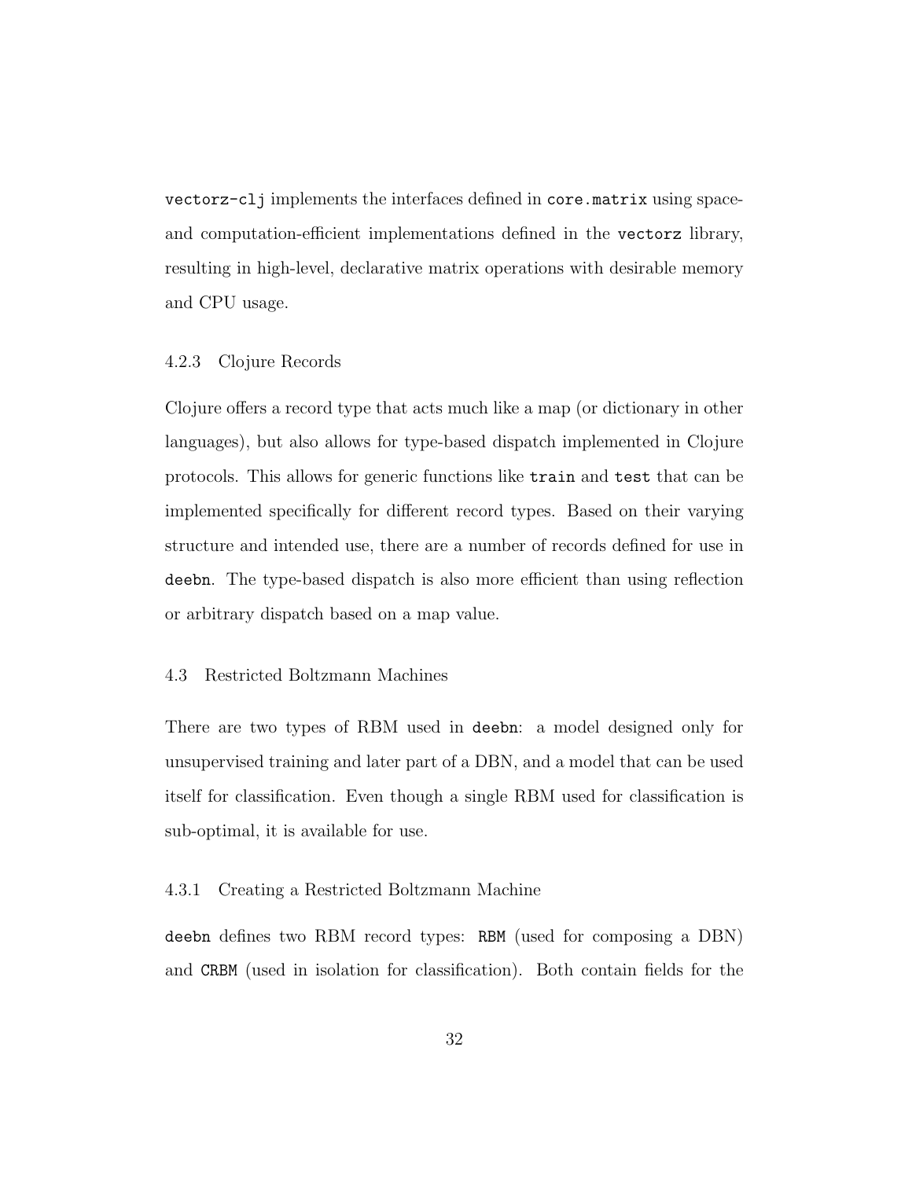`vectorz-clj` implements the interfaces defined in `core.matrix` using space- and computation-efficient implementations defined in the `vectorz` library, resulting in high-level, declarative matrix operations with desirable memory and CPU usage.

### 4.2.3 Clojure Records

Clojure offers a record type that acts much like a map (or dictionary in other languages), but also allows for type-based dispatch implemented in Clojure protocols. This allows for generic functions like `train` and `test` that can be implemented specifically for different record types. Based on their varying structure and intended use, there are a number of records defined for use in `deebn`. The type-based dispatch is also more efficient than using reflection or arbitrary dispatch based on a map value.

## 4.3 Restricted Boltzmann Machines

There are two types of RBM used in `deebn`: a model designed only for unsupervised training and later part of a DBN, and a model that can be used itself for classification. Even though a single RBM used for classification is sub-optimal, it is available for use.

### 4.3.1 Creating a Restricted Boltzmann Machine

`deebn` defines two RBM record types: `RBM` (used for composing a DBN) and `CRBM` (used in isolation for classification). Both contain fields for the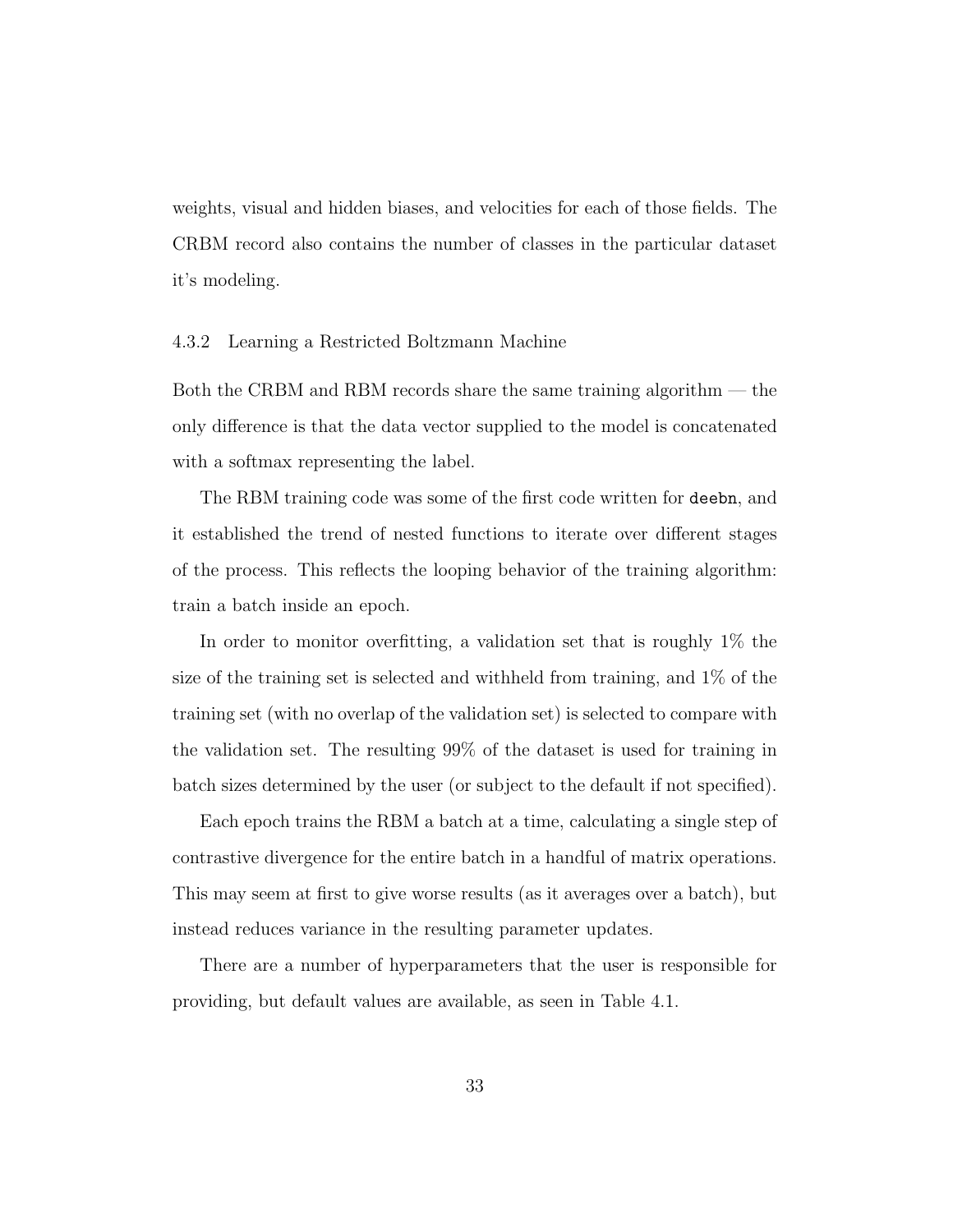weights, visual and hidden biases, and velocities for each of those fields. The CRBM record also contains the number of classes in the particular dataset it's modeling.

### 4.3.2 Learning a Restricted Boltzmann Machine

Both the CRBM and RBM records share the same training algorithm — the only difference is that the data vector supplied to the model is concatenated with a softmax representing the label.

The RBM training code was some of the first code written for `deebn`, and it established the trend of nested functions to iterate over different stages of the process. This reflects the looping behavior of the training algorithm: train a batch inside an epoch.

In order to monitor overfitting, a validation set that is roughly 1% the size of the training set is selected and withheld from training, and 1% of the training set (with no overlap of the validation set) is selected to compare with the validation set. The resulting 99% of the dataset is used for training in batch sizes determined by the user (or subject to the default if not specified).

Each epoch trains the RBM a batch at a time, calculating a single step of contrastive divergence for the entire batch in a handful of matrix operations. This may seem at first to give worse results (as it averages over a batch), but instead reduces variance in the resulting parameter updates.

There are a number of hyperparameters that the user is responsible for providing, but default values are available, as seen in Table 4.1.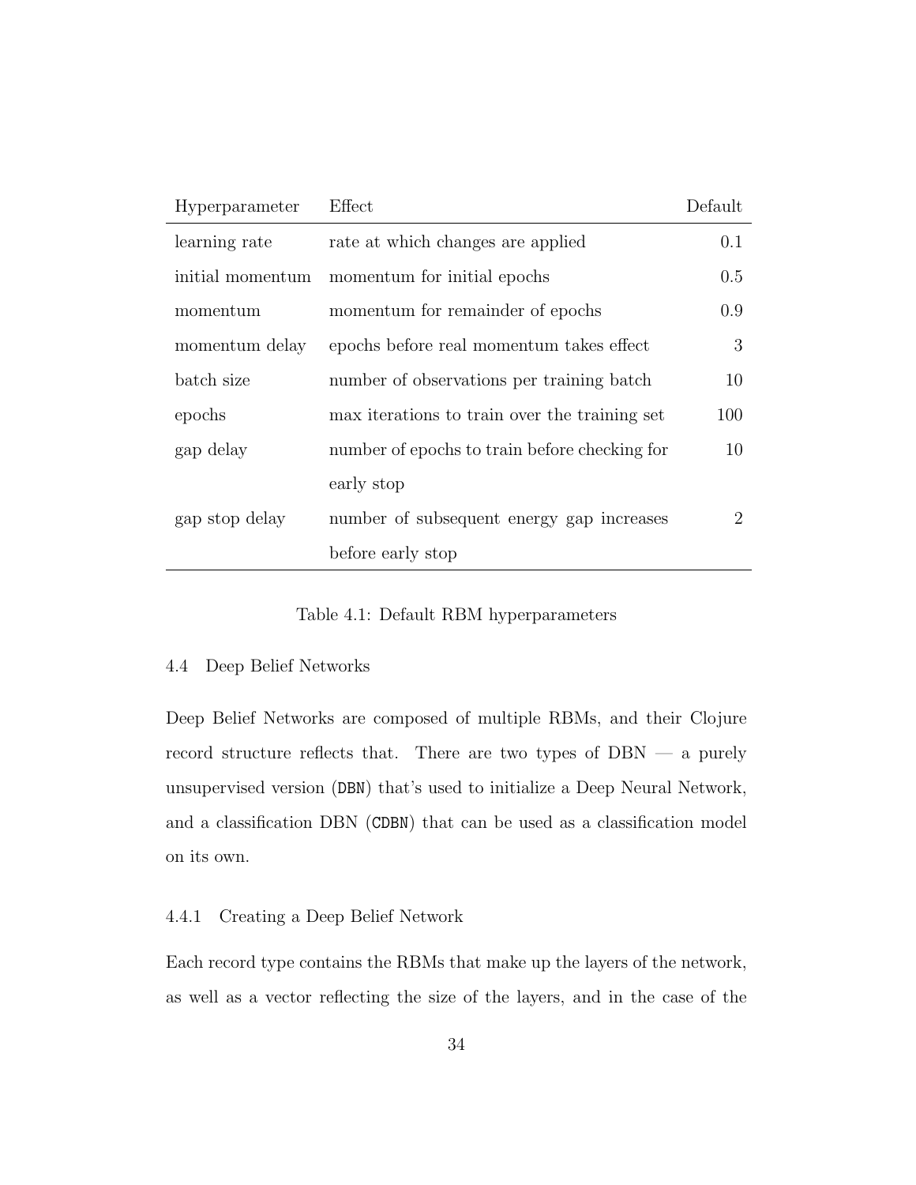| Hyperparameter | Effect | Default |
|---|---|---|
| learning rate | rate at which changes are applied | 0.1 |
| initial momentum | momentum for initial epochs | 0.5 |
| momentum | momentum for remainder of epochs | 0.9 |
| momentum delay | epochs before real momentum takes effect | 3 |
| batch size | number of observations per training batch | 10 |
| epochs | max iterations to train over the training set | 100 |
| gap delay | number of epochs to train before checking for early stop | 10 |
| gap stop delay | number of subsequent energy gap increases before early stop | 2 |

Table 4.1: Default RBM hyperparameters

### 4.4 Deep Belief Networks

Deep Belief Networks are composed of multiple RBMs, and their Clojure record structure reflects that. There are two types of DBN — a purely unsupervised version (`DBN`) that's used to initialize a Deep Neural Network, and a classification DBN (`CDBN`) that can be used as a classification model on its own.

#### 4.4.1 Creating a Deep Belief Network

Each record type contains the RBMs that make up the layers of the network, as well as a vector reflecting the size of the layers, and in the case of the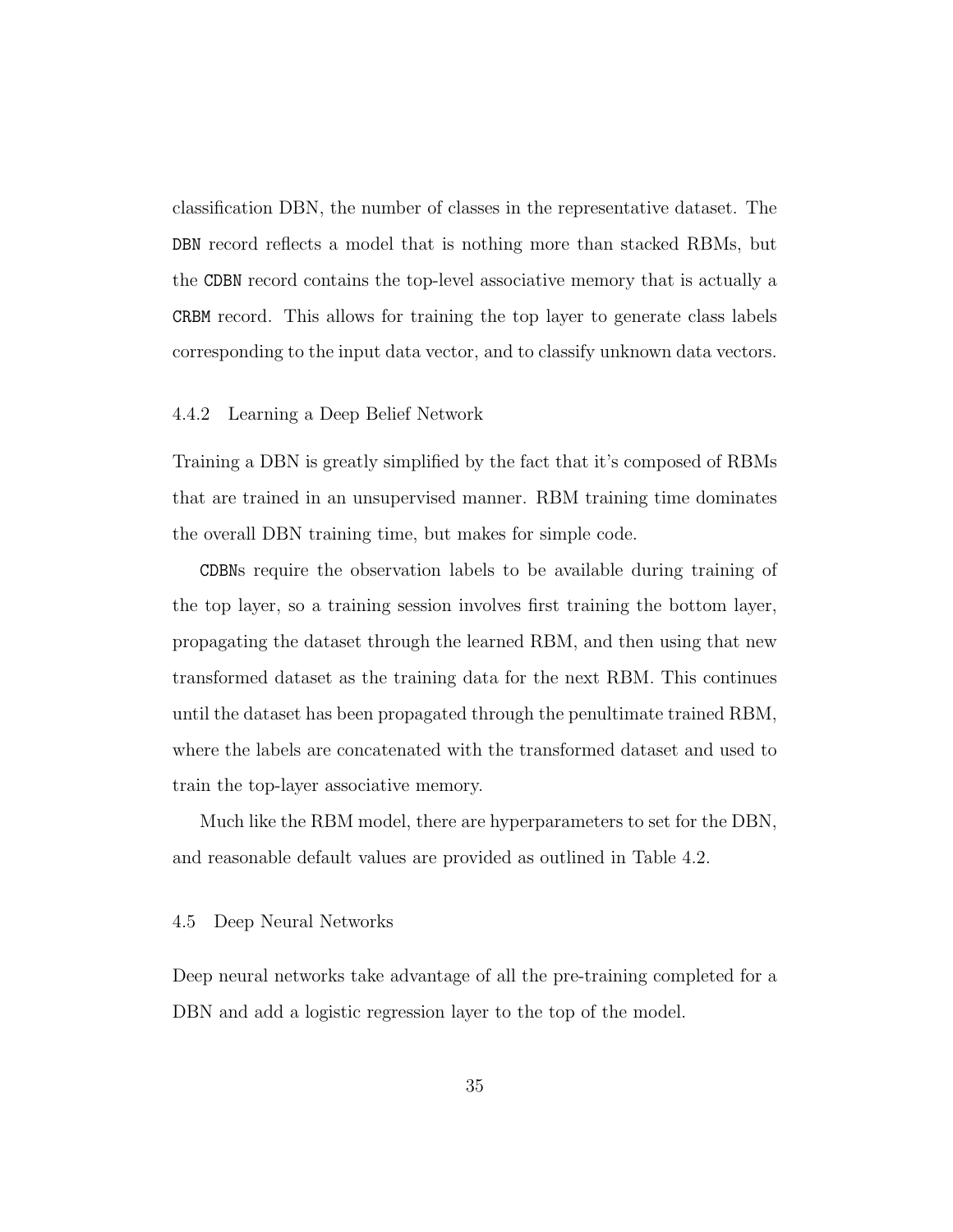classification DBN, the number of classes in the representative dataset. The `DBN` record reflects a model that is nothing more than stacked RBMs, but the `CDBN` record contains the top-level associative memory that is actually a `CRBM` record. This allows for training the top layer to generate class labels corresponding to the input data vector, and to classify unknown data vectors.

### 4.4.2 Learning a Deep Belief Network

Training a DBN is greatly simplified by the fact that it's composed of RBMs that are trained in an unsupervised manner. RBM training time dominates the overall DBN training time, but makes for simple code.

`CDBN`s require the observation labels to be available during training of the top layer, so a training session involves first training the bottom layer, propagating the dataset through the learned RBM, and then using that new transformed dataset as the training data for the next RBM. This continues until the dataset has been propagated through the penultimate trained RBM, where the labels are concatenated with the transformed dataset and used to train the top-layer associative memory.

Much like the RBM model, there are hyperparameters to set for the DBN, and reasonable default values are provided as outlined in Table 4.2.

## 4.5 Deep Neural Networks

Deep neural networks take advantage of all the pre-training completed for a DBN and add a logistic regression layer to the top of the model.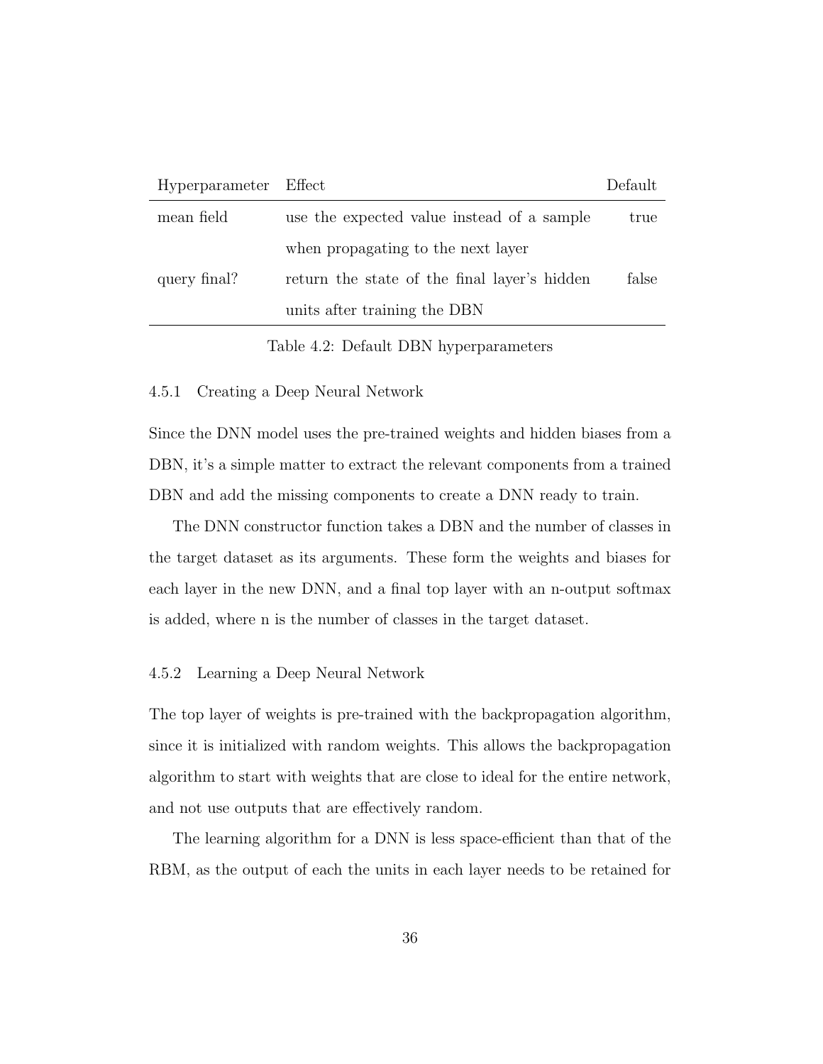| Hyperparameter | Effect | Default |
| --- | --- | --- |
| mean field | use the expected value instead of a sample when propagating to the next layer | true |
| query final? | return the state of the final layer's hidden units after training the DBN | false |

Table 4.2: Default DBN hyperparameters

#### 4.5.1 Creating a Deep Neural Network

Since the DNN model uses the pre-trained weights and hidden biases from a DBN, it's a simple matter to extract the relevant components from a trained DBN and add the missing components to create a DNN ready to train.

The DNN constructor function takes a DBN and the number of classes in the target dataset as its arguments. These form the weights and biases for each layer in the new DNN, and a final top layer with an n-output softmax is added, where n is the number of classes in the target dataset.

#### 4.5.2 Learning a Deep Neural Network

The top layer of weights is pre-trained with the backpropagation algorithm, since it is initialized with random weights. This allows the backpropagation algorithm to start with weights that are close to ideal for the entire network, and not use outputs that are effectively random.

The learning algorithm for a DNN is less space-efficient than that of the RBM, as the output of each the units in each layer needs to be retained for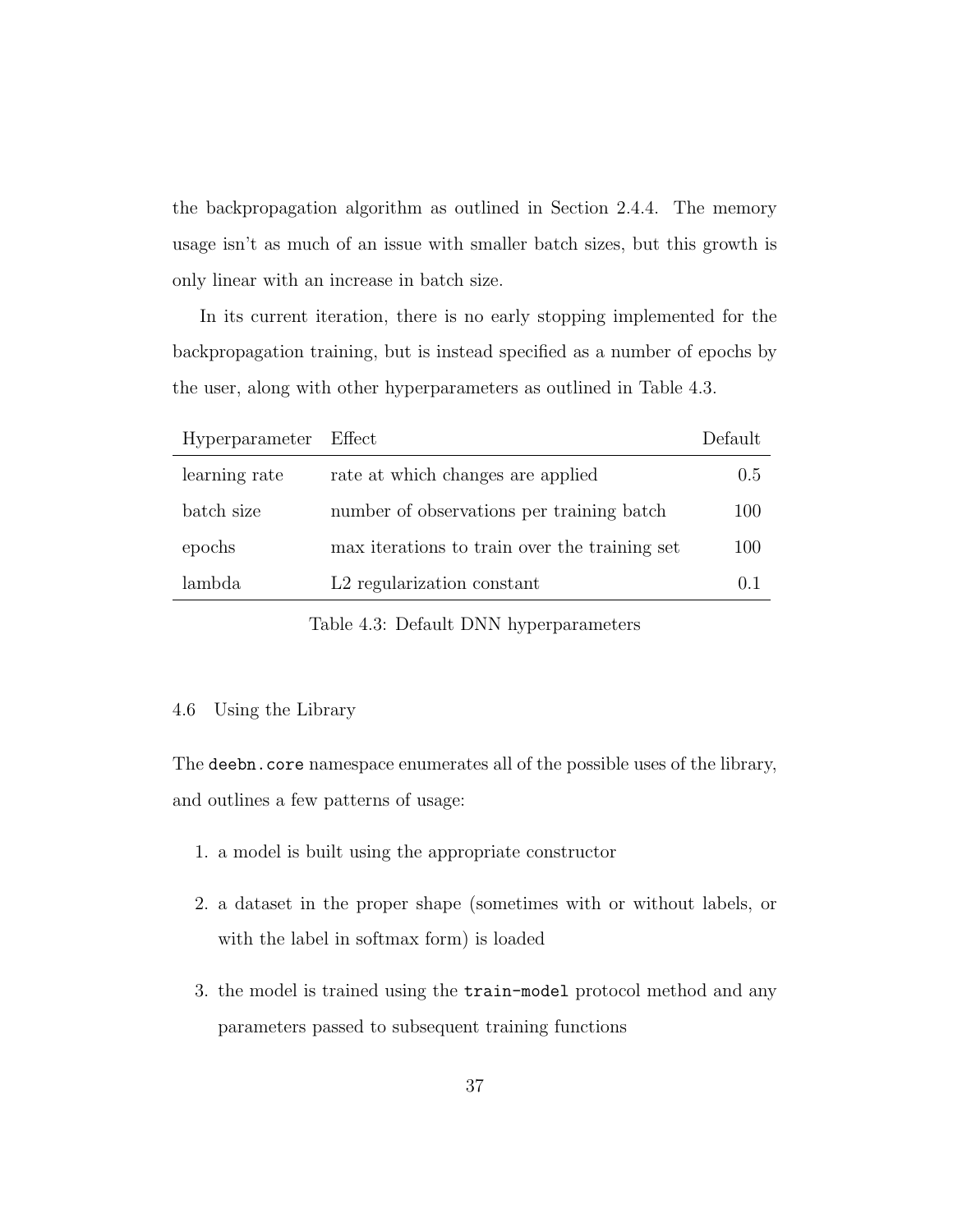the backpropagation algorithm as outlined in Section 2.4.4. The memory usage isn't as much of an issue with smaller batch sizes, but this growth is only linear with an increase in batch size.

In its current iteration, there is no early stopping implemented for the backpropagation training, but is instead specified as a number of epochs by the user, along with other hyperparameters as outlined in Table 4.3.

| Hyperparameter | Effect | Default |
|---|---|---|
| learning rate | rate at which changes are applied | 0.5 |
| batch size | number of observations per training batch | 100 |
| epochs | max iterations to train over the training set | 100 |
| lambda | L2 regularization constant | 0.1 |

Table 4.3: Default DNN hyperparameters

### 4.6 Using the Library

The `deebn.core` namespace enumerates all of the possible uses of the library, and outlines a few patterns of usage:

1. a model is built using the appropriate constructor
2. a dataset in the proper shape (sometimes with or without labels, or with the label in softmax form) is loaded
3. the model is trained using the `train-model` protocol method and any parameters passed to subsequent training functions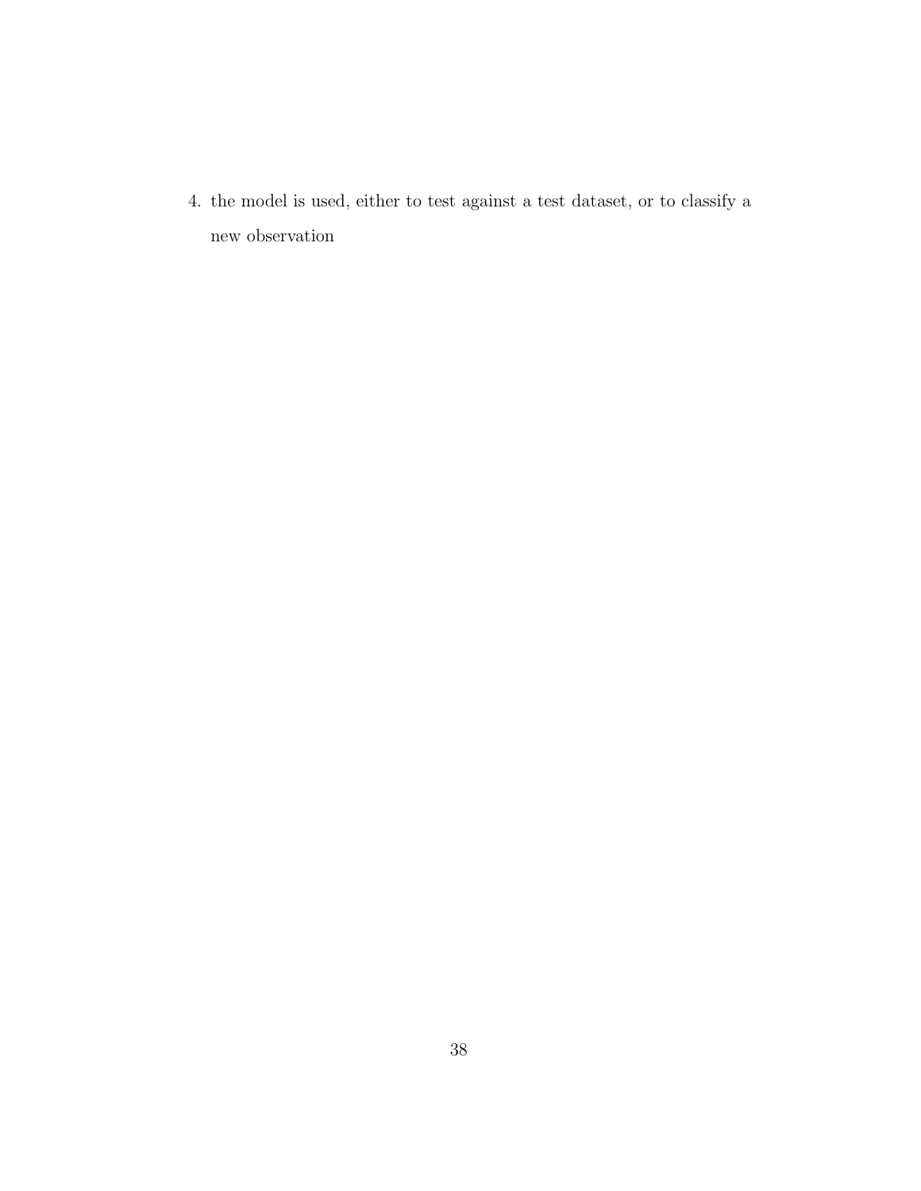4. the model is used, either to test against a test dataset, or to classify a new observation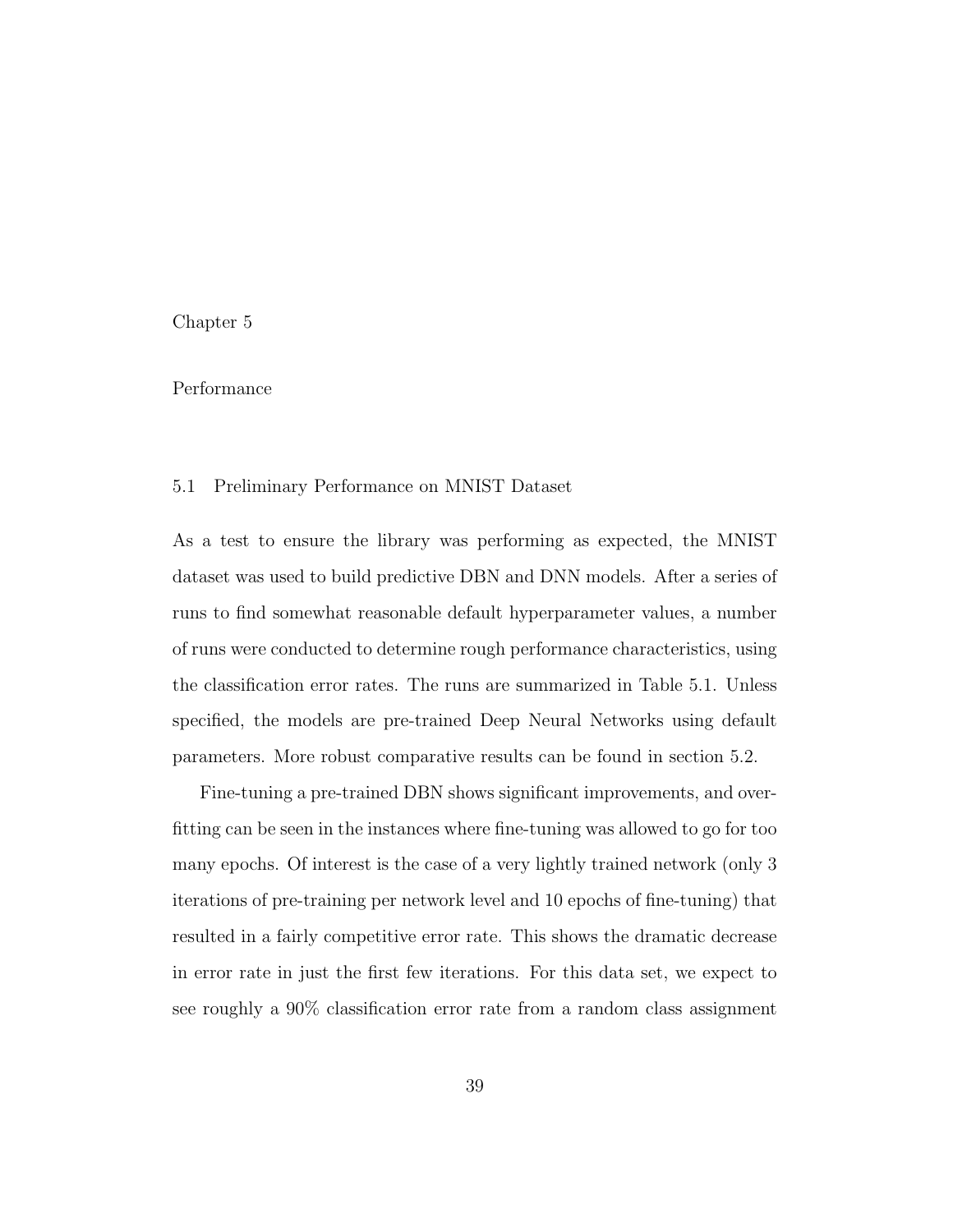# Chapter 5

# Performance

## 5.1 Preliminary Performance on MNIST Dataset

As a test to ensure the library was performing as expected, the MNIST dataset was used to build predictive DBN and DNN models. After a series of runs to find somewhat reasonable default hyperparameter values, a number of runs were conducted to determine rough performance characteristics, using the classification error rates. The runs are summarized in Table 5.1. Unless specified, the models are pre-trained Deep Neural Networks using default parameters. More robust comparative results can be found in section 5.2.

Fine-tuning a pre-trained DBN shows significant improvements, and over-fitting can be seen in the instances where fine-tuning was allowed to go for too many epochs. Of interest is the case of a very lightly trained network (only 3 iterations of pre-training per network level and 10 epochs of fine-tuning) that resulted in a fairly competitive error rate. This shows the dramatic decrease in error rate in just the first few iterations. For this data set, we expect to see roughly a 90% classification error rate from a random class assignment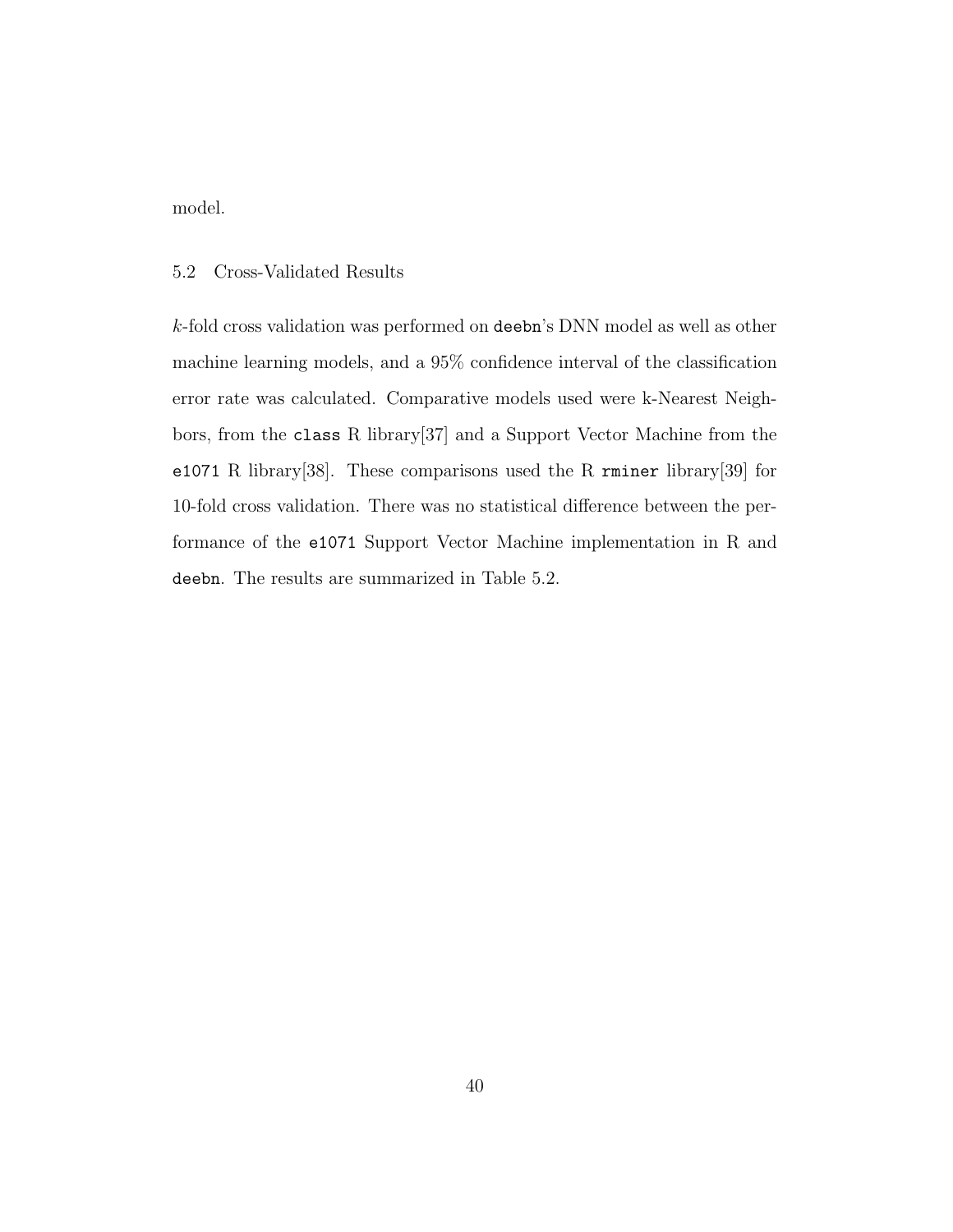model.

## 5.2 Cross-Validated Results

$k$-fold cross validation was performed on `deebn`'s DNN model as well as other machine learning models, and a 95% confidence interval of the classification error rate was calculated. Comparative models used were k-Nearest Neighbors, from the `class` R library[37] and a Support Vector Machine from the `e1071` R library[38]. These comparisons used the R `rminer` library[39] for 10-fold cross validation. There was no statistical difference between the performance of the `e1071` Support Vector Machine implementation in R and `deebn`. The results are summarized in Table 5.2.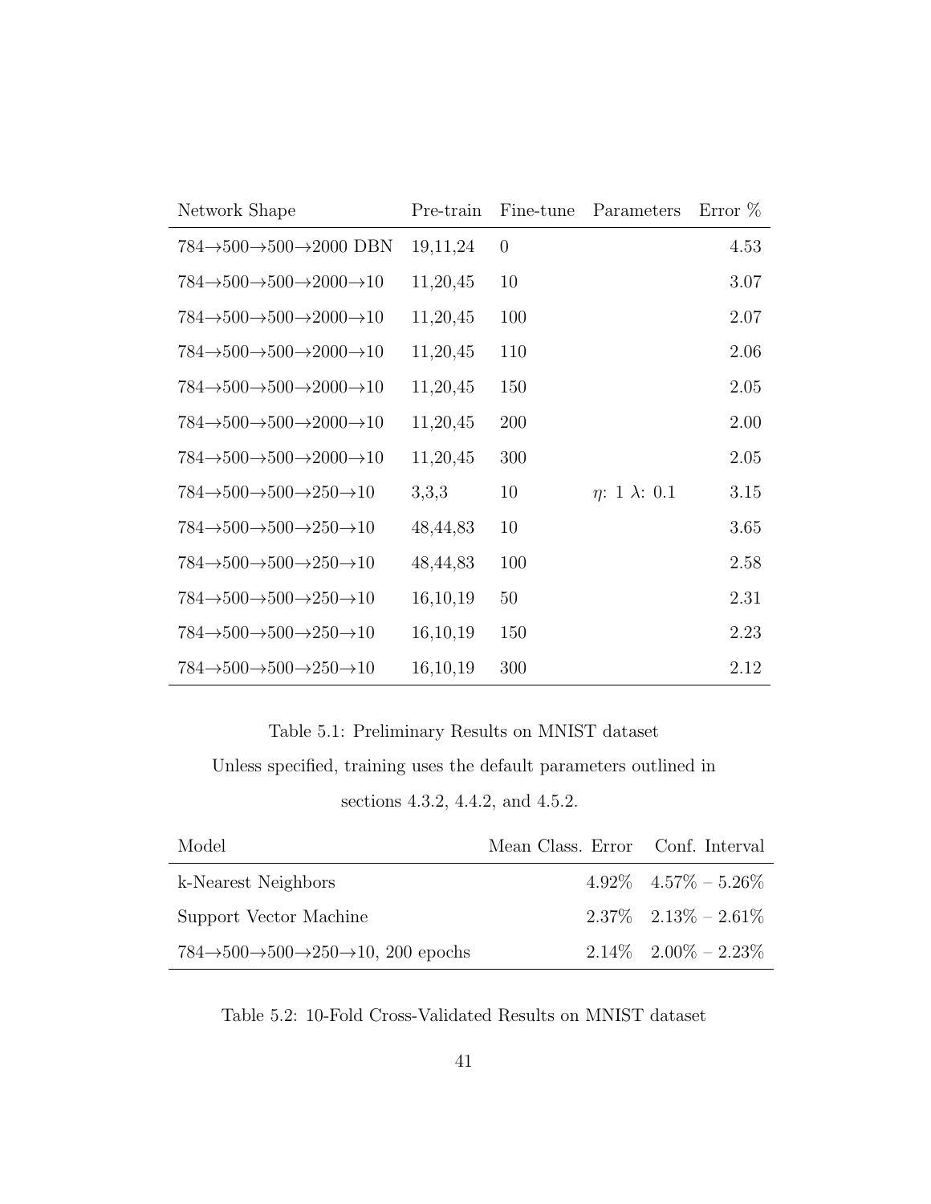| Network Shape | Pre-train | Fine-tune | Parameters | Error % |
|---|---|---|---|---|
| 784→500→500→2000 DBN | 19,11,24 | 0 | | 4.53 |
| 784→500→500→2000→10 | 11,20,45 | 10 | | 3.07 |
| 784→500→500→2000→10 | 11,20,45 | 100 | | 2.07 |
| 784→500→500→2000→10 | 11,20,45 | 110 | | 2.06 |
| 784→500→500→2000→10 | 11,20,45 | 150 | | 2.05 |
| 784→500→500→2000→10 | 11,20,45 | 200 | | 2.00 |
| 784→500→500→2000→10 | 11,20,45 | 300 | | 2.05 |
| 784→500→500→250→10 | 3,3,3 | 10 | $\eta$: 1 $\lambda$: 0.1 | 3.15 |
| 784→500→500→250→10 | 48,44,83 | 10 | | 3.65 |
| 784→500→500→250→10 | 48,44,83 | 100 | | 2.58 |
| 784→500→500→250→10 | 16,10,19 | 50 | | 2.31 |
| 784→500→500→250→10 | 16,10,19 | 150 | | 2.23 |
| 784→500→500→250→10 | 16,10,19 | 300 | | 2.12 |

Table 5.1: Preliminary Results on MNIST dataset

Unless specified, training uses the default parameters outlined in sections 4.3.2, 4.4.2, and 4.5.2.

| Model | Mean Class. Error | Conf. Interval |
|---|---|---|
| k-Nearest Neighbors | 4.92% | 4.57% – 5.26% |
| Support Vector Machine | 2.37% | 2.13% – 2.61% |
| 784→500→500→250→10, 200 epochs | 2.14% | 2.00% – 2.23% |

Table 5.2: 10-Fold Cross-Validated Results on MNIST dataset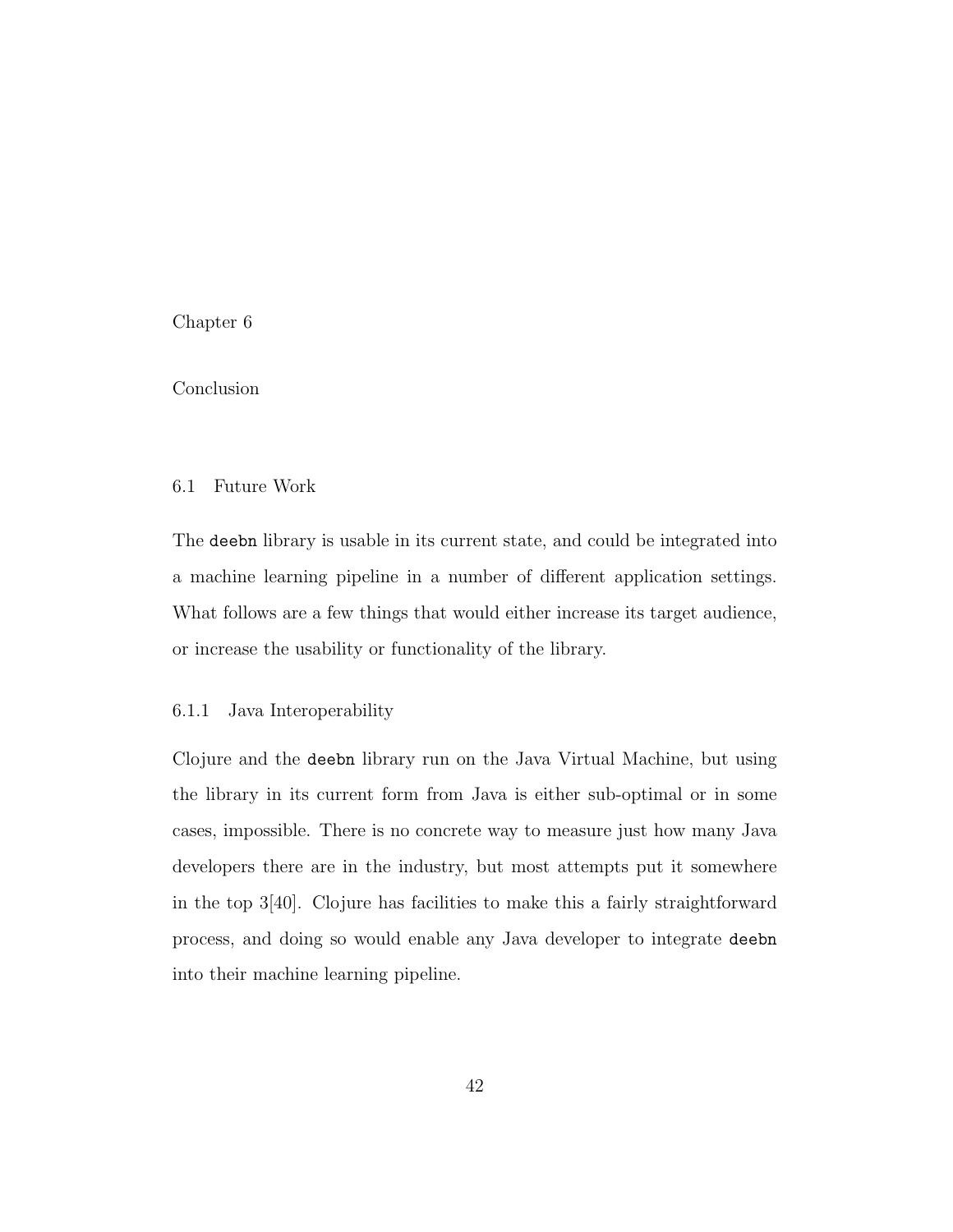# Chapter 6

# Conclusion

## 6.1 Future Work

The `deebn` library is usable in its current state, and could be integrated into a machine learning pipeline in a number of different application settings. What follows are a few things that would either increase its target audience, or increase the usability or functionality of the library.

### 6.1.1 Java Interoperability

Clojure and the `deebn` library run on the Java Virtual Machine, but using the library in its current form from Java is either sub-optimal or in some cases, impossible. There is no concrete way to measure just how many Java developers there are in the industry, but most attempts put it somewhere in the top 3[40]. Clojure has facilities to make this a fairly straightforward process, and doing so would enable any Java developer to integrate `deebn` into their machine learning pipeline.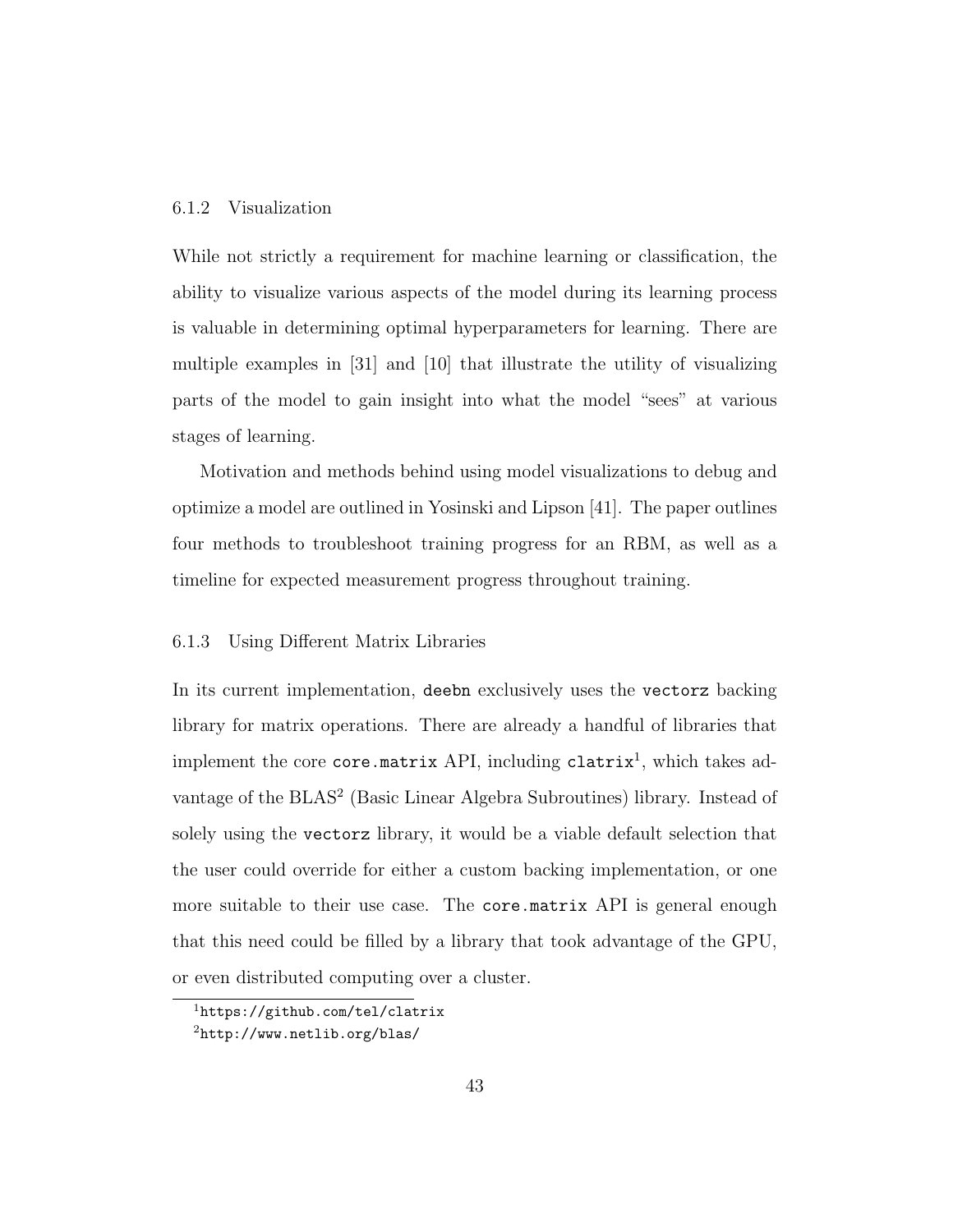### 6.1.2 Visualization

While not strictly a requirement for machine learning or classification, the ability to visualize various aspects of the model during its learning process is valuable in determining optimal hyperparameters for learning. There are multiple examples in [31] and [10] that illustrate the utility of visualizing parts of the model to gain insight into what the model "sees" at various stages of learning.

Motivation and methods behind using model visualizations to debug and optimize a model are outlined in Yosinski and Lipson [41]. The paper outlines four methods to troubleshoot training progress for an RBM, as well as a timeline for expected measurement progress throughout training.

### 6.1.3 Using Different Matrix Libraries

In its current implementation, `deebn` exclusively uses the `vectorz` backing library for matrix operations. There are already a handful of libraries that implement the core `core.matrix` API, including `clatrix`[1], which takes advantage of the BLAS[2] (Basic Linear Algebra Subroutines) library. Instead of solely using the `vectorz` library, it would be a viable default selection that the user could override for either a custom backing implementation, or one more suitable to their use case. The `core.matrix` API is general enough that this need could be filled by a library that took advantage of the GPU, or even distributed computing over a cluster.

[1] `https://github.com/tel/clatrix`

[2] `http://www.netlib.org/blas/`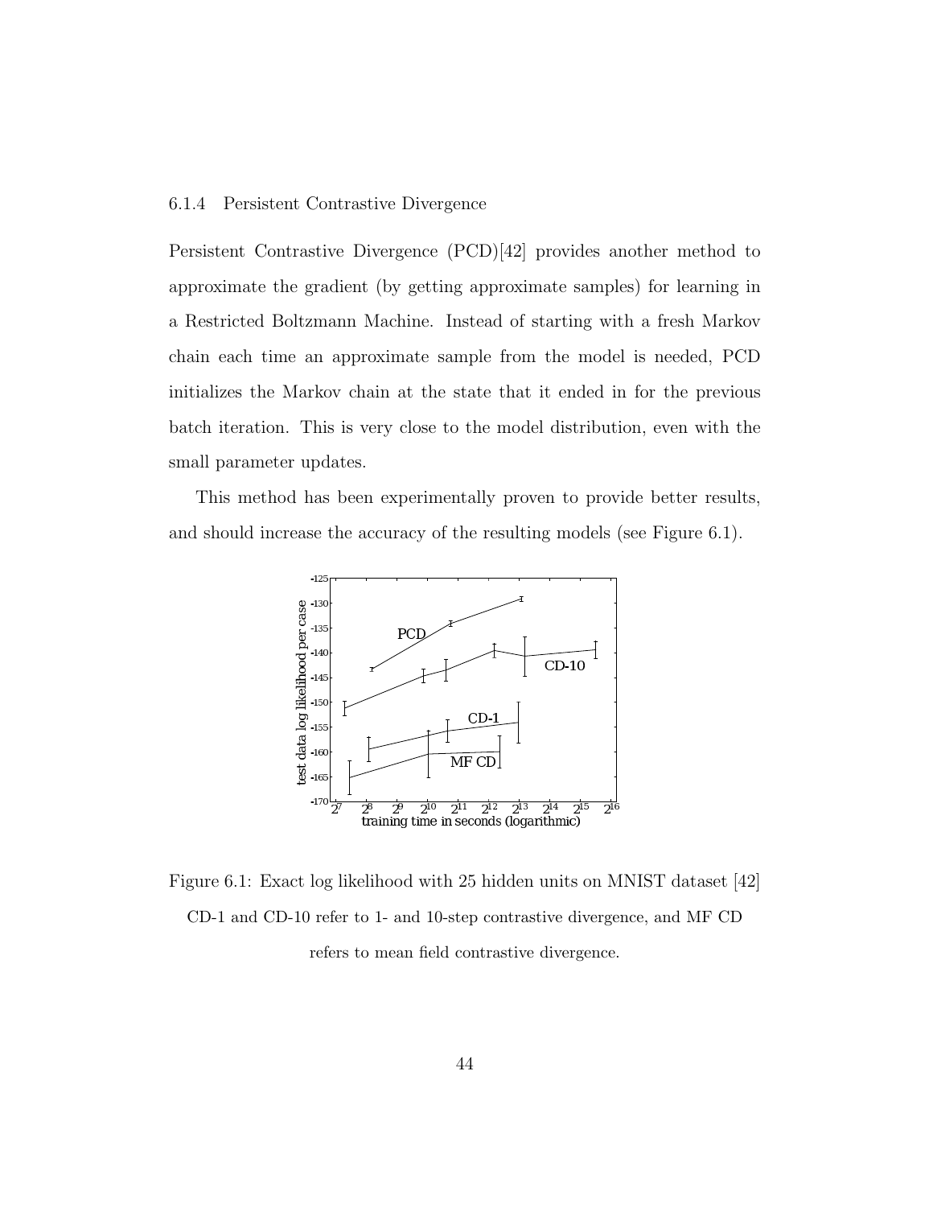### 6.1.4 Persistent Contrastive Divergence

Persistent Contrastive Divergence (PCD)[42] provides another method to approximate the gradient (by getting approximate samples) for learning in a Restricted Boltzmann Machine. Instead of starting with a fresh Markov chain each time an approximate sample from the model is needed, PCD initializes the Markov chain at the state that it ended in for the previous batch iteration. This is very close to the model distribution, even with the small parameter updates.

This method has been experimentally proven to provide better results, and should increase the accuracy of the resulting models (see Figure 6.1).

test data log likelihood per case

-125
-130
-135
-140
-145
-150
-155
-160
-165
-170

PCD
CD-10
CD-1
MF CD

$2^7$ $2^8$ $2^9$ $2^{10}$ $2^{11}$ $2^{12}$ $2^{13}$ $2^{14}$ $2^{15}$ $2^{16}$

training time in seconds (logarithmic)

Figure 6.1: Exact log likelihood with 25 hidden units on MNIST dataset [42] CD-1 and CD-10 refer to 1- and 10-step contrastive divergence, and MF CD refers to mean field contrastive divergence.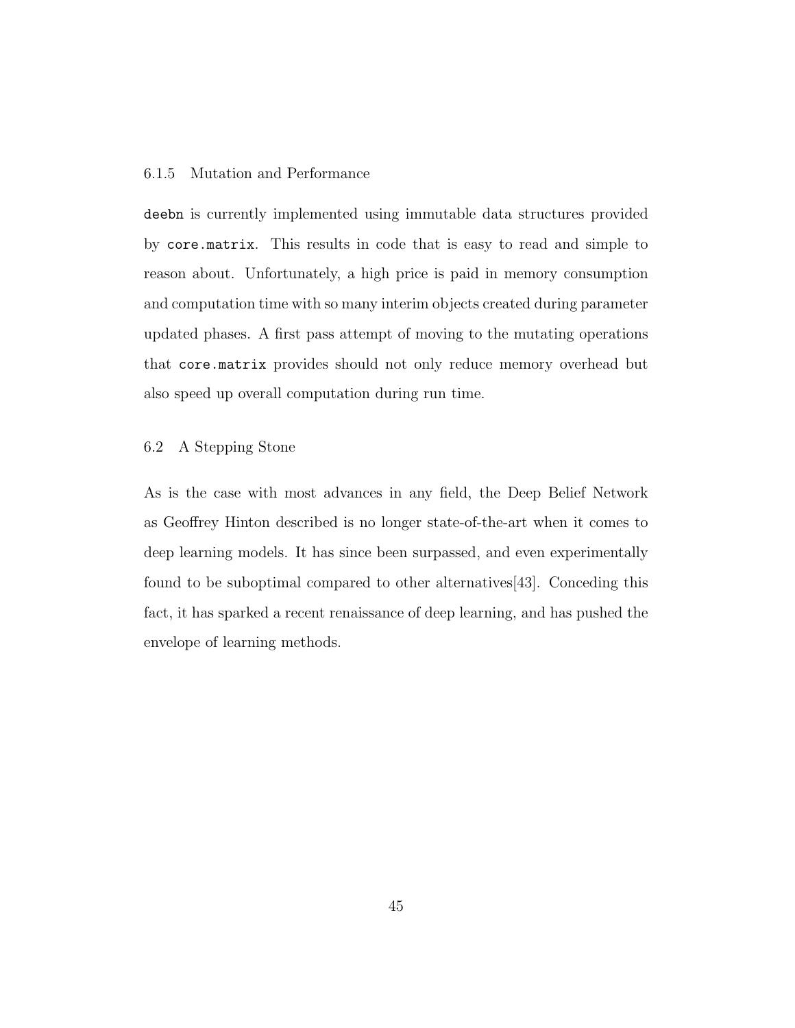### 6.1.5 Mutation and Performance

`deebn` is currently implemented using immutable data structures provided by `core.matrix`. This results in code that is easy to read and simple to reason about. Unfortunately, a high price is paid in memory consumption and computation time with so many interim objects created during parameter updated phases. A first pass attempt of moving to the mutating operations that `core.matrix` provides should not only reduce memory overhead but also speed up overall computation during run time.

## 6.2 A Stepping Stone

As is the case with most advances in any field, the Deep Belief Network as Geoffrey Hinton described is no longer state-of-the-art when it comes to deep learning models. It has since been surpassed, and even experimentally found to be suboptimal compared to other alternatives[43]. Conceding this fact, it has sparked a recent renaissance of deep learning, and has pushed the envelope of learning methods.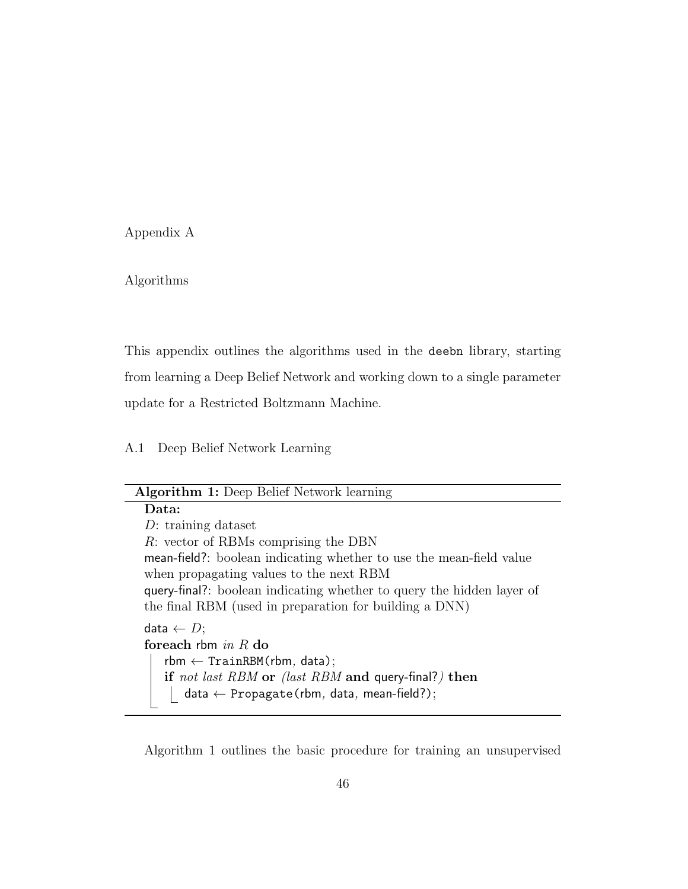# Appendix A

# Algorithms

This appendix outlines the algorithms used in the `deebn` library, starting from learning a Deep Belief Network and working down to a single parameter update for a Restricted Boltzmann Machine.

## A.1 Deep Belief Network Learning

```
Algorithm 1: Deep Belief Network learning
Data:
D: training dataset
R: vector of RBMs comprising the DBN
mean-field?: boolean indicating whether to use the mean-field value
when propagating values to the next RBM
query-final?: boolean indicating whether to query the hidden layer of
the final RBM (used in preparation for building a DNN)

data ← D;
foreach rbm in R do
    rbm ← TrainRBM(rbm, data);
    if not last RBM or (last RBM and query-final?) then
        data ← Propagate(rbm, data, mean-field?);
```

Algorithm 1 outlines the basic procedure for training an unsupervised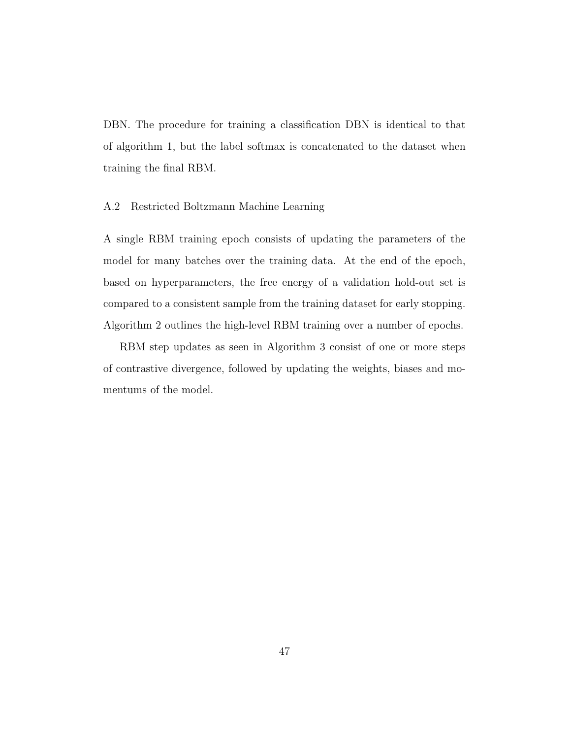DBN. The procedure for training a classification DBN is identical to that of algorithm 1, but the label softmax is concatenated to the dataset when training the final RBM.

### A.2 Restricted Boltzmann Machine Learning

A single RBM training epoch consists of updating the parameters of the model for many batches over the training data. At the end of the epoch, based on hyperparameters, the free energy of a validation hold-out set is compared to a consistent sample from the training dataset for early stopping. Algorithm 2 outlines the high-level RBM training over a number of epochs.

RBM step updates as seen in Algorithm 3 consist of one or more steps of contrastive divergence, followed by updating the weights, biases and momentums of the model.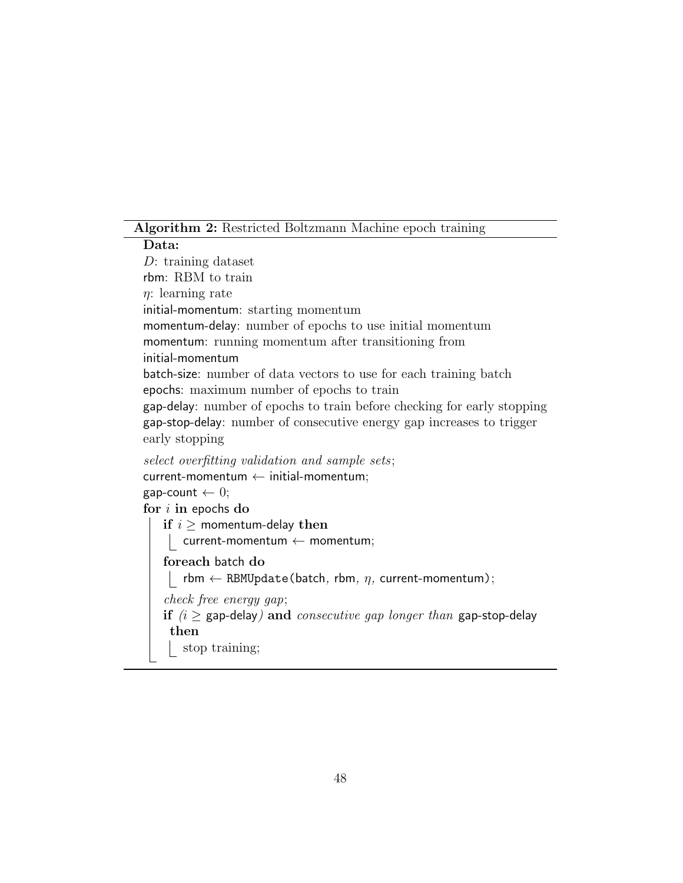**Algorithm 2:** Restricted Boltzmann Machine epoch training

**Data:**

$D$: training dataset
rbm: RBM to train
$\eta$: learning rate
initial-momentum: starting momentum
momentum-delay: number of epochs to use initial momentum
momentum: running momentum after transitioning from initial-momentum
batch-size: number of data vectors to use for each training batch
epochs: maximum number of epochs to train
gap-delay: number of epochs to train before checking for early stopping
gap-stop-delay: number of consecutive energy gap increases to trigger early stopping

```
select overfitting validation and sample sets;
current-momentum ← initial-momentum;
gap-count ← 0;
for i in epochs do
    if i ≥ momentum-delay then
        current-momentum ← momentum;
    foreach batch do
        rbm ← RBMUpdate(batch, rbm, η, current-momentum);
    check free energy gap;
    if (i ≥ gap-delay) and consecutive gap longer than gap-stop-delay
     then
        stop training;
```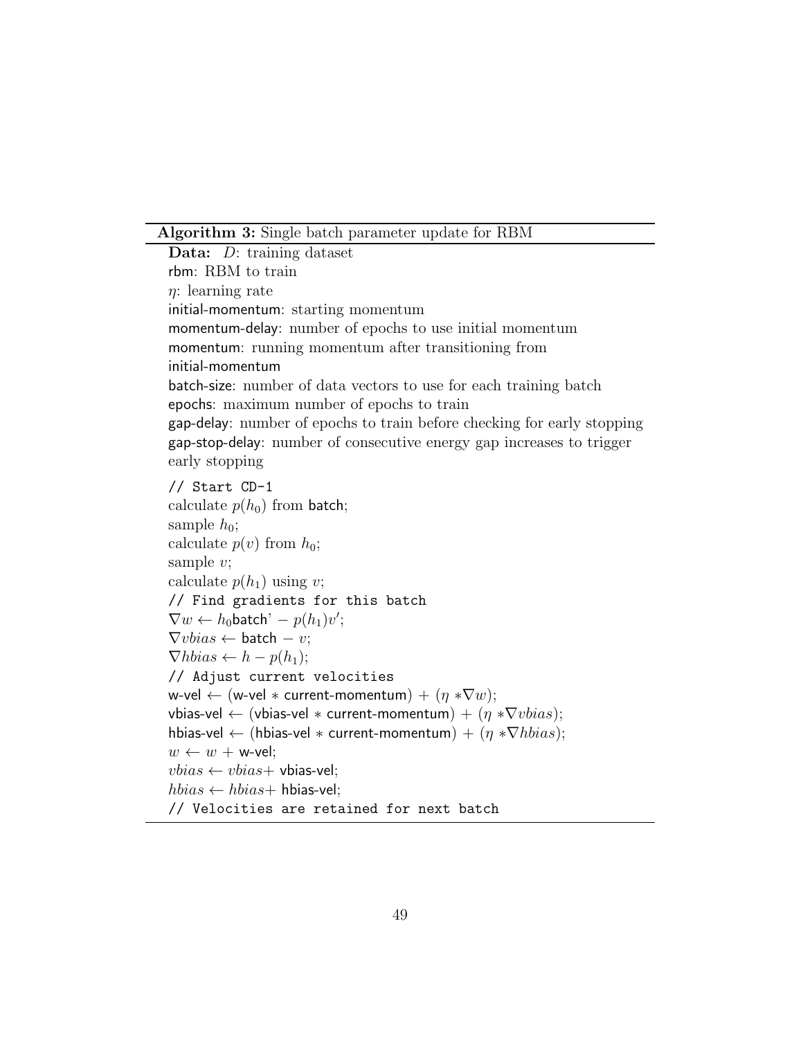**Algorithm 3:** Single batch parameter update for RBM

**Data:** $D$: training dataset
rbm: RBM to train
$\eta$: learning rate
initial-momentum: starting momentum
momentum-delay: number of epochs to use initial momentum
momentum: running momentum after transitioning from initial-momentum
batch-size: number of data vectors to use for each training batch
epochs: maximum number of epochs to train
gap-delay: number of epochs to train before checking for early stopping
gap-stop-delay: number of consecutive energy gap increases to trigger early stopping

```
// Start CD-1
```
calculate $p(h_0)$ from batch;
sample $h_0$;
calculate $p(v)$ from $h_0$;
sample $v$;
calculate $p(h_1)$ using $v$;
```
// Find gradients for this batch
```
$\nabla w \leftarrow h_0$batch' $- p(h_1)v'$;
$\nabla vbias \leftarrow$ batch $- v$;
$\nabla hbias \leftarrow h - p(h_1)$;
```
// Adjust current velocities
```
w-vel $\leftarrow$ (w-vel $*$ current-momentum) $+ (\eta * \nabla w)$;
vbias-vel $\leftarrow$ (vbias-vel $*$ current-momentum) $+ (\eta * \nabla vbias)$;
hbias-vel $\leftarrow$ (hbias-vel $*$ current-momentum) $+ (\eta * \nabla hbias)$;
$w \leftarrow w +$ w-vel;
$vbias \leftarrow vbias+$ vbias-vel;
$hbias \leftarrow hbias+$ hbias-vel;
```
// Velocities are retained for next batch
```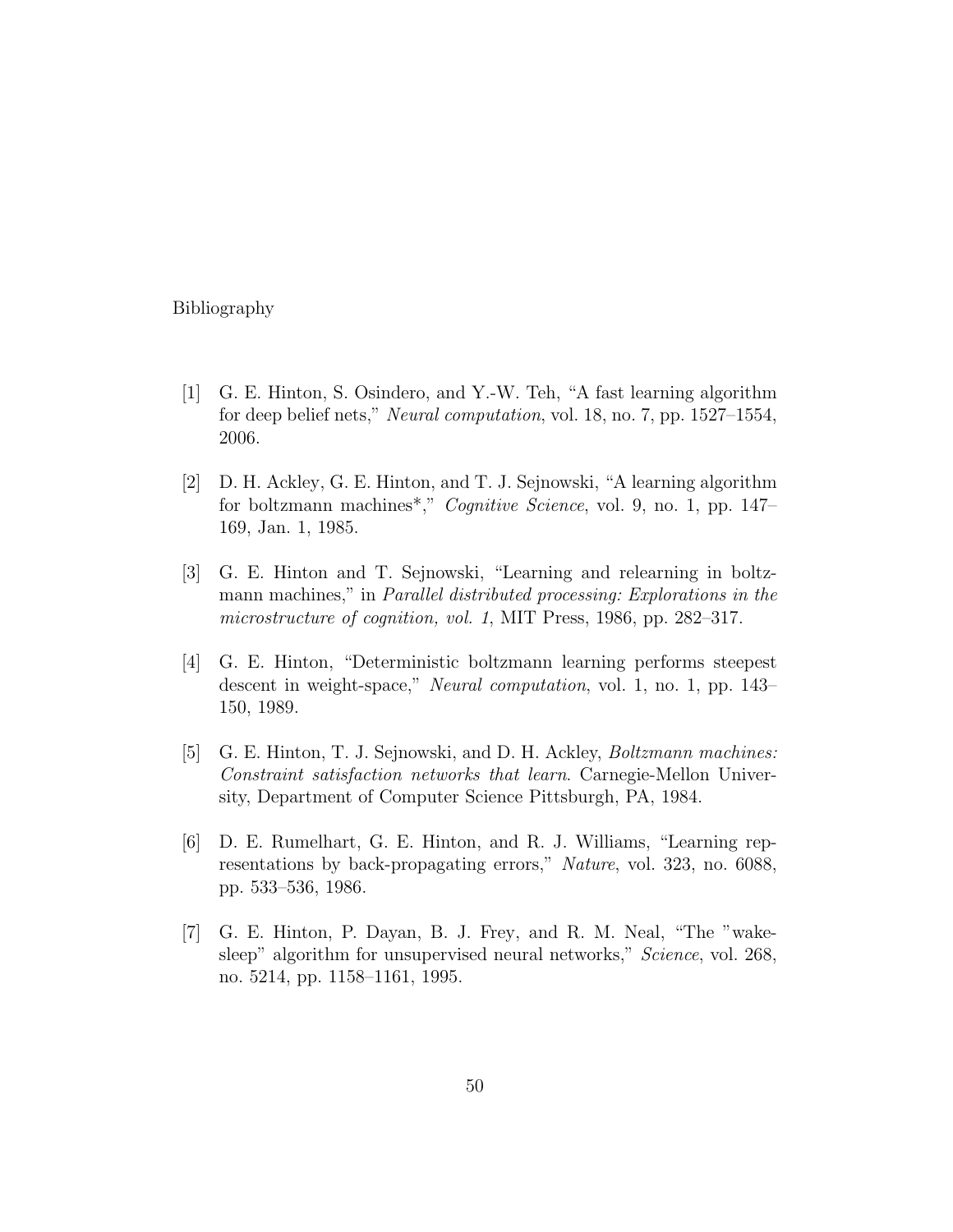# Bibliography

[1] G. E. Hinton, S. Osindero, and Y.-W. Teh, "A fast learning algorithm for deep belief nets," *Neural computation*, vol. 18, no. 7, pp. 1527–1554, 2006.

[2] D. H. Ackley, G. E. Hinton, and T. J. Sejnowski, "A learning algorithm for boltzmann machines*," *Cognitive Science*, vol. 9, no. 1, pp. 147–169, Jan. 1, 1985.

[3] G. E. Hinton and T. Sejnowski, "Learning and relearning in boltzmann machines," in *Parallel distributed processing: Explorations in the microstructure of cognition, vol. 1*, MIT Press, 1986, pp. 282–317.

[4] G. E. Hinton, "Deterministic boltzmann learning performs steepest descent in weight-space," *Neural computation*, vol. 1, no. 1, pp. 143–150, 1989.

[5] G. E. Hinton, T. J. Sejnowski, and D. H. Ackley, *Boltzmann machines: Constraint satisfaction networks that learn*. Carnegie-Mellon University, Department of Computer Science Pittsburgh, PA, 1984.

[6] D. E. Rumelhart, G. E. Hinton, and R. J. Williams, "Learning representations by back-propagating errors," *Nature*, vol. 323, no. 6088, pp. 533–536, 1986.

[7] G. E. Hinton, P. Dayan, B. J. Frey, and R. M. Neal, "The "wake-sleep" algorithm for unsupervised neural networks," *Science*, vol. 268, no. 5214, pp. 1158–1161, 1995.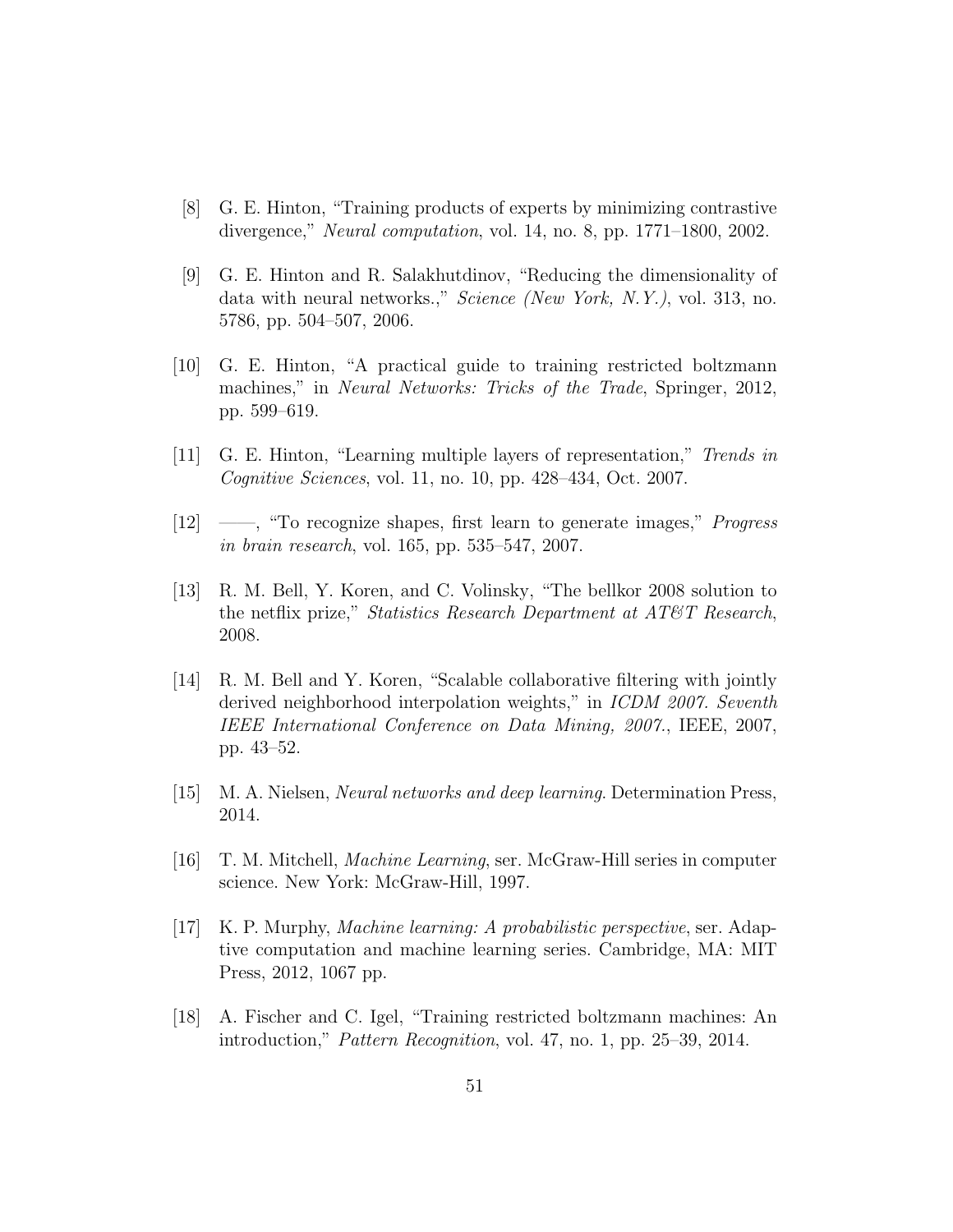[8] G. E. Hinton, "Training products of experts by minimizing contrastive divergence," *Neural computation*, vol. 14, no. 8, pp. 1771–1800, 2002.

[9] G. E. Hinton and R. Salakhutdinov, "Reducing the dimensionality of data with neural networks.," *Science (New York, N.Y.)*, vol. 313, no. 5786, pp. 504–507, 2006.

[10] G. E. Hinton, "A practical guide to training restricted boltzmann machines," in *Neural Networks: Tricks of the Trade*, Springer, 2012, pp. 599–619.

[11] G. E. Hinton, "Learning multiple layers of representation," *Trends in Cognitive Sciences*, vol. 11, no. 10, pp. 428–434, Oct. 2007.

[12] ——, "To recognize shapes, first learn to generate images," *Progress in brain research*, vol. 165, pp. 535–547, 2007.

[13] R. M. Bell, Y. Koren, and C. Volinsky, "The bellkor 2008 solution to the netflix prize," *Statistics Research Department at AT&T Research*, 2008.

[14] R. M. Bell and Y. Koren, "Scalable collaborative filtering with jointly derived neighborhood interpolation weights," in *ICDM 2007. Seventh IEEE International Conference on Data Mining, 2007.*, IEEE, 2007, pp. 43–52.

[15] M. A. Nielsen, *Neural networks and deep learning*. Determination Press, 2014.

[16] T. M. Mitchell, *Machine Learning*, ser. McGraw-Hill series in computer science. New York: McGraw-Hill, 1997.

[17] K. P. Murphy, *Machine learning: A probabilistic perspective*, ser. Adaptive computation and machine learning series. Cambridge, MA: MIT Press, 2012, 1067 pp.

[18] A. Fischer and C. Igel, "Training restricted boltzmann machines: An introduction," *Pattern Recognition*, vol. 47, no. 1, pp. 25–39, 2014.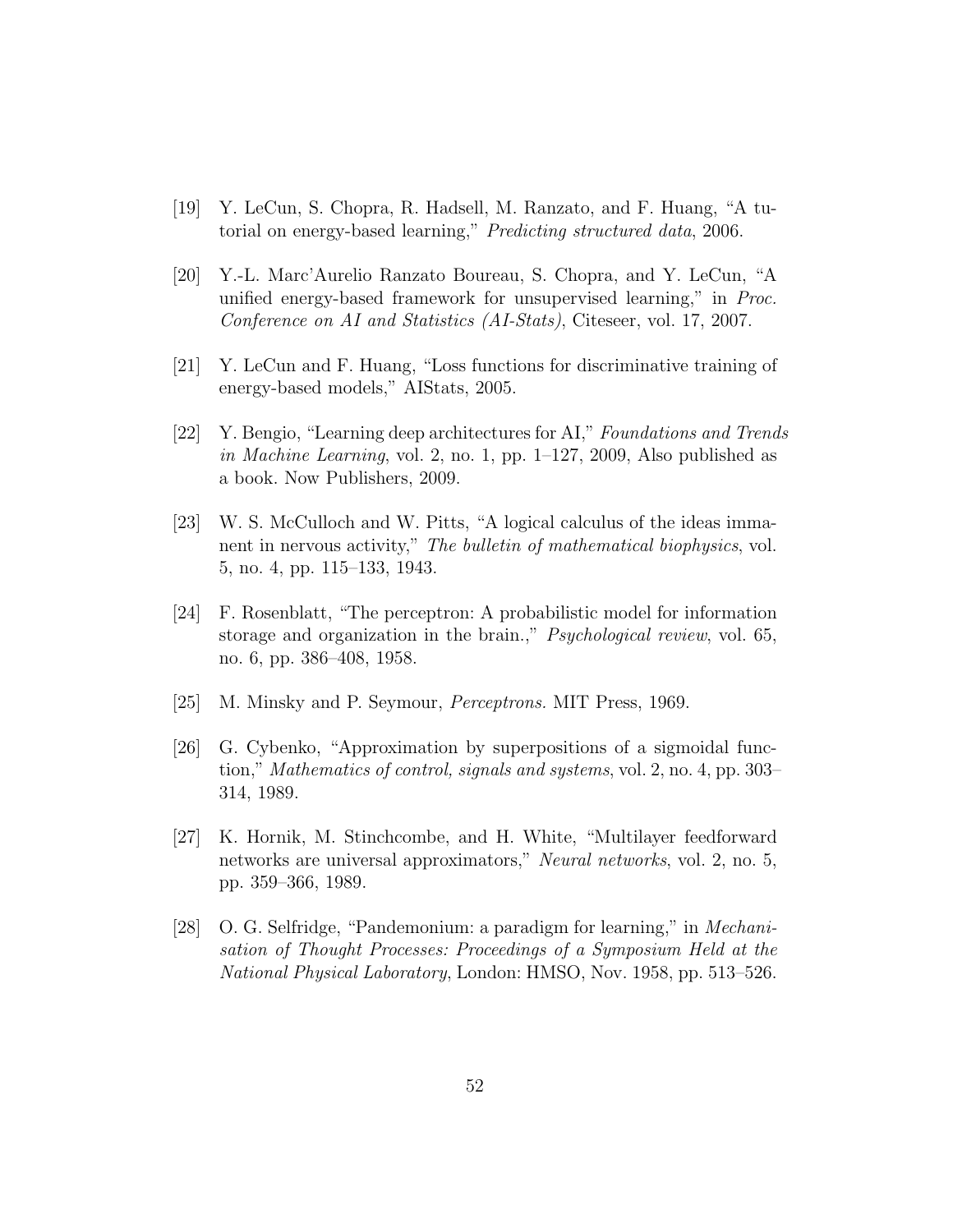[19] Y. LeCun, S. Chopra, R. Hadsell, M. Ranzato, and F. Huang, "A tutorial on energy-based learning," *Predicting structured data*, 2006.

[20] Y.-L. Marc'Aurelio Ranzato Boureau, S. Chopra, and Y. LeCun, "A unified energy-based framework for unsupervised learning," in *Proc. Conference on AI and Statistics (AI-Stats)*, Citeseer, vol. 17, 2007.

[21] Y. LeCun and F. Huang, "Loss functions for discriminative training of energy-based models," AIStats, 2005.

[22] Y. Bengio, "Learning deep architectures for AI," *Foundations and Trends in Machine Learning*, vol. 2, no. 1, pp. 1–127, 2009, Also published as a book. Now Publishers, 2009.

[23] W. S. McCulloch and W. Pitts, "A logical calculus of the ideas immanent in nervous activity," *The bulletin of mathematical biophysics*, vol. 5, no. 4, pp. 115–133, 1943.

[24] F. Rosenblatt, "The perceptron: A probabilistic model for information storage and organization in the brain.," *Psychological review*, vol. 65, no. 6, pp. 386–408, 1958.

[25] M. Minsky and P. Seymour, *Perceptrons.* MIT Press, 1969.

[26] G. Cybenko, "Approximation by superpositions of a sigmoidal function," *Mathematics of control, signals and systems*, vol. 2, no. 4, pp. 303–314, 1989.

[27] K. Hornik, M. Stinchcombe, and H. White, "Multilayer feedforward networks are universal approximators," *Neural networks*, vol. 2, no. 5, pp. 359–366, 1989.

[28] O. G. Selfridge, "Pandemonium: a paradigm for learning," in *Mechanisation of Thought Processes: Proceedings of a Symposium Held at the National Physical Laboratory*, London: HMSO, Nov. 1958, pp. 513–526.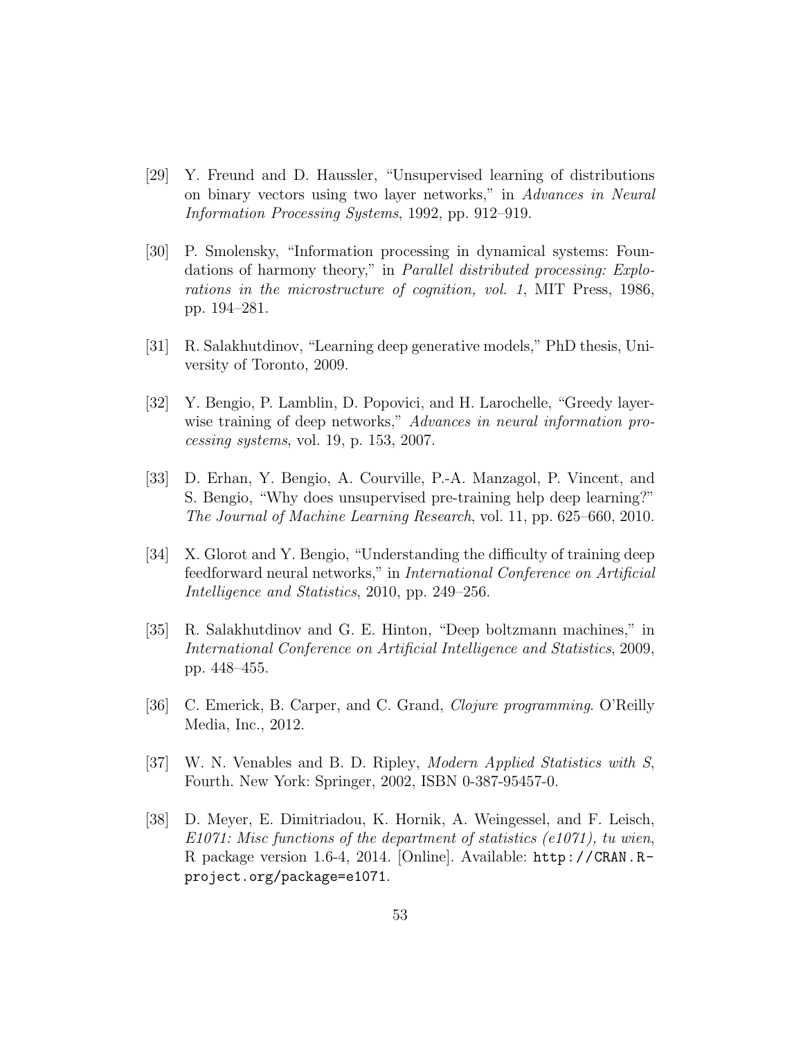[29] Y. Freund and D. Haussler, "Unsupervised learning of distributions on binary vectors using two layer networks," in *Advances in Neural Information Processing Systems*, 1992, pp. 912–919.

[30] P. Smolensky, "Information processing in dynamical systems: Foundations of harmony theory," in *Parallel distributed processing: Explorations in the microstructure of cognition, vol. 1*, MIT Press, 1986, pp. 194–281.

[31] R. Salakhutdinov, "Learning deep generative models," PhD thesis, University of Toronto, 2009.

[32] Y. Bengio, P. Lamblin, D. Popovici, and H. Larochelle, "Greedy layer-wise training of deep networks," *Advances in neural information processing systems*, vol. 19, p. 153, 2007.

[33] D. Erhan, Y. Bengio, A. Courville, P.-A. Manzagol, P. Vincent, and S. Bengio, "Why does unsupervised pre-training help deep learning?" *The Journal of Machine Learning Research*, vol. 11, pp. 625–660, 2010.

[34] X. Glorot and Y. Bengio, "Understanding the difficulty of training deep feedforward neural networks," in *International Conference on Artificial Intelligence and Statistics*, 2010, pp. 249–256.

[35] R. Salakhutdinov and G. E. Hinton, "Deep boltzmann machines," in *International Conference on Artificial Intelligence and Statistics*, 2009, pp. 448–455.

[36] C. Emerick, B. Carper, and C. Grand, *Clojure programming*. O'Reilly Media, Inc., 2012.

[37] W. N. Venables and B. D. Ripley, *Modern Applied Statistics with S*, Fourth. New York: Springer, 2002, ISBN 0-387-95457-0.

[38] D. Meyer, E. Dimitriadou, K. Hornik, A. Weingessel, and F. Leisch, *E1071: Misc functions of the department of statistics (e1071), tu wien*, R package version 1.6-4, 2014. [Online]. Available: `http://CRAN.R-project.org/package=e1071`.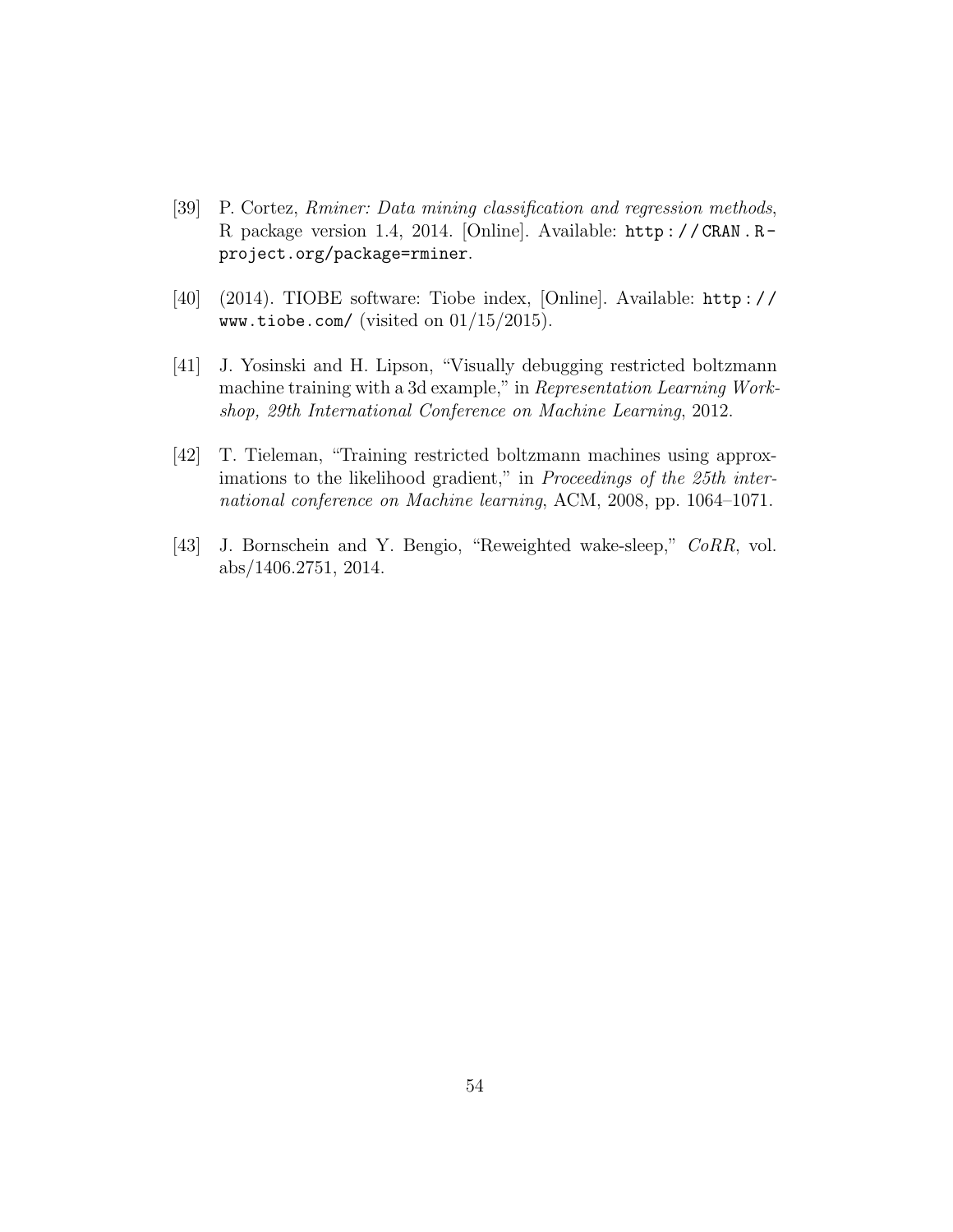[39] P. Cortez, *Rminer: Data mining classification and regression methods*, R package version 1.4, 2014. [Online]. Available: http://CRAN.R-project.org/package=rminer.

[40] (2014). TIOBE software: Tiobe index, [Online]. Available: http://www.tiobe.com/ (visited on 01/15/2015).

[41] J. Yosinski and H. Lipson, "Visually debugging restricted boltzmann machine training with a 3d example," in *Representation Learning Workshop, 29th International Conference on Machine Learning*, 2012.

[42] T. Tieleman, "Training restricted boltzmann machines using approximations to the likelihood gradient," in *Proceedings of the 25th international conference on Machine learning*, ACM, 2008, pp. 1064–1071.

[43] J. Bornschein and Y. Bengio, "Reweighted wake-sleep," *CoRR*, vol. abs/1406.2751, 2014.